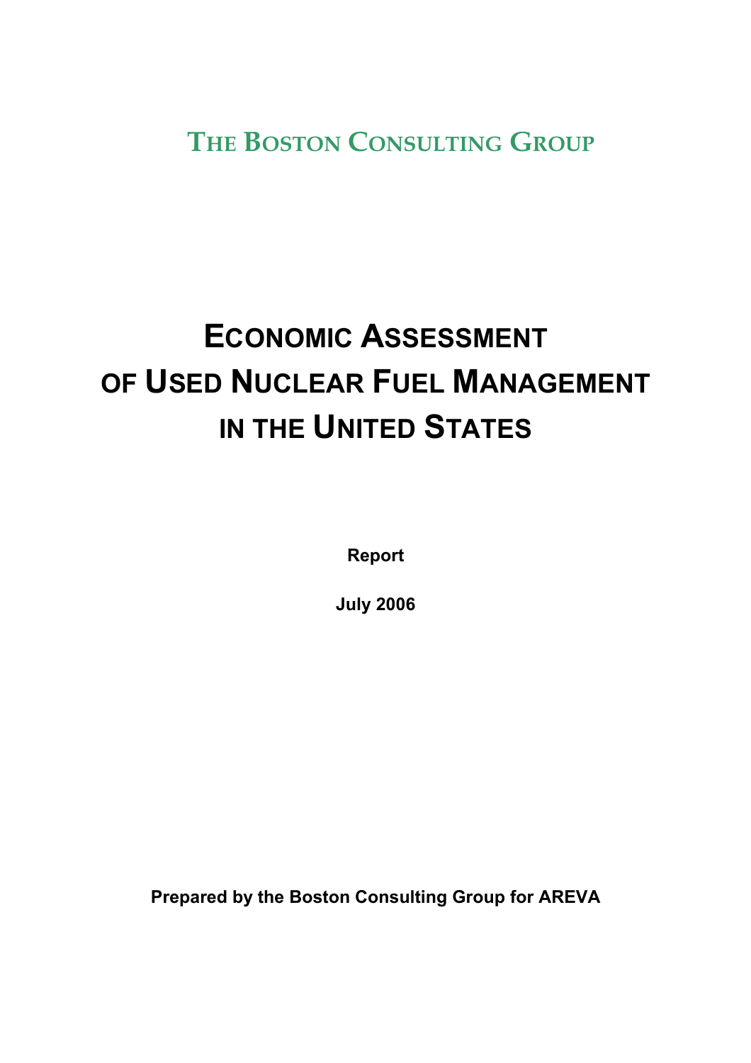THE BOSTON CONSULTING GROUP

# ECONOMIC ASSESSMENT OF USED NUCLEAR FUEL MANAGEMENT IN THE UNITED STATES

**Report**

**July 2006**

**Prepared by the Boston Consulting Group for AREVA**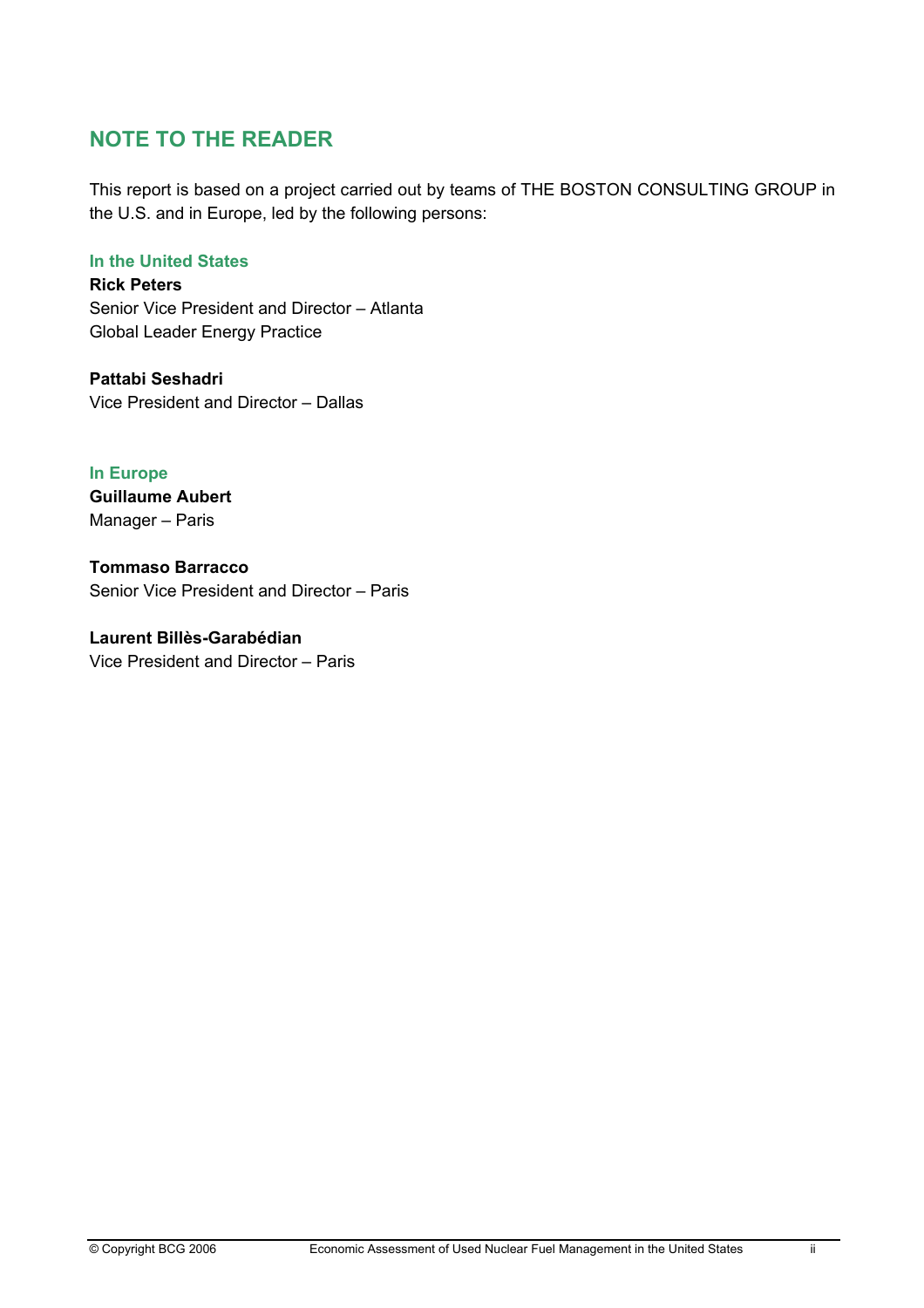## NOTE TO THE READER

This report is based on a project carried out by teams of THE BOSTON CONSULTING GROUP in the U.S. and in Europe, led by the following persons:

### In the United States

**Rick Peters**
Senior Vice President and Director – Atlanta
Global Leader Energy Practice

**Pattabi Seshadri**
Vice President and Director – Dallas

### In Europe

**Guillaume Aubert**
Manager – Paris

**Tommaso Barracco**
Senior Vice President and Director – Paris

**Laurent Billès-Garabédian**
Vice President and Director – Paris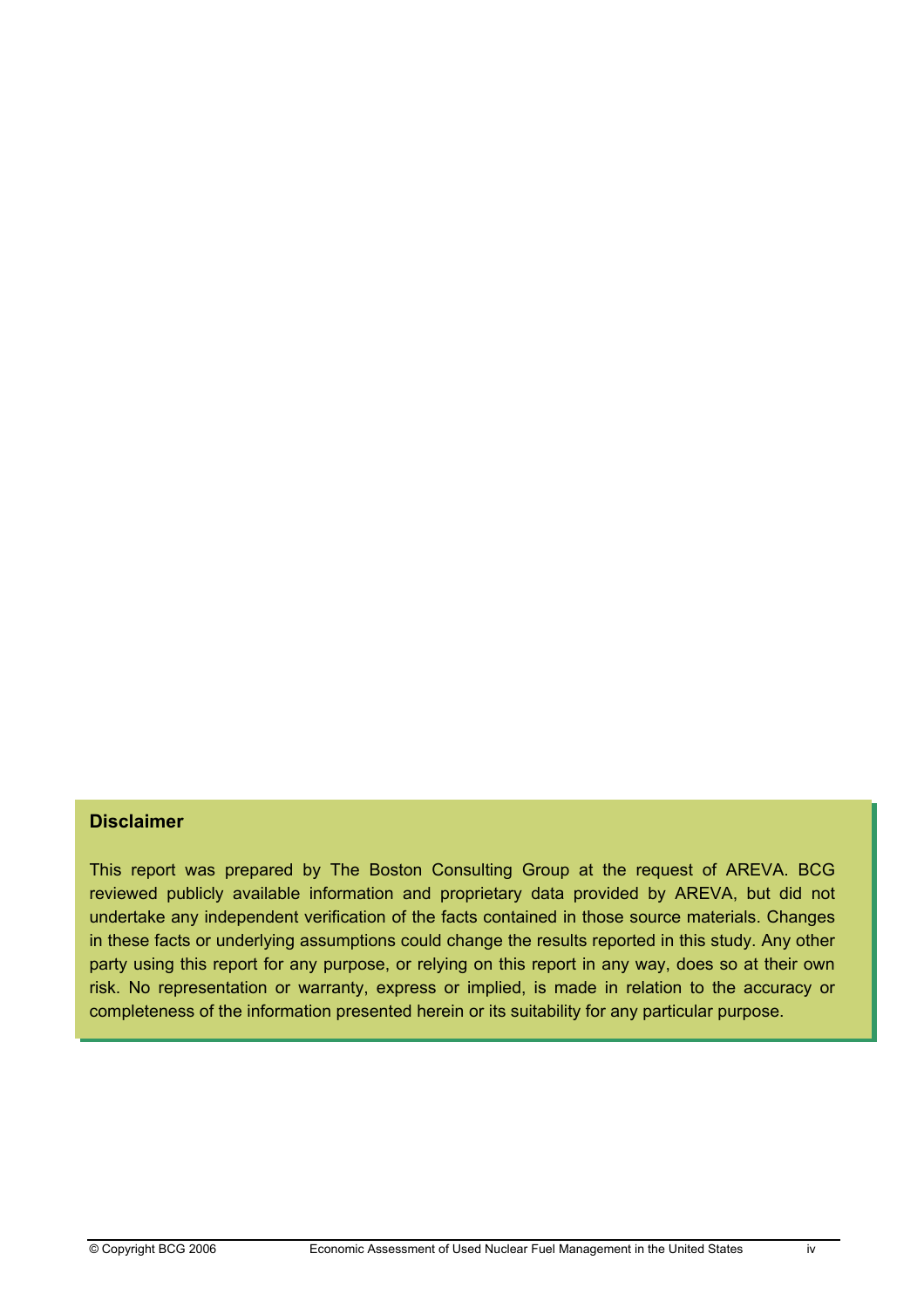**Disclaimer**

This report was prepared by The Boston Consulting Group at the request of AREVA. BCG reviewed publicly available information and proprietary data provided by AREVA, but did not undertake any independent verification of the facts contained in those source materials. Changes in these facts or underlying assumptions could change the results reported in this study. Any other party using this report for any purpose, or relying on this report in any way, does so at their own risk. No representation or warranty, express or implied, is made in relation to the accuracy or completeness of the information presented herein or its suitability for any particular purpose.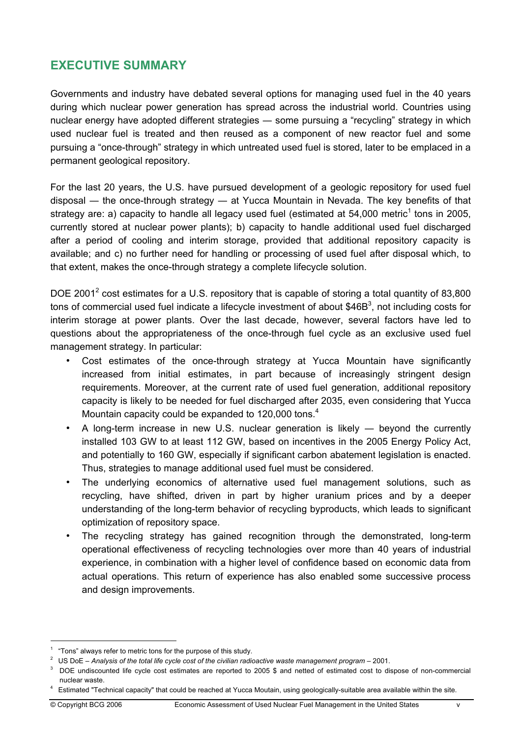## EXECUTIVE SUMMARY

Governments and industry have debated several options for managing used fuel in the 40 years during which nuclear power generation has spread across the industrial world. Countries using nuclear energy have adopted different strategies — some pursuing a "recycling" strategy in which used nuclear fuel is treated and then reused as a component of new reactor fuel and some pursuing a "once-through" strategy in which untreated used fuel is stored, later to be emplaced in a permanent geological repository.

For the last 20 years, the U.S. have pursued development of a geologic repository for used fuel disposal — the once-through strategy — at Yucca Mountain in Nevada. The key benefits of that strategy are: a) capacity to handle all legacy used fuel (estimated at 54,000 metric[1] tons in 2005, currently stored at nuclear power plants); b) capacity to handle additional used fuel discharged after a period of cooling and interim storage, provided that additional repository capacity is available; and c) no further need for handling or processing of used fuel after disposal which, to that extent, makes the once-through strategy a complete lifecycle solution.

DOE 2001[2] cost estimates for a U.S. repository that is capable of storing a total quantity of 83,800 tons of commercial used fuel indicate a lifecycle investment of about \$46B[3], not including costs for interim storage at power plants. Over the last decade, however, several factors have led to questions about the appropriateness of the once-through fuel cycle as an exclusive used fuel management strategy. In particular:

- Cost estimates of the once-through strategy at Yucca Mountain have significantly increased from initial estimates, in part because of increasingly stringent design requirements. Moreover, at the current rate of used fuel generation, additional repository capacity is likely to be needed for fuel discharged after 2035, even considering that Yucca Mountain capacity could be expanded to 120,000 tons.[4]
- A long-term increase in new U.S. nuclear generation is likely — beyond the currently installed 103 GW to at least 112 GW, based on incentives in the 2005 Energy Policy Act, and potentially to 160 GW, especially if significant carbon abatement legislation is enacted. Thus, strategies to manage additional used fuel must be considered.
- The underlying economics of alternative used fuel management solutions, such as recycling, have shifted, driven in part by higher uranium prices and by a deeper understanding of the long-term behavior of recycling byproducts, which leads to significant optimization of repository space.
- The recycling strategy has gained recognition through the demonstrated, long-term operational effectiveness of recycling technologies over more than 40 years of industrial experience, in combination with a higher level of confidence based on economic data from actual operations. This return of experience has also enabled some successive process and design improvements.

---

[1] "Tons" always refer to metric tons for the purpose of this study.

[2] US DoE – *Analysis of the total life cycle cost of the civilian radioactive waste management program* – 2001.

[3] DOE undiscounted life cycle cost estimates are reported to 2005 \$ and netted of estimated cost to dispose of non-commercial nuclear waste.

[4] Estimated "Technical capacity" that could be reached at Yucca Moutain, using geologically-suitable area available within the site.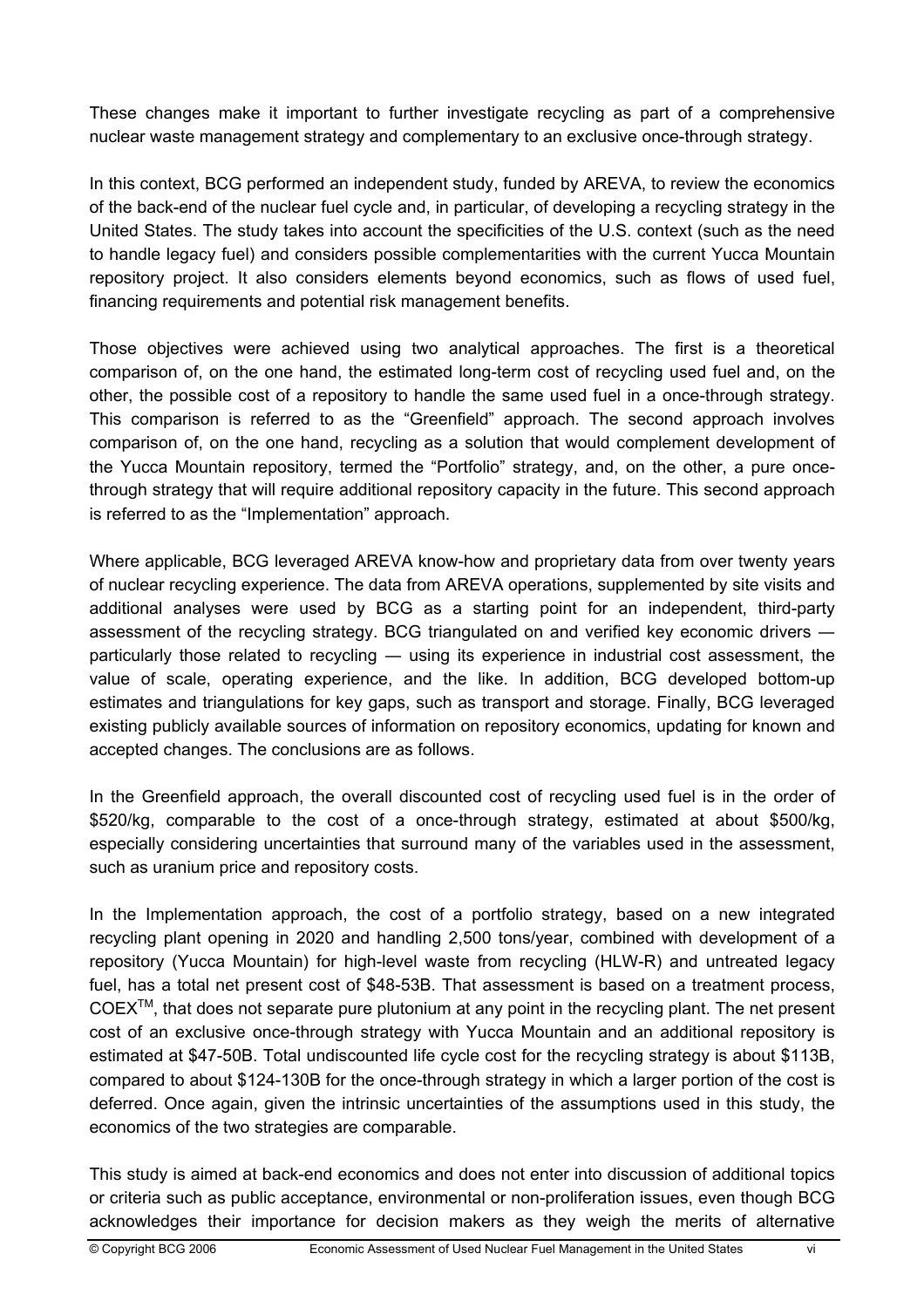These changes make it important to further investigate recycling as part of a comprehensive nuclear waste management strategy and complementary to an exclusive once-through strategy.

In this context, BCG performed an independent study, funded by AREVA, to review the economics of the back-end of the nuclear fuel cycle and, in particular, of developing a recycling strategy in the United States. The study takes into account the specificities of the U.S. context (such as the need to handle legacy fuel) and considers possible complementarities with the current Yucca Mountain repository project. It also considers elements beyond economics, such as flows of used fuel, financing requirements and potential risk management benefits.

Those objectives were achieved using two analytical approaches. The first is a theoretical comparison of, on the one hand, the estimated long-term cost of recycling used fuel and, on the other, the possible cost of a repository to handle the same used fuel in a once-through strategy. This comparison is referred to as the "Greenfield" approach. The second approach involves comparison of, on the one hand, recycling as a solution that would complement development of the Yucca Mountain repository, termed the "Portfolio" strategy, and, on the other, a pure once-through strategy that will require additional repository capacity in the future. This second approach is referred to as the "Implementation" approach.

Where applicable, BCG leveraged AREVA know-how and proprietary data from over twenty years of nuclear recycling experience. The data from AREVA operations, supplemented by site visits and additional analyses were used by BCG as a starting point for an independent, third-party assessment of the recycling strategy. BCG triangulated on and verified key economic drivers — particularly those related to recycling — using its experience in industrial cost assessment, the value of scale, operating experience, and the like. In addition, BCG developed bottom-up estimates and triangulations for key gaps, such as transport and storage. Finally, BCG leveraged existing publicly available sources of information on repository economics, updating for known and accepted changes. The conclusions are as follows.

In the Greenfield approach, the overall discounted cost of recycling used fuel is in the order of \$520/kg, comparable to the cost of a once-through strategy, estimated at about \$500/kg, especially considering uncertainties that surround many of the variables used in the assessment, such as uranium price and repository costs.

In the Implementation approach, the cost of a portfolio strategy, based on a new integrated recycling plant opening in 2020 and handling 2,500 tons/year, combined with development of a repository (Yucca Mountain) for high-level waste from recycling (HLW-R) and untreated legacy fuel, has a total net present cost of \$48-53B. That assessment is based on a treatment process, COEX™, that does not separate pure plutonium at any point in the recycling plant. The net present cost of an exclusive once-through strategy with Yucca Mountain and an additional repository is estimated at \$47-50B. Total undiscounted life cycle cost for the recycling strategy is about \$113B, compared to about \$124-130B for the once-through strategy in which a larger portion of the cost is deferred. Once again, given the intrinsic uncertainties of the assumptions used in this study, the economics of the two strategies are comparable.

This study is aimed at back-end economics and does not enter into discussion of additional topics or criteria such as public acceptance, environmental or non-proliferation issues, even though BCG acknowledges their importance for decision makers as they weigh the merits of alternative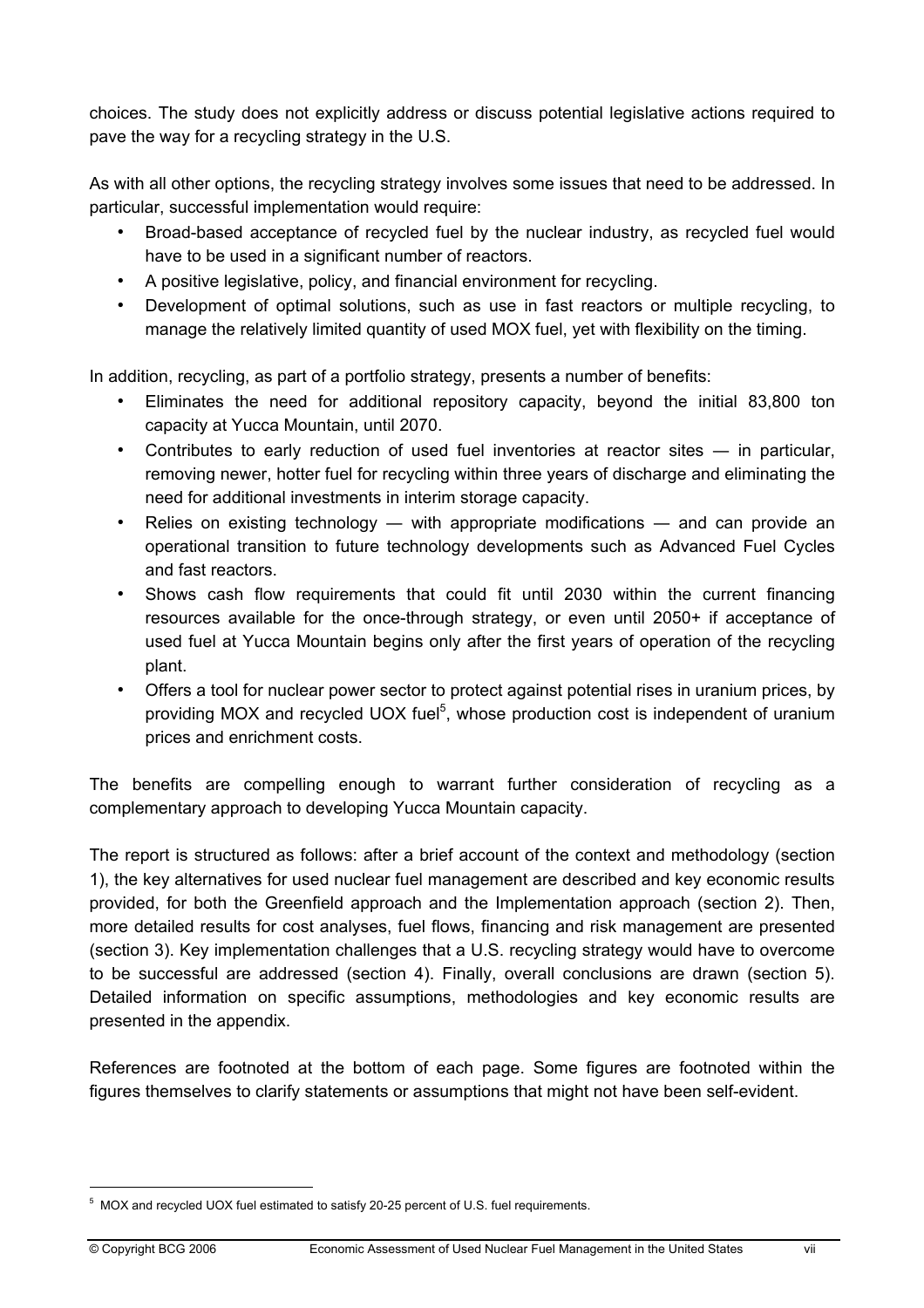choices. The study does not explicitly address or discuss potential legislative actions required to pave the way for a recycling strategy in the U.S.

As with all other options, the recycling strategy involves some issues that need to be addressed. In particular, successful implementation would require:

- Broad-based acceptance of recycled fuel by the nuclear industry, as recycled fuel would have to be used in a significant number of reactors.
- A positive legislative, policy, and financial environment for recycling.
- Development of optimal solutions, such as use in fast reactors or multiple recycling, to manage the relatively limited quantity of used MOX fuel, yet with flexibility on the timing.

In addition, recycling, as part of a portfolio strategy, presents a number of benefits:

- Eliminates the need for additional repository capacity, beyond the initial 83,800 ton capacity at Yucca Mountain, until 2070.
- Contributes to early reduction of used fuel inventories at reactor sites — in particular, removing newer, hotter fuel for recycling within three years of discharge and eliminating the need for additional investments in interim storage capacity.
- Relies on existing technology — with appropriate modifications — and can provide an operational transition to future technology developments such as Advanced Fuel Cycles and fast reactors.
- Shows cash flow requirements that could fit until 2030 within the current financing resources available for the once-through strategy, or even until 2050+ if acceptance of used fuel at Yucca Mountain begins only after the first years of operation of the recycling plant.
- Offers a tool for nuclear power sector to protect against potential rises in uranium prices, by providing MOX and recycled UOX fuel[5], whose production cost is independent of uranium prices and enrichment costs.

The benefits are compelling enough to warrant further consideration of recycling as a complementary approach to developing Yucca Mountain capacity.

The report is structured as follows: after a brief account of the context and methodology (section 1), the key alternatives for used nuclear fuel management are described and key economic results provided, for both the Greenfield approach and the Implementation approach (section 2). Then, more detailed results for cost analyses, fuel flows, financing and risk management are presented (section 3). Key implementation challenges that a U.S. recycling strategy would have to overcome to be successful are addressed (section 4). Finally, overall conclusions are drawn (section 5). Detailed information on specific assumptions, methodologies and key economic results are presented in the appendix.

References are footnoted at the bottom of each page. Some figures are footnoted within the figures themselves to clarify statements or assumptions that might not have been self-evident.

[5] MOX and recycled UOX fuel estimated to satisfy 20-25 percent of U.S. fuel requirements.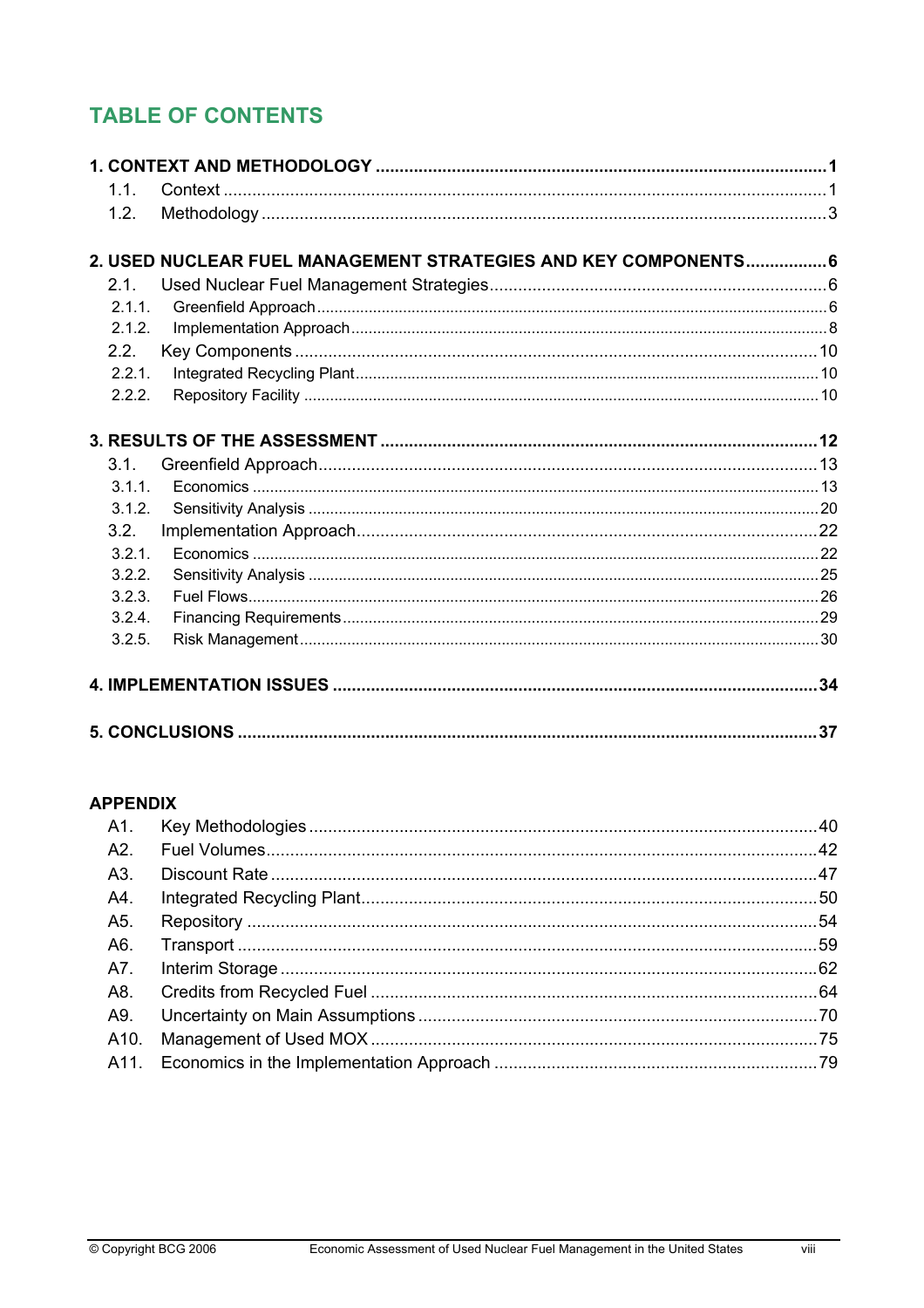# TABLE OF CONTENTS

**1. CONTEXT AND METHODOLOGY .......................................................................................... 1**

- 1.1. Context .......................................................................................................... 1
- 1.2. Methodology .................................................................................................. 3

**2. USED NUCLEAR FUEL MANAGEMENT STRATEGIES AND KEY COMPONENTS ................. 6**

- 2.1. Used Nuclear Fuel Management Strategies ...................................................... 6
  - 2.1.1. Greenfield Approach ..................................................................................... 6
  - 2.1.2. Implementation Approach ............................................................................. 8
- 2.2. Key Components ............................................................................................ 10
  - 2.2.1. Integrated Recycling Plant ........................................................................... 10
  - 2.2.2. Repository Facility ....................................................................................... 10

**3. RESULTS OF THE ASSESSMENT ...................................................................................... 12**

- 3.1. Greenfield Approach ........................................................................................ 13
  - 3.1.1. Economics ................................................................................................... 13
  - 3.1.2. Sensitivity Analysis ...................................................................................... 20
- 3.2. Implementation Approach ................................................................................. 22
  - 3.2.1. Economics ................................................................................................... 22
  - 3.2.2. Sensitivity Analysis ...................................................................................... 25
  - 3.2.3. Fuel Flows ................................................................................................... 26
  - 3.2.4. Financing Requirements ............................................................................... 29
  - 3.2.5. Risk Management ......................................................................................... 30

**4. IMPLEMENTATION ISSUES .............................................................................................. 34**

**5. CONCLUSIONS ................................................................................................................ 37**

**APPENDIX**

- A1. Key Methodologies .......................................................................................... 40
- A2. Fuel Volumes ................................................................................................... 42
- A3. Discount Rate .................................................................................................. 47
- A4. Integrated Recycling Plant ............................................................................... 50
- A5. Repository ....................................................................................................... 54
- A6. Transport ......................................................................................................... 59
- A7. Interim Storage ................................................................................................ 62
- A8. Credits from Recycled Fuel ............................................................................... 64
- A9. Uncertainty on Main Assumptions .................................................................... 70
- A10. Management of Used MOX ............................................................................. 75
- A11. Economics in the Implementation Approach .................................................... 79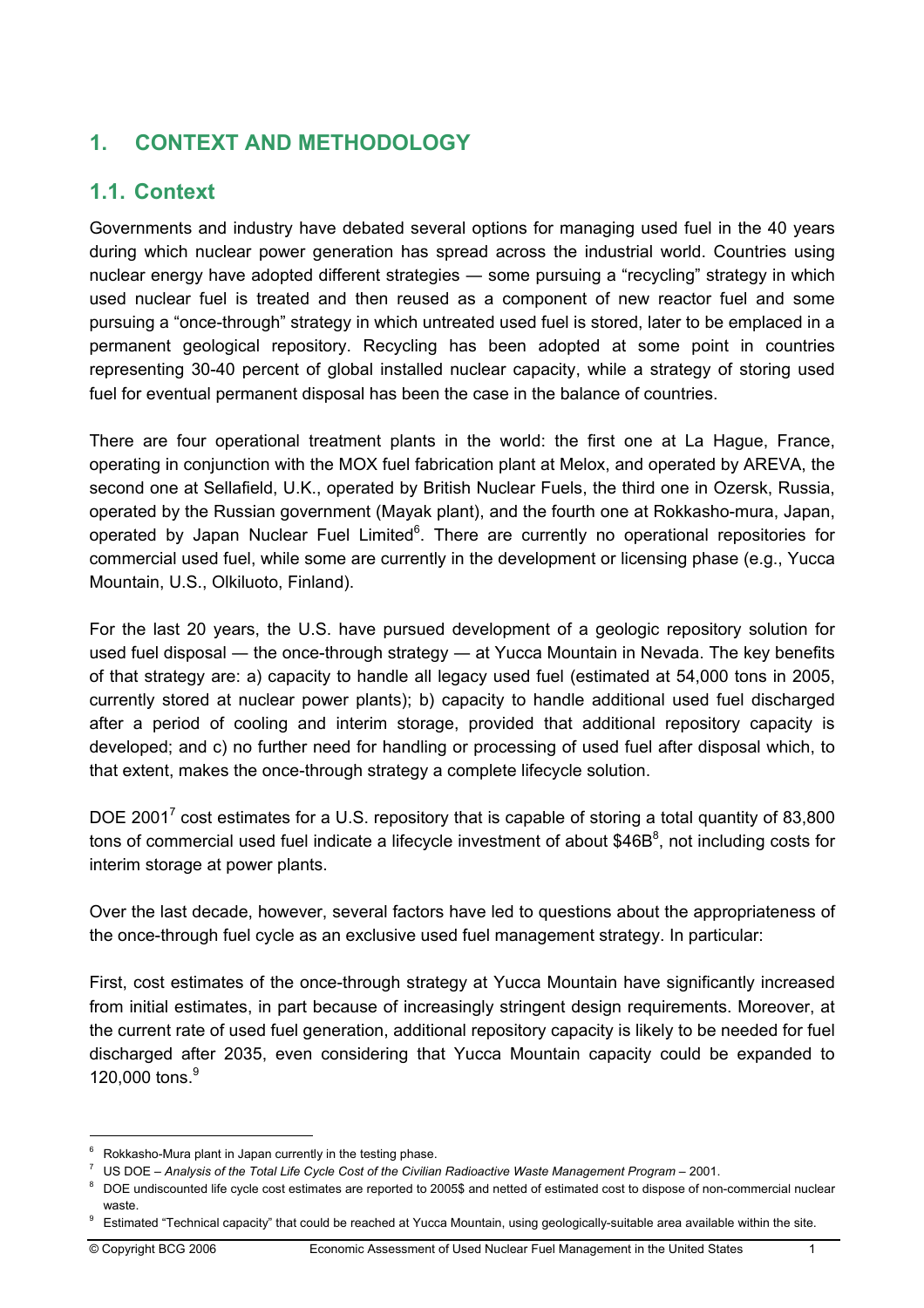# 1. CONTEXT AND METHODOLOGY

## 1.1. Context

Governments and industry have debated several options for managing used fuel in the 40 years during which nuclear power generation has spread across the industrial world. Countries using nuclear energy have adopted different strategies — some pursuing a "recycling" strategy in which used nuclear fuel is treated and then reused as a component of new reactor fuel and some pursuing a "once-through" strategy in which untreated used fuel is stored, later to be emplaced in a permanent geological repository. Recycling has been adopted at some point in countries representing 30-40 percent of global installed nuclear capacity, while a strategy of storing used fuel for eventual permanent disposal has been the case in the balance of countries.

There are four operational treatment plants in the world: the first one at La Hague, France, operating in conjunction with the MOX fuel fabrication plant at Melox, and operated by AREVA, the second one at Sellafield, U.K., operated by British Nuclear Fuels, the third one in Ozersk, Russia, operated by the Russian government (Mayak plant), and the fourth one at Rokkasho-mura, Japan, operated by Japan Nuclear Fuel Limited[6]. There are currently no operational repositories for commercial used fuel, while some are currently in the development or licensing phase (e.g., Yucca Mountain, U.S., Olkiluoto, Finland).

For the last 20 years, the U.S. have pursued development of a geologic repository solution for used fuel disposal — the once-through strategy — at Yucca Mountain in Nevada. The key benefits of that strategy are: a) capacity to handle all legacy used fuel (estimated at 54,000 tons in 2005, currently stored at nuclear power plants); b) capacity to handle additional used fuel discharged after a period of cooling and interim storage, provided that additional repository capacity is developed; and c) no further need for handling or processing of used fuel after disposal which, to that extent, makes the once-through strategy a complete lifecycle solution.

DOE 2001[7] cost estimates for a U.S. repository that is capable of storing a total quantity of 83,800 tons of commercial used fuel indicate a lifecycle investment of about $46B[8], not including costs for interim storage at power plants.

Over the last decade, however, several factors have led to questions about the appropriateness of the once-through fuel cycle as an exclusive used fuel management strategy. In particular:

First, cost estimates of the once-through strategy at Yucca Mountain have significantly increased from initial estimates, in part because of increasingly stringent design requirements. Moreover, at the current rate of used fuel generation, additional repository capacity is likely to be needed for fuel discharged after 2035, even considering that Yucca Mountain capacity could be expanded to 120,000 tons.[9]

---

[6] Rokkasho-Mura plant in Japan currently in the testing phase.

[7] US DOE – *Analysis of the Total Life Cycle Cost of the Civilian Radioactive Waste Management Program* – 2001.

[8] DOE undiscounted life cycle cost estimates are reported to 2005$ and netted of estimated cost to dispose of non-commercial nuclear waste.

[9] Estimated "Technical capacity" that could be reached at Yucca Mountain, using geologically-suitable area available within the site.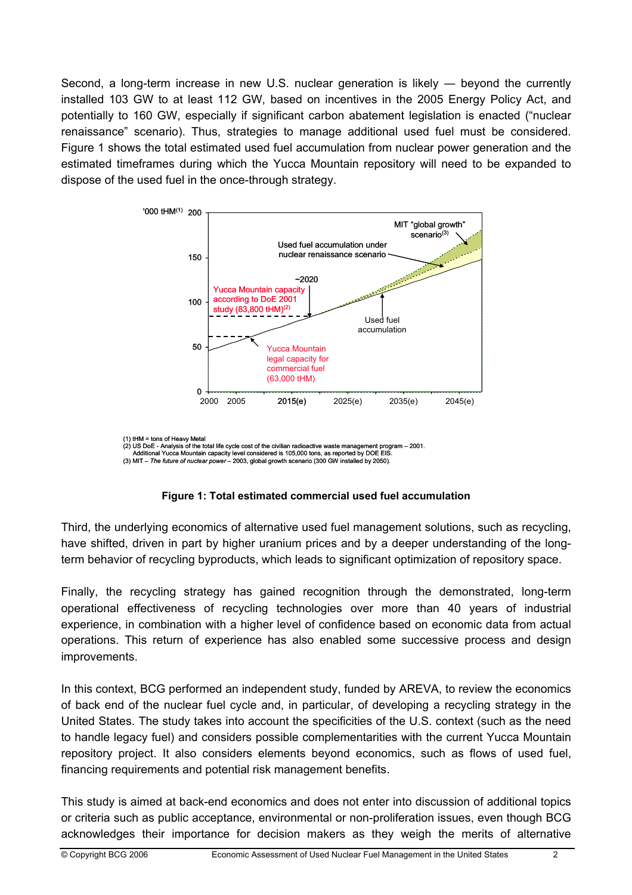Second, a long-term increase in new U.S. nuclear generation is likely — beyond the currently installed 103 GW to at least 112 GW, based on incentives in the 2005 Energy Policy Act, and potentially to 160 GW, especially if significant carbon abatement legislation is enacted ("nuclear renaissance" scenario). Thus, strategies to manage additional used fuel must be considered. Figure 1 shows the total estimated used fuel accumulation from nuclear power generation and the estimated timeframes during which the Yucca Mountain repository will need to be expanded to dispose of the used fuel in the once-through strategy.

(1) tHM = tons of Heavy Metal
(2) US DoE - Analysis of the total life cycle cost of the civilian radioactive waste management program – 2001. Additional Yucca Mountain capacity level considered is 105,000 tons, as reported by DOE EIS.
(3) MIT – *The future of nuclear power* – 2003, global growth scenario (300 GW installed by 2050).

**Figure 1: Total estimated commercial used fuel accumulation**

Third, the underlying economics of alternative used fuel management solutions, such as recycling, have shifted, driven in part by higher uranium prices and by a deeper understanding of the long-term behavior of recycling byproducts, which leads to significant optimization of repository space.

Finally, the recycling strategy has gained recognition through the demonstrated, long-term operational effectiveness of recycling technologies over more than 40 years of industrial experience, in combination with a higher level of confidence based on economic data from actual operations. This return of experience has also enabled some successive process and design improvements.

In this context, BCG performed an independent study, funded by AREVA, to review the economics of back end of the nuclear fuel cycle and, in particular, of developing a recycling strategy in the United States. The study takes into account the specificities of the U.S. context (such as the need to handle legacy fuel) and considers possible complementarities with the current Yucca Mountain repository project. It also considers elements beyond economics, such as flows of used fuel, financing requirements and potential risk management benefits.

This study is aimed at back-end economics and does not enter into discussion of additional topics or criteria such as public acceptance, environmental or non-proliferation issues, even though BCG acknowledges their importance for decision makers as they weigh the merits of alternative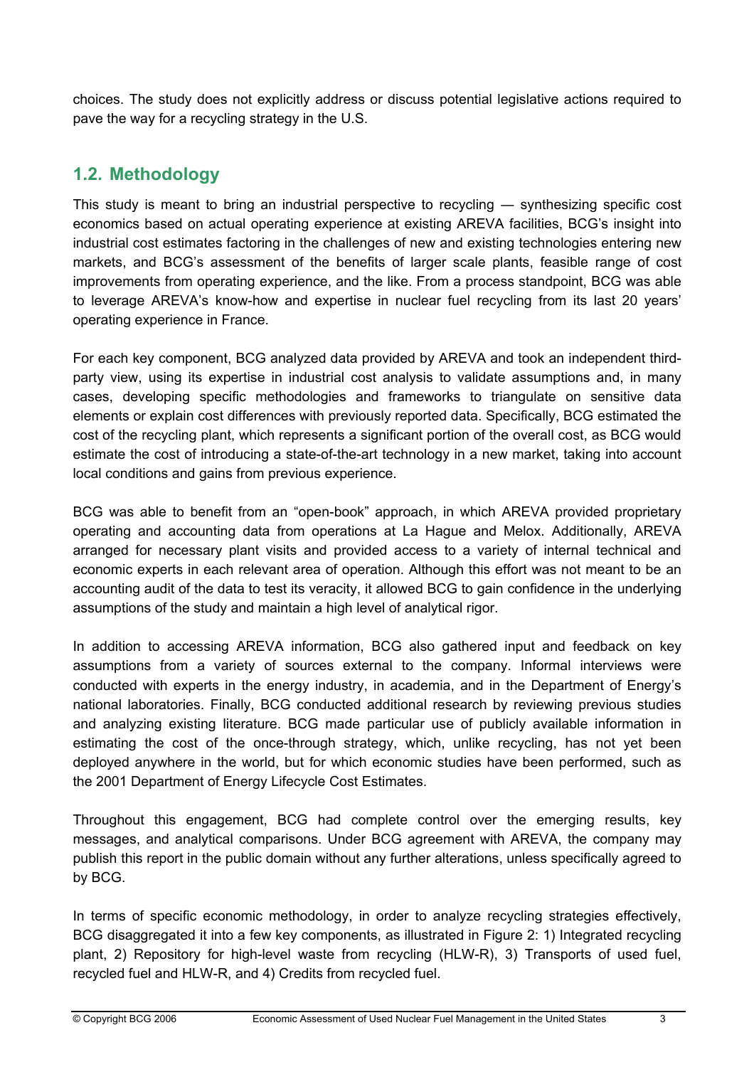choices. The study does not explicitly address or discuss potential legislative actions required to pave the way for a recycling strategy in the U.S.

## 1.2. Methodology

This study is meant to bring an industrial perspective to recycling — synthesizing specific cost economics based on actual operating experience at existing AREVA facilities, BCG's insight into industrial cost estimates factoring in the challenges of new and existing technologies entering new markets, and BCG's assessment of the benefits of larger scale plants, feasible range of cost improvements from operating experience, and the like. From a process standpoint, BCG was able to leverage AREVA's know-how and expertise in nuclear fuel recycling from its last 20 years' operating experience in France.

For each key component, BCG analyzed data provided by AREVA and took an independent third-party view, using its expertise in industrial cost analysis to validate assumptions and, in many cases, developing specific methodologies and frameworks to triangulate on sensitive data elements or explain cost differences with previously reported data. Specifically, BCG estimated the cost of the recycling plant, which represents a significant portion of the overall cost, as BCG would estimate the cost of introducing a state-of-the-art technology in a new market, taking into account local conditions and gains from previous experience.

BCG was able to benefit from an "open-book" approach, in which AREVA provided proprietary operating and accounting data from operations at La Hague and Melox. Additionally, AREVA arranged for necessary plant visits and provided access to a variety of internal technical and economic experts in each relevant area of operation. Although this effort was not meant to be an accounting audit of the data to test its veracity, it allowed BCG to gain confidence in the underlying assumptions of the study and maintain a high level of analytical rigor.

In addition to accessing AREVA information, BCG also gathered input and feedback on key assumptions from a variety of sources external to the company. Informal interviews were conducted with experts in the energy industry, in academia, and in the Department of Energy's national laboratories. Finally, BCG conducted additional research by reviewing previous studies and analyzing existing literature. BCG made particular use of publicly available information in estimating the cost of the once-through strategy, which, unlike recycling, has not yet been deployed anywhere in the world, but for which economic studies have been performed, such as the 2001 Department of Energy Lifecycle Cost Estimates.

Throughout this engagement, BCG had complete control over the emerging results, key messages, and analytical comparisons. Under BCG agreement with AREVA, the company may publish this report in the public domain without any further alterations, unless specifically agreed to by BCG.

In terms of specific economic methodology, in order to analyze recycling strategies effectively, BCG disaggregated it into a few key components, as illustrated in Figure 2: 1) Integrated recycling plant, 2) Repository for high-level waste from recycling (HLW-R), 3) Transports of used fuel, recycled fuel and HLW-R, and 4) Credits from recycled fuel.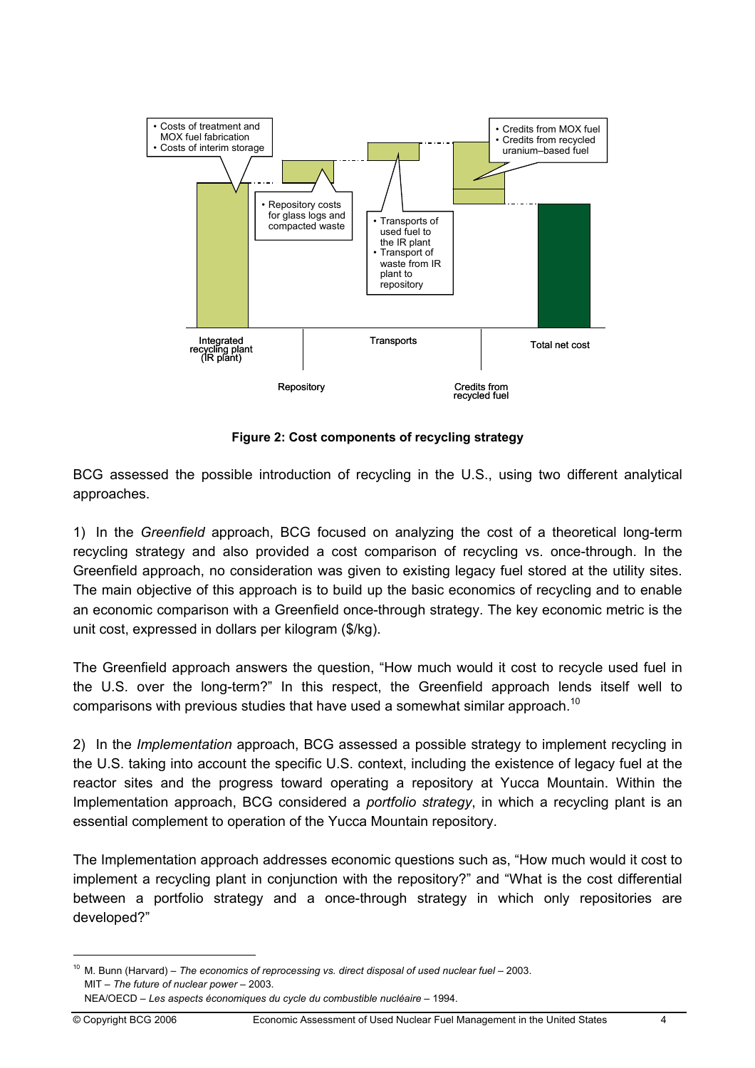**Figure 2: Cost components of recycling strategy**

BCG assessed the possible introduction of recycling in the U.S., using two different analytical approaches.

1) In the *Greenfield* approach, BCG focused on analyzing the cost of a theoretical long-term recycling strategy and also provided a cost comparison of recycling vs. once-through. In the Greenfield approach, no consideration was given to existing legacy fuel stored at the utility sites. The main objective of this approach is to build up the basic economics of recycling and to enable an economic comparison with a Greenfield once-through strategy. The key economic metric is the unit cost, expressed in dollars per kilogram ($/kg).

The Greenfield approach answers the question, "How much would it cost to recycle used fuel in the U.S. over the long-term?" In this respect, the Greenfield approach lends itself well to comparisons with previous studies that have used a somewhat similar approach.[10]

2) In the *Implementation* approach, BCG assessed a possible strategy to implement recycling in the U.S. taking into account the specific U.S. context, including the existence of legacy fuel at the reactor sites and the progress toward operating a repository at Yucca Mountain. Within the Implementation approach, BCG considered a *portfolio strategy*, in which a recycling plant is an essential complement to operation of the Yucca Mountain repository.

The Implementation approach addresses economic questions such as, "How much would it cost to implement a recycling plant in conjunction with the repository?" and "What is the cost differential between a portfolio strategy and a once-through strategy in which only repositories are developed?"

---

[10] M. Bunn (Harvard) – *The economics of reprocessing vs. direct disposal of used nuclear fuel* – 2003.
MIT – *The future of nuclear power* – 2003.
NEA/OECD – *Les aspects économiques du cycle du combustible nucléaire* – 1994.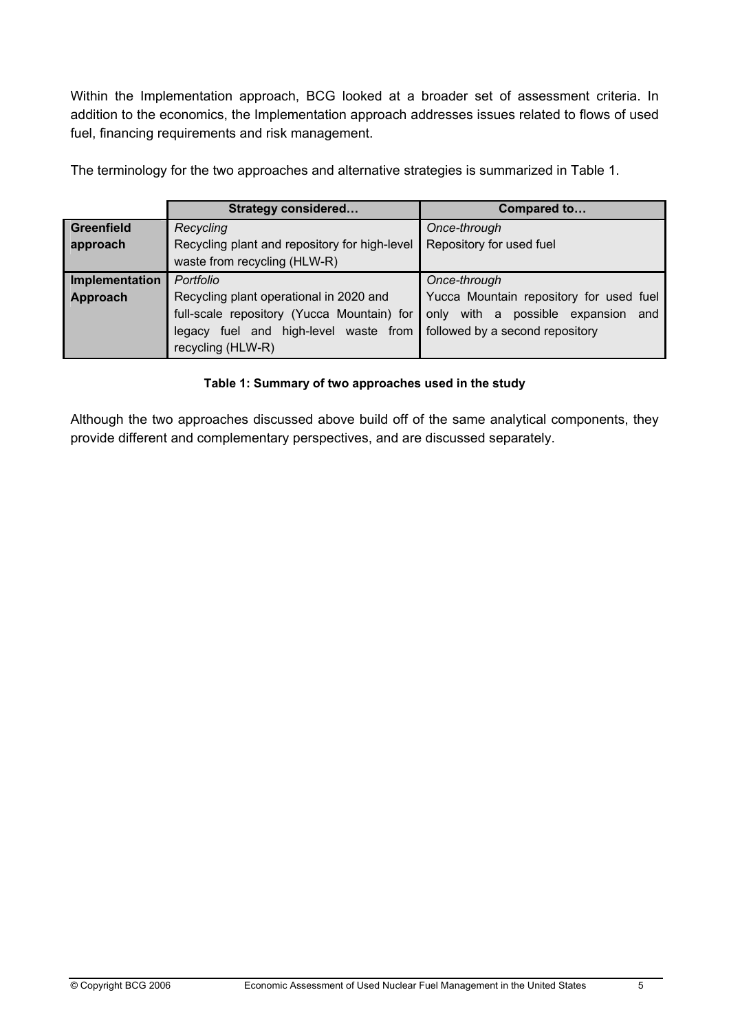Within the Implementation approach, BCG looked at a broader set of assessment criteria. In addition to the economics, the Implementation approach addresses issues related to flows of used fuel, financing requirements and risk management.

The terminology for the two approaches and alternative strategies is summarized in Table 1.

| | **Strategy considered…** | **Compared to…** |
|---|---|---|
| **Greenfield approach** | *Recycling*<br>Recycling plant and repository for high-level waste from recycling (HLW-R) | *Once-through*<br>Repository for used fuel |
| **Implementation Approach** | *Portfolio*<br>Recycling plant operational in 2020 and full-scale repository (Yucca Mountain) for legacy fuel and high-level waste from recycling (HLW-R) | *Once-through*<br>Yucca Mountain repository for used fuel only with a possible expansion and followed by a second repository |

**Table 1: Summary of two approaches used in the study**

Although the two approaches discussed above build off of the same analytical components, they provide different and complementary perspectives, and are discussed separately.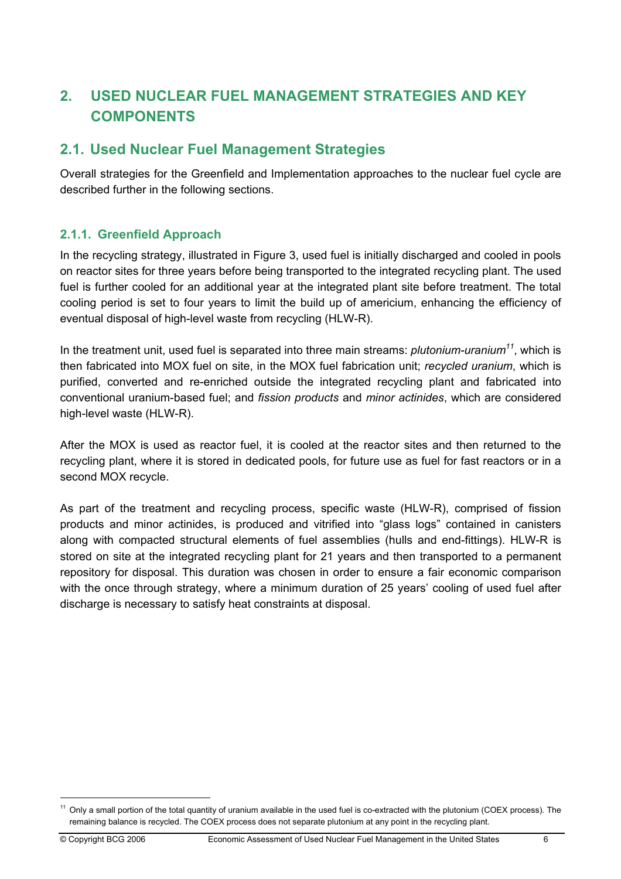# 2. USED NUCLEAR FUEL MANAGEMENT STRATEGIES AND KEY COMPONENTS

## 2.1. Used Nuclear Fuel Management Strategies

Overall strategies for the Greenfield and Implementation approaches to the nuclear fuel cycle are described further in the following sections.

### 2.1.1. Greenfield Approach

In the recycling strategy, illustrated in Figure 3, used fuel is initially discharged and cooled in pools on reactor sites for three years before being transported to the integrated recycling plant. The used fuel is further cooled for an additional year at the integrated plant site before treatment. The total cooling period is set to four years to limit the build up of americium, enhancing the efficiency of eventual disposal of high-level waste from recycling (HLW-R).

In the treatment unit, used fuel is separated into three main streams: *plutonium-uranium*[11], which is then fabricated into MOX fuel on site, in the MOX fuel fabrication unit; *recycled uranium*, which is purified, converted and re-enriched outside the integrated recycling plant and fabricated into conventional uranium-based fuel; and *fission products* and *minor actinides*, which are considered high-level waste (HLW-R).

After the MOX is used as reactor fuel, it is cooled at the reactor sites and then returned to the recycling plant, where it is stored in dedicated pools, for future use as fuel for fast reactors or in a second MOX recycle.

As part of the treatment and recycling process, specific waste (HLW-R), comprised of fission products and minor actinides, is produced and vitrified into "glass logs" contained in canisters along with compacted structural elements of fuel assemblies (hulls and end-fittings). HLW-R is stored on site at the integrated recycling plant for 21 years and then transported to a permanent repository for disposal. This duration was chosen in order to ensure a fair economic comparison with the once through strategy, where a minimum duration of 25 years' cooling of used fuel after discharge is necessary to satisfy heat constraints at disposal.

---

[11] Only a small portion of the total quantity of uranium available in the used fuel is co-extracted with the plutonium (COEX process). The remaining balance is recycled. The COEX process does not separate plutonium at any point in the recycling plant.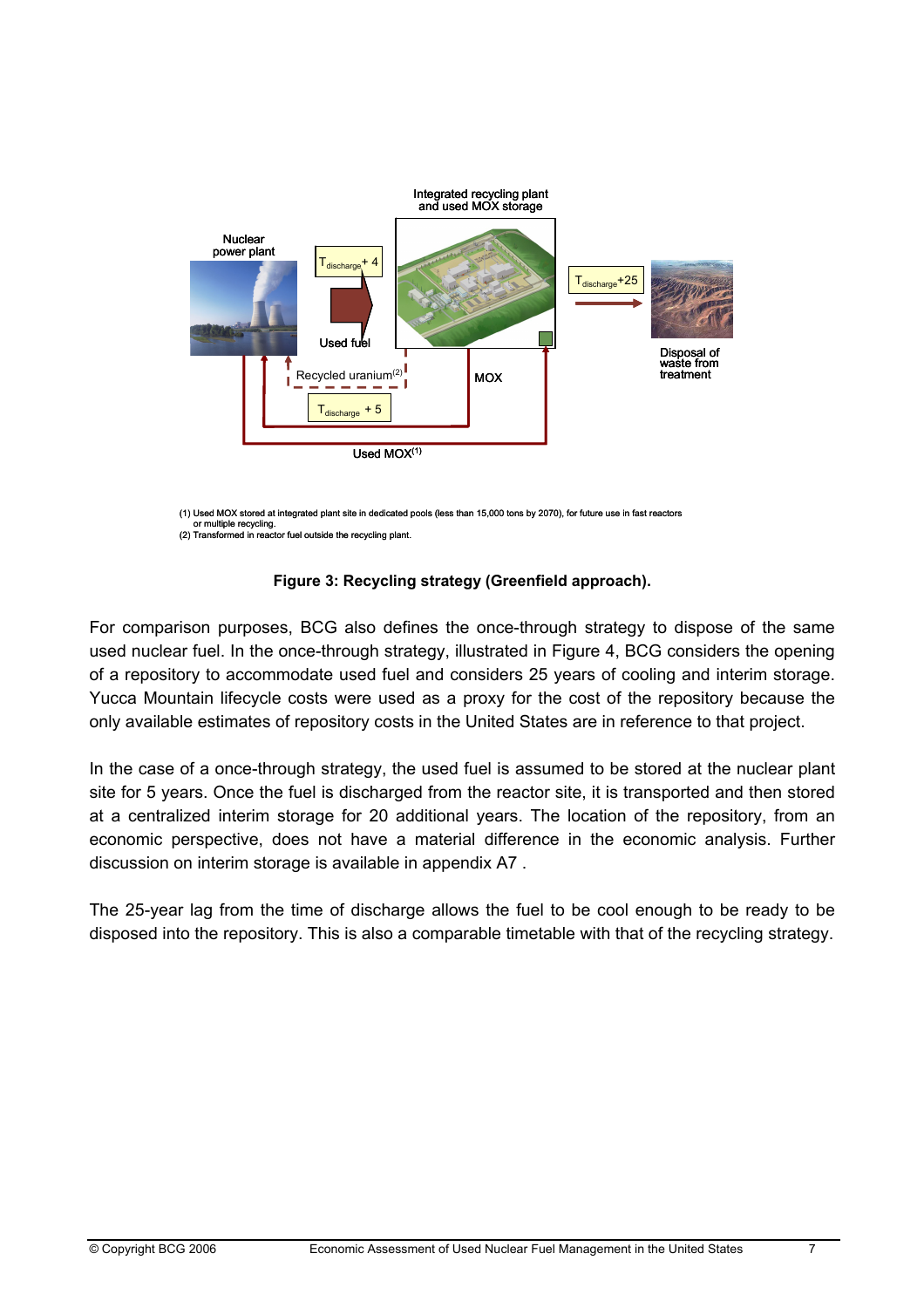Integrated recycling plant and used MOX storage

Nuclear power plant

$T_{discharge}+4$

Used fuel

$T_{discharge}+25$

Disposal of waste from treatment

Recycled uranium[2]

MOX

$T_{discharge}+5$

Used MOX[1]

(1) Used MOX stored at integrated plant site in dedicated pools (less than 15,000 tons by 2070), for future use in fast reactors or multiple recycling.
(2) Transformed in reactor fuel outside the recycling plant.

**Figure 3: Recycling strategy (Greenfield approach).**

For comparison purposes, BCG also defines the once-through strategy to dispose of the same used nuclear fuel. In the once-through strategy, illustrated in Figure 4, BCG considers the opening of a repository to accommodate used fuel and considers 25 years of cooling and interim storage. Yucca Mountain lifecycle costs were used as a proxy for the cost of the repository because the only available estimates of repository costs in the United States are in reference to that project.

In the case of a once-through strategy, the used fuel is assumed to be stored at the nuclear plant site for 5 years. Once the fuel is discharged from the reactor site, it is transported and then stored at a centralized interim storage for 20 additional years. The location of the repository, from an economic perspective, does not have a material difference in the economic analysis. Further discussion on interim storage is available in appendix A7 .

The 25-year lag from the time of discharge allows the fuel to be cool enough to be ready to be disposed into the repository. This is also a comparable timetable with that of the recycling strategy.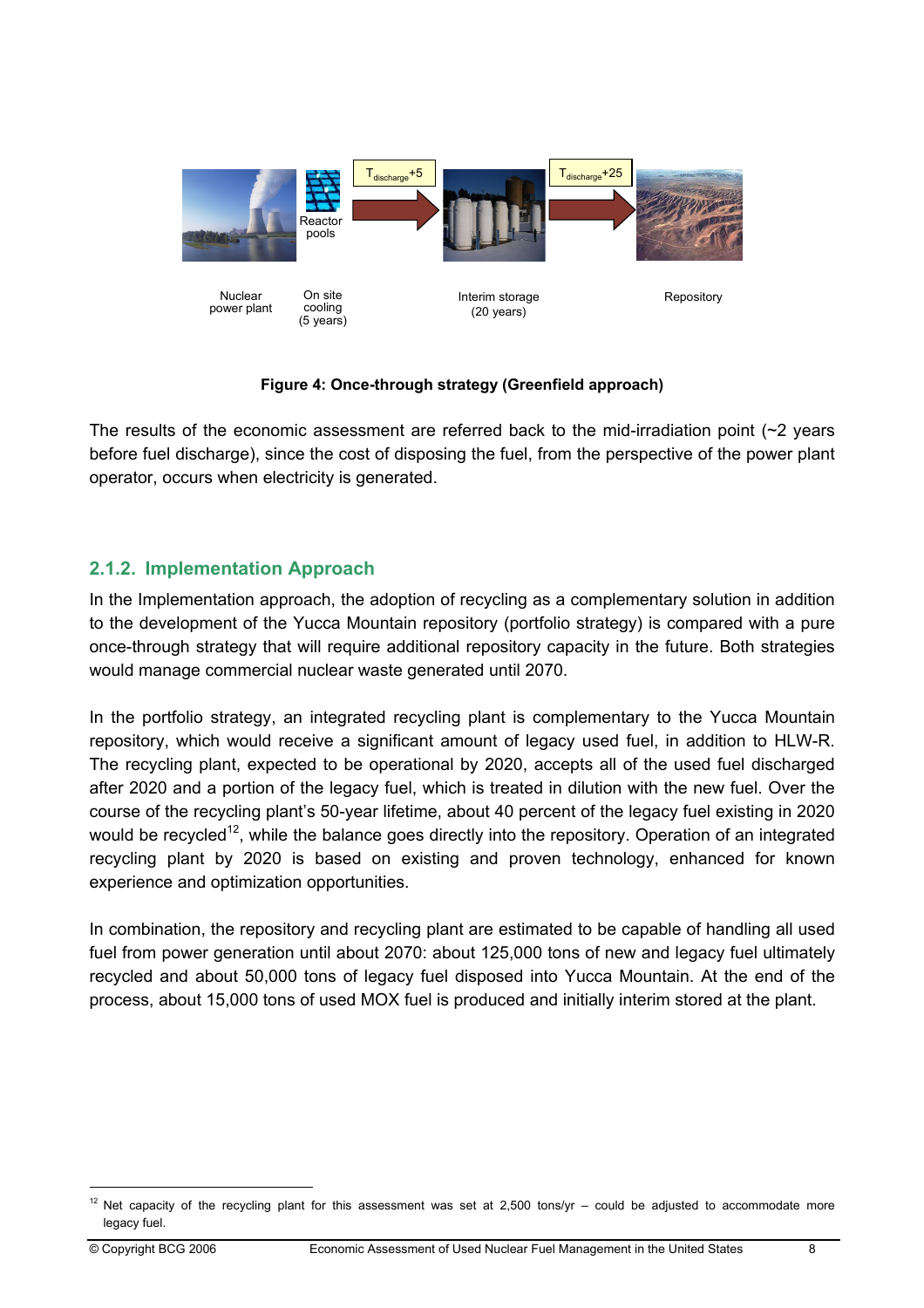Nuclear power plant

Reactor pools

On site cooling (5 years)

$T_{discharge}+5$

Interim storage (20 years)

$T_{discharge}+25$

Repository

**Figure 4: Once-through strategy (Greenfield approach)**

The results of the economic assessment are referred back to the mid-irradiation point (~2 years before fuel discharge), since the cost of disposing the fuel, from the perspective of the power plant operator, occurs when electricity is generated.

### 2.1.2. Implementation Approach

In the Implementation approach, the adoption of recycling as a complementary solution in addition to the development of the Yucca Mountain repository (portfolio strategy) is compared with a pure once-through strategy that will require additional repository capacity in the future. Both strategies would manage commercial nuclear waste generated until 2070.

In the portfolio strategy, an integrated recycling plant is complementary to the Yucca Mountain repository, which would receive a significant amount of legacy used fuel, in addition to HLW-R. The recycling plant, expected to be operational by 2020, accepts all of the used fuel discharged after 2020 and a portion of the legacy fuel, which is treated in dilution with the new fuel. Over the course of the recycling plant's 50-year lifetime, about 40 percent of the legacy fuel existing in 2020 would be recycled[12], while the balance goes directly into the repository. Operation of an integrated recycling plant by 2020 is based on existing and proven technology, enhanced for known experience and optimization opportunities.

In combination, the repository and recycling plant are estimated to be capable of handling all used fuel from power generation until about 2070: about 125,000 tons of new and legacy fuel ultimately recycled and about 50,000 tons of legacy fuel disposed into Yucca Mountain. At the end of the process, about 15,000 tons of used MOX fuel is produced and initially interim stored at the plant.

[12] Net capacity of the recycling plant for this assessment was set at 2,500 tons/yr – could be adjusted to accommodate more legacy fuel.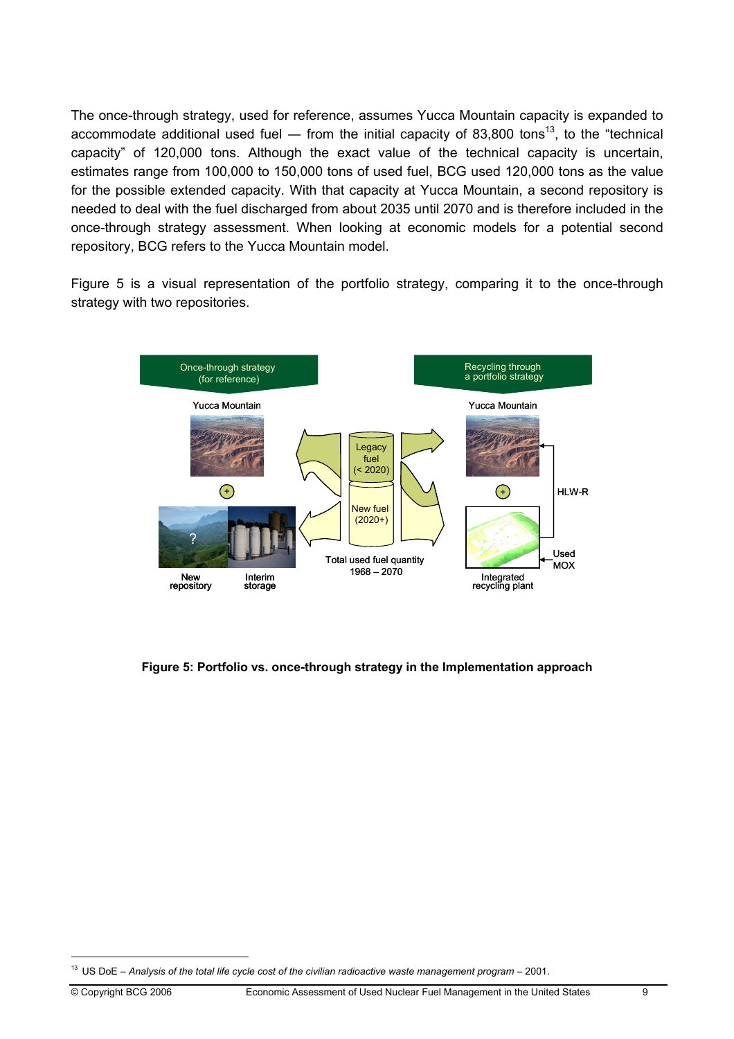The once-through strategy, used for reference, assumes Yucca Mountain capacity is expanded to accommodate additional used fuel — from the initial capacity of 83,800 tons[13], to the "technical capacity" of 120,000 tons. Although the exact value of the technical capacity is uncertain, estimates range from 100,000 to 150,000 tons of used fuel, BCG used 120,000 tons as the value for the possible extended capacity. With that capacity at Yucca Mountain, a second repository is needed to deal with the fuel discharged from about 2035 until 2070 and is therefore included in the once-through strategy assessment. When looking at economic models for a potential second repository, BCG refers to the Yucca Mountain model.

Figure 5 is a visual representation of the portfolio strategy, comparing it to the once-through strategy with two repositories.

**Figure 5: Portfolio vs. once-through strategy in the Implementation approach**

---

[13] US DoE – *Analysis of the total life cycle cost of the civilian radioactive waste management program* – 2001.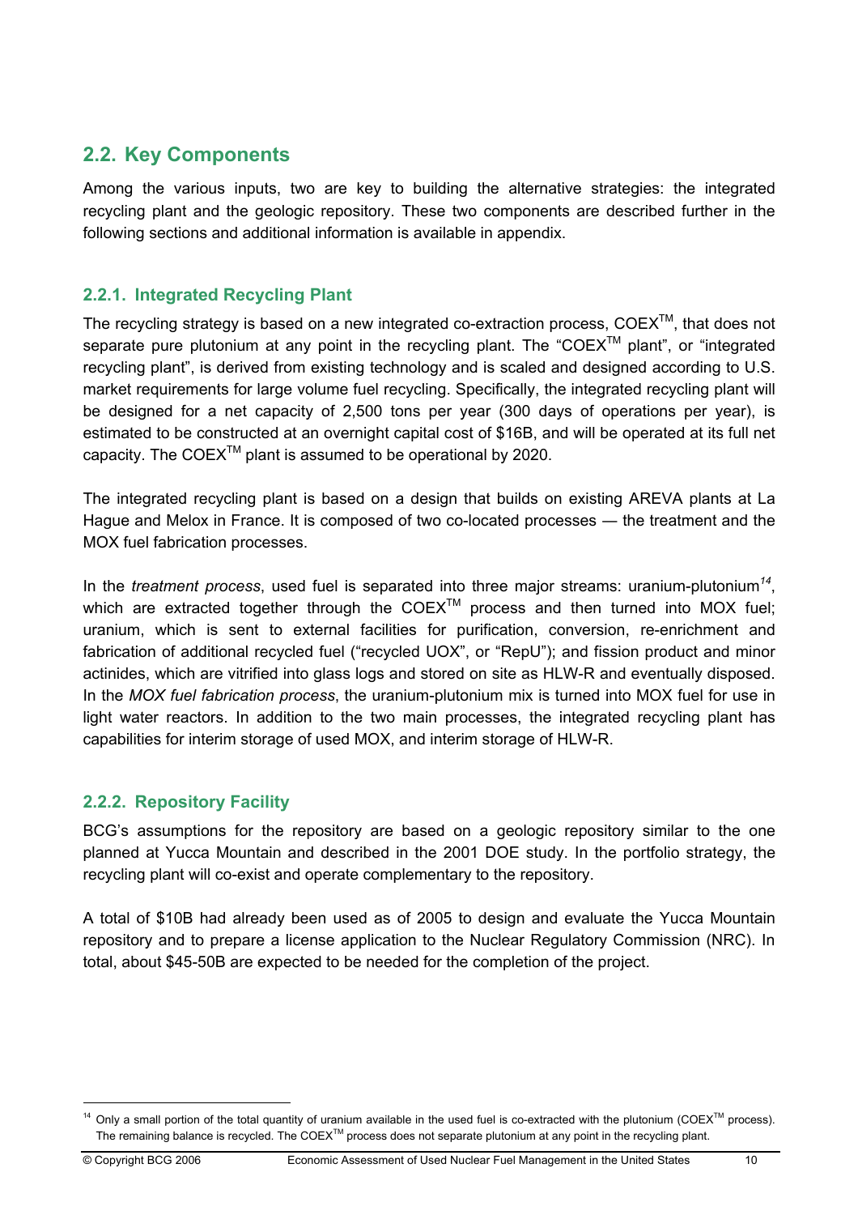## 2.2. Key Components

Among the various inputs, two are key to building the alternative strategies: the integrated recycling plant and the geologic repository. These two components are described further in the following sections and additional information is available in appendix.

### 2.2.1. Integrated Recycling Plant

The recycling strategy is based on a new integrated co-extraction process, COEX™, that does not separate pure plutonium at any point in the recycling plant. The "COEX™ plant", or "integrated recycling plant", is derived from existing technology and is scaled and designed according to U.S. market requirements for large volume fuel recycling. Specifically, the integrated recycling plant will be designed for a net capacity of 2,500 tons per year (300 days of operations per year), is estimated to be constructed at an overnight capital cost of $16B, and will be operated at its full net capacity. The COEX™ plant is assumed to be operational by 2020.

The integrated recycling plant is based on a design that builds on existing AREVA plants at La Hague and Melox in France. It is composed of two co-located processes — the treatment and the MOX fuel fabrication processes.

In the *treatment process*, used fuel is separated into three major streams: uranium-plutonium[14], which are extracted together through the COEX™ process and then turned into MOX fuel; uranium, which is sent to external facilities for purification, conversion, re-enrichment and fabrication of additional recycled fuel ("recycled UOX", or "RepU"); and fission product and minor actinides, which are vitrified into glass logs and stored on site as HLW-R and eventually disposed. In the *MOX fuel fabrication process*, the uranium-plutonium mix is turned into MOX fuel for use in light water reactors. In addition to the two main processes, the integrated recycling plant has capabilities for interim storage of used MOX, and interim storage of HLW-R.

### 2.2.2. Repository Facility

BCG's assumptions for the repository are based on a geologic repository similar to the one planned at Yucca Mountain and described in the 2001 DOE study. In the portfolio strategy, the recycling plant will co-exist and operate complementary to the repository.

A total of $10B had already been used as of 2005 to design and evaluate the Yucca Mountain repository and to prepare a license application to the Nuclear Regulatory Commission (NRC). In total, about $45-50B are expected to be needed for the completion of the project.

---

[14] Only a small portion of the total quantity of uranium available in the used fuel is co-extracted with the plutonium (COEX™ process). The remaining balance is recycled. The COEX™ process does not separate plutonium at any point in the recycling plant.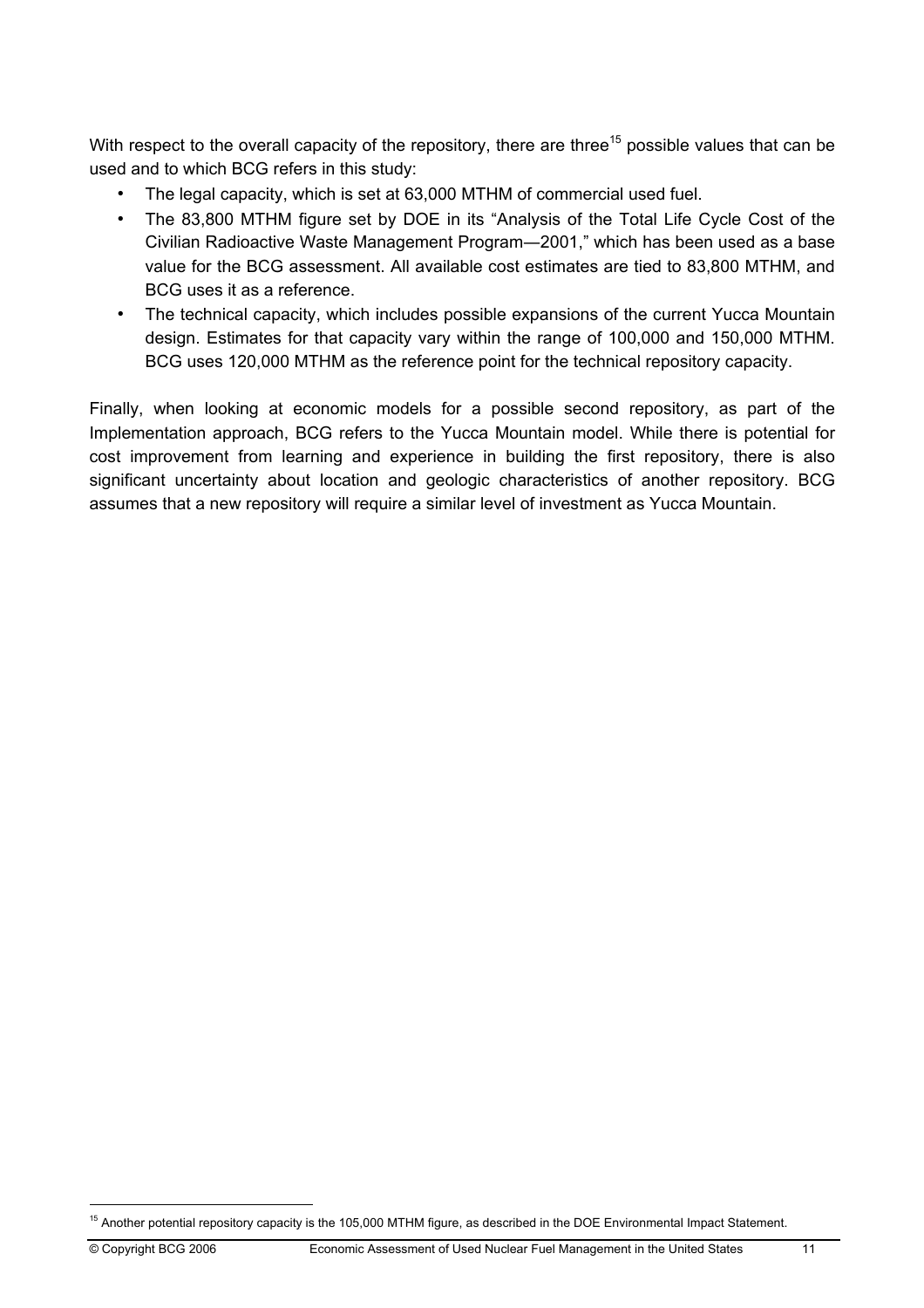With respect to the overall capacity of the repository, there are three[15] possible values that can be used and to which BCG refers in this study:

- The legal capacity, which is set at 63,000 MTHM of commercial used fuel.
- The 83,800 MTHM figure set by DOE in its "Analysis of the Total Life Cycle Cost of the Civilian Radioactive Waste Management Program—2001," which has been used as a base value for the BCG assessment. All available cost estimates are tied to 83,800 MTHM, and BCG uses it as a reference.
- The technical capacity, which includes possible expansions of the current Yucca Mountain design. Estimates for that capacity vary within the range of 100,000 and 150,000 MTHM. BCG uses 120,000 MTHM as the reference point for the technical repository capacity.

Finally, when looking at economic models for a possible second repository, as part of the Implementation approach, BCG refers to the Yucca Mountain model. While there is potential for cost improvement from learning and experience in building the first repository, there is also significant uncertainty about location and geologic characteristics of another repository. BCG assumes that a new repository will require a similar level of investment as Yucca Mountain.

[15] Another potential repository capacity is the 105,000 MTHM figure, as described in the DOE Environmental Impact Statement.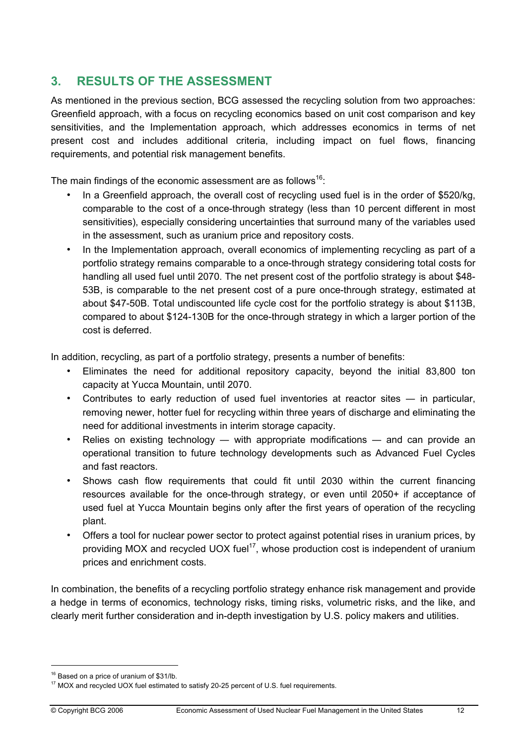## 3. RESULTS OF THE ASSESSMENT

As mentioned in the previous section, BCG assessed the recycling solution from two approaches: Greenfield approach, with a focus on recycling economics based on unit cost comparison and key sensitivities, and the Implementation approach, which addresses economics in terms of net present cost and includes additional criteria, including impact on fuel flows, financing requirements, and potential risk management benefits.

The main findings of the economic assessment are as follows[16]:

- In a Greenfield approach, the overall cost of recycling used fuel is in the order of \$520/kg, comparable to the cost of a once-through strategy (less than 10 percent different in most sensitivities), especially considering uncertainties that surround many of the variables used in the assessment, such as uranium price and repository costs.
- In the Implementation approach, overall economics of implementing recycling as part of a portfolio strategy remains comparable to a once-through strategy considering total costs for handling all used fuel until 2070. The net present cost of the portfolio strategy is about \$48-53B, is comparable to the net present cost of a pure once-through strategy, estimated at about \$47-50B. Total undiscounted life cycle cost for the portfolio strategy is about \$113B, compared to about \$124-130B for the once-through strategy in which a larger portion of the cost is deferred.

In addition, recycling, as part of a portfolio strategy, presents a number of benefits:

- Eliminates the need for additional repository capacity, beyond the initial 83,800 ton capacity at Yucca Mountain, until 2070.
- Contributes to early reduction of used fuel inventories at reactor sites — in particular, removing newer, hotter fuel for recycling within three years of discharge and eliminating the need for additional investments in interim storage capacity.
- Relies on existing technology — with appropriate modifications — and can provide an operational transition to future technology developments such as Advanced Fuel Cycles and fast reactors.
- Shows cash flow requirements that could fit until 2030 within the current financing resources available for the once-through strategy, or even until 2050+ if acceptance of used fuel at Yucca Mountain begins only after the first years of operation of the recycling plant.
- Offers a tool for nuclear power sector to protect against potential rises in uranium prices, by providing MOX and recycled UOX fuel[17], whose production cost is independent of uranium prices and enrichment costs.

In combination, the benefits of a recycling portfolio strategy enhance risk management and provide a hedge in terms of economics, technology risks, timing risks, volumetric risks, and the like, and clearly merit further consideration and in-depth investigation by U.S. policy makers and utilities.

---

[16] Based on a price of uranium of \$31/lb.

[17] MOX and recycled UOX fuel estimated to satisfy 20-25 percent of U.S. fuel requirements.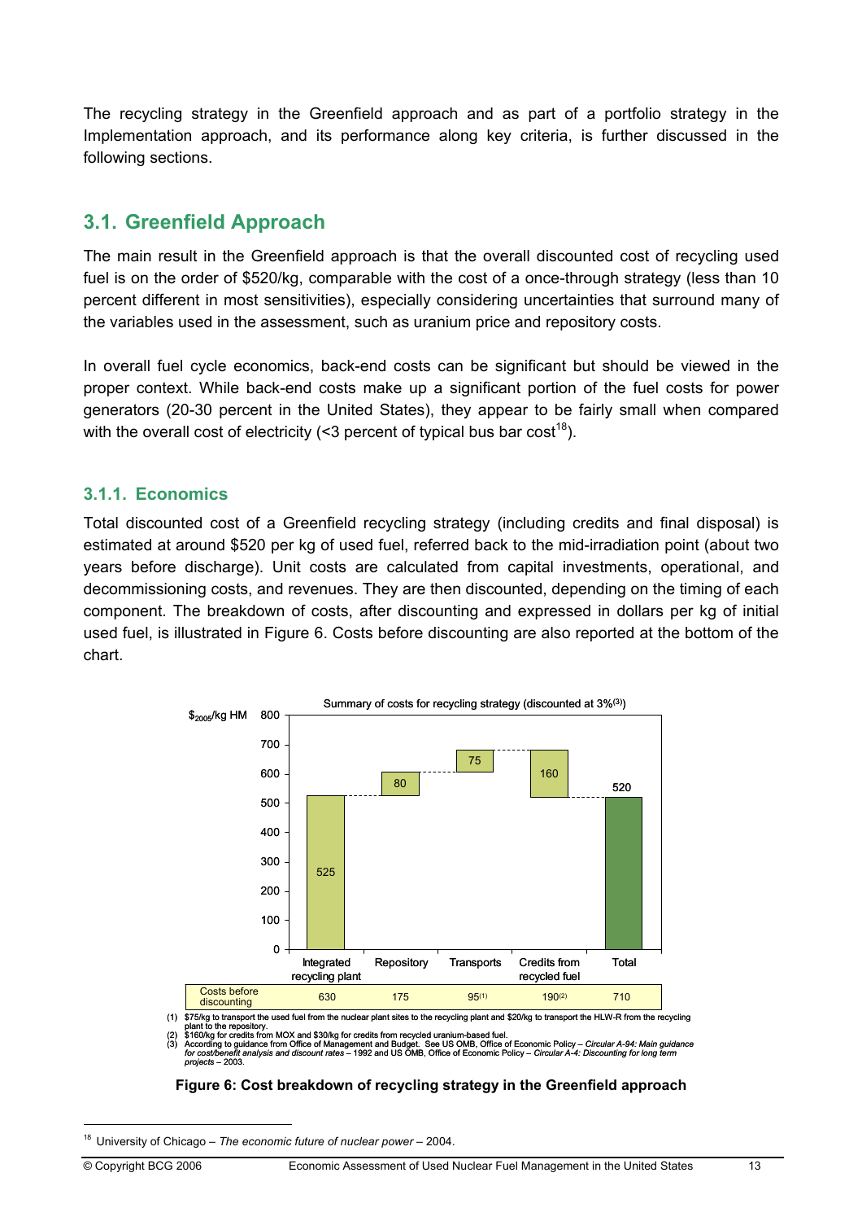The recycling strategy in the Greenfield approach and as part of a portfolio strategy in the Implementation approach, and its performance along key criteria, is further discussed in the following sections.

## 3.1. Greenfield Approach

The main result in the Greenfield approach is that the overall discounted cost of recycling used fuel is on the order of $520/kg, comparable with the cost of a once-through strategy (less than 10 percent different in most sensitivities), especially considering uncertainties that surround many of the variables used in the assessment, such as uranium price and repository costs.

In overall fuel cycle economics, back-end costs can be significant but should be viewed in the proper context. While back-end costs make up a significant portion of the fuel costs for power generators (20-30 percent in the United States), they appear to be fairly small when compared with the overall cost of electricity (<3 percent of typical bus bar cost[18]).

### 3.1.1. Economics

Total discounted cost of a Greenfield recycling strategy (including credits and final disposal) is estimated at around $520 per kg of used fuel, referred back to the mid-irradiation point (about two years before discharge). Unit costs are calculated from capital investments, operational, and decommissioning costs, and revenues. They are then discounted, depending on the timing of each component. The breakdown of costs, after discounting and expressed in dollars per kg of initial used fuel, is illustrated in Figure 6. Costs before discounting are also reported at the bottom of the chart.

Summary of costs for recycling strategy (discounted at 3%[3])

$\$_{2005}$/kg HM

| | Integrated recycling plant | Repository | Transports | Credits from recycled fuel | Total |
|---|---|---|---|---|---|
| Discounted | 525 | 80 | 75 | 160 | 520 |
| Costs before discounting | 630 | 175 | 95[1] | 190[2] | 710 |

(1) $75/kg to transport the used fuel from the nuclear plant sites to the recycling plant and $20/kg to transport the HLW-R from the recycling plant to the repository.
(2) $160/kg for credits from MOX and $30/kg for credits from recycled uranium-based fuel.
(3) According to guidance from Office of Management and Budget. See US OMB, Office of Economic Policy – *Circular A-94: Main guidance for cost/benefit analysis and discount rates* – 1992 and US OMB, Office of Economic Policy – *Circular A-4: Discounting for long term projects* – 2003.

**Figure 6: Cost breakdown of recycling strategy in the Greenfield approach**

[18] University of Chicago – *The economic future of nuclear power* – 2004.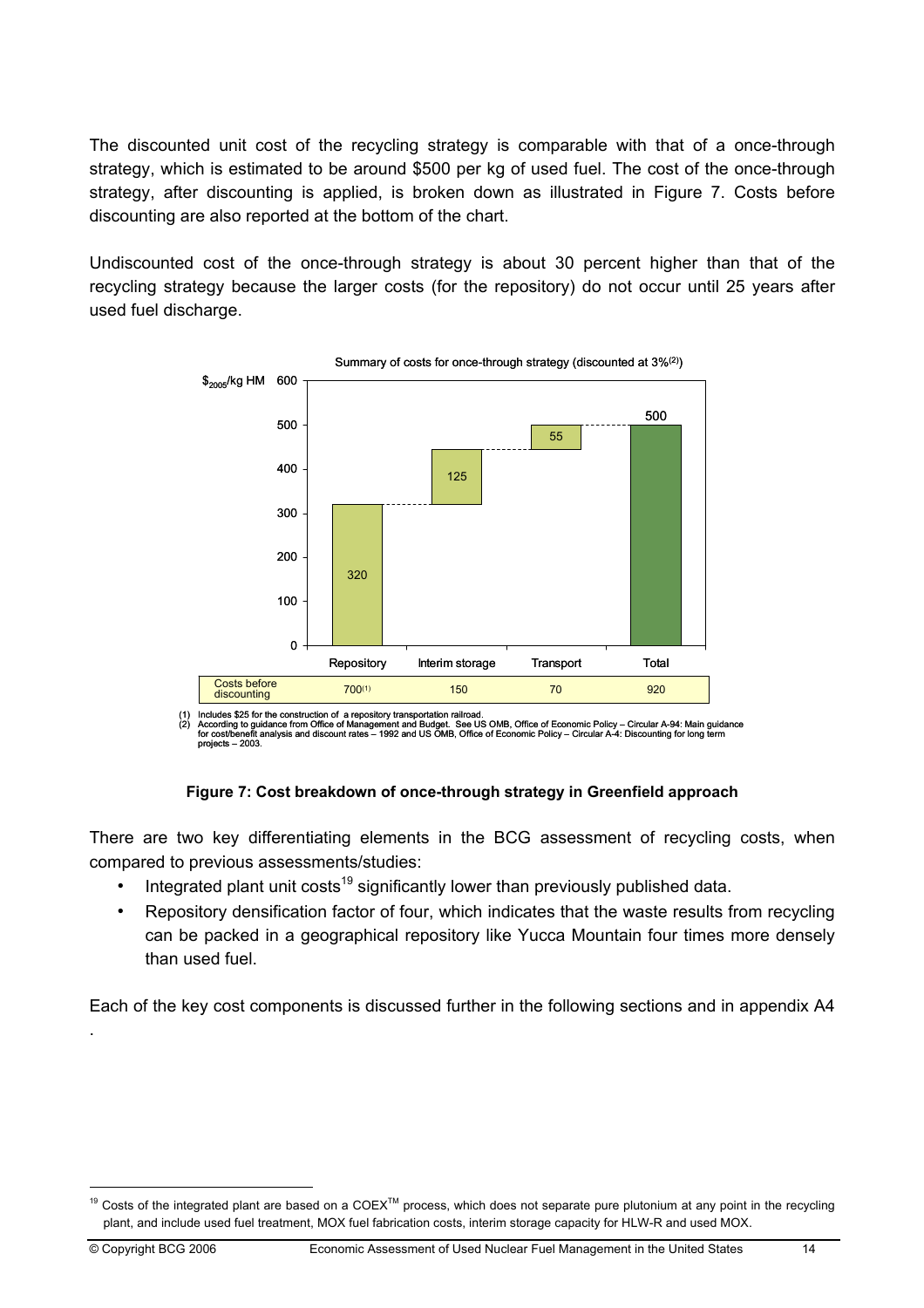The discounted unit cost of the recycling strategy is comparable with that of a once-through strategy, which is estimated to be around \$500 per kg of used fuel. The cost of the once-through strategy, after discounting is applied, is broken down as illustrated in Figure 7. Costs before discounting are also reported at the bottom of the chart.

Undiscounted cost of the once-through strategy is about 30 percent higher than that of the recycling strategy because the larger costs (for the repository) do not occur until 25 years after used fuel discharge.

Summary of costs for once-through strategy (discounted at 3%[2])

$\$_{2005}$/kg HM

| | Repository | Interim storage | Transport | Total |
|---|---|---|---|---|
| Discounted | 320 | 125 | 55 | 500 |
| Costs before discounting | 700[1] | 150 | 70 | 920 |

(1) Includes \$25 for the construction of a repository transportation railroad.
(2) According to guidance from Office of Management and Budget. See US OMB, Office of Economic Policy – Circular A-94: Main guidance for cost/benefit analysis and discount rates – 1992 and US OMB, Office of Economic Policy – Circular A-4: Discounting for long term projects – 2003.

**Figure 7: Cost breakdown of once-through strategy in Greenfield approach**

There are two key differentiating elements in the BCG assessment of recycling costs, when compared to previous assessments/studies:

- Integrated plant unit costs[19] significantly lower than previously published data.
- Repository densification factor of four, which indicates that the waste results from recycling can be packed in a geographical repository like Yucca Mountain four times more densely than used fuel.

Each of the key cost components is discussed further in the following sections and in appendix A4.

[19] Costs of the integrated plant are based on a COEX™ process, which does not separate pure plutonium at any point in the recycling plant, and include used fuel treatment, MOX fuel fabrication costs, interim storage capacity for HLW-R and used MOX.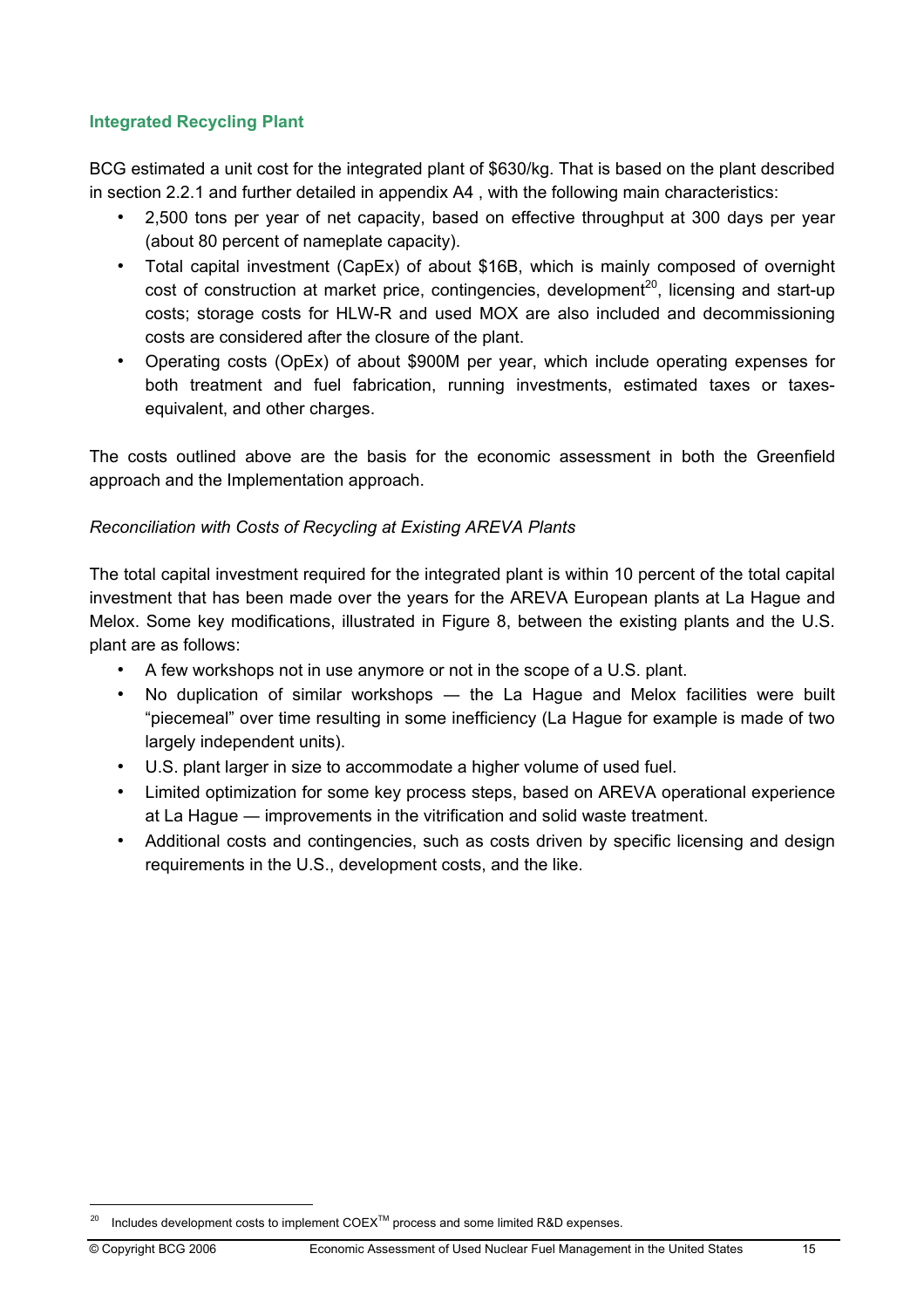### Integrated Recycling Plant

BCG estimated a unit cost for the integrated plant of $630/kg. That is based on the plant described in section 2.2.1 and further detailed in appendix A4 , with the following main characteristics:

- 2,500 tons per year of net capacity, based on effective throughput at 300 days per year (about 80 percent of nameplate capacity).
- Total capital investment (CapEx) of about $16B, which is mainly composed of overnight cost of construction at market price, contingencies, development[20], licensing and start-up costs; storage costs for HLW-R and used MOX are also included and decommissioning costs are considered after the closure of the plant.
- Operating costs (OpEx) of about $900M per year, which include operating expenses for both treatment and fuel fabrication, running investments, estimated taxes or taxes-equivalent, and other charges.

The costs outlined above are the basis for the economic assessment in both the Greenfield approach and the Implementation approach.

*Reconciliation with Costs of Recycling at Existing AREVA Plants*

The total capital investment required for the integrated plant is within 10 percent of the total capital investment that has been made over the years for the AREVA European plants at La Hague and Melox. Some key modifications, illustrated in Figure 8, between the existing plants and the U.S. plant are as follows:

- A few workshops not in use anymore or not in the scope of a U.S. plant.
- No duplication of similar workshops — the La Hague and Melox facilities were built "piecemeal" over time resulting in some inefficiency (La Hague for example is made of two largely independent units).
- U.S. plant larger in size to accommodate a higher volume of used fuel.
- Limited optimization for some key process steps, based on AREVA operational experience at La Hague — improvements in the vitrification and solid waste treatment.
- Additional costs and contingencies, such as costs driven by specific licensing and design requirements in the U.S., development costs, and the like.

---

[20] Includes development costs to implement COEX™ process and some limited R&D expenses.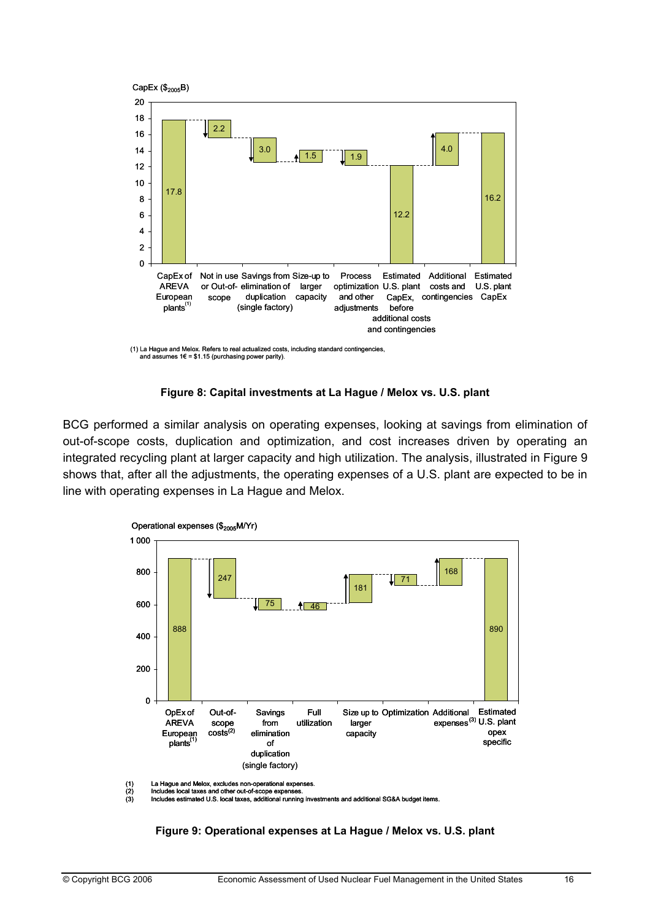CapEx ($_{2005}$B)

| | Value ($_{2005}$B) |
|---|---|
| CapEx of AREVA European plants[(1)] | 17.8 |
| Not in use or Out-of-scope | 2.2 |
| Savings from elimination of duplication (single factory) | 3.0 |
| Size-up to larger capacity | 1.5 |
| Process optimization and other adjustments | 1.9 |
| Estimated U.S. plant CapEx, before additional costs and contingencies | 12.2 |
| Additional costs and contingencies | 4.0 |
| Estimated U.S. plant CapEx | 16.2 |

(1) La Hague and Melox. Refers to real actualized costs, including standard contingencies, and assumes 1€ = $1.15 (purchasing power parity).

**Figure 8: Capital investments at La Hague / Melox vs. U.S. plant**

BCG performed a similar analysis on operating expenses, looking at savings from elimination of out-of-scope costs, duplication and optimization, and cost increases driven by operating an integrated recycling plant at larger capacity and high utilization. The analysis, illustrated in Figure 9 shows that, after all the adjustments, the operating expenses of a U.S. plant are expected to be in line with operating expenses in La Hague and Melox.

Operational expenses ($_{2005}$M/Yr)

| | Value ($_{2005}$M/Yr) |
|---|---|
| OpEx of AREVA European plants[(1)] | 888 |
| Out-of-scope costs[(2)] | 247 |
| Savings from elimination of duplication (single factory) | 75 |
| Full utilization | 46 |
| Size up to larger capacity | 181 |
| Optimization | 71 |
| Additional expenses[(3)] | 168 |
| Estimated U.S. plant opex specific | 890 |

(1) La Hague and Melox, excludes non-operational expenses.
(2) Includes local taxes and other out-of-scope expenses.
(3) Includes estimated U.S. local taxes, additional running investments and additional SG&A budget items.

**Figure 9: Operational expenses at La Hague / Melox vs. U.S. plant**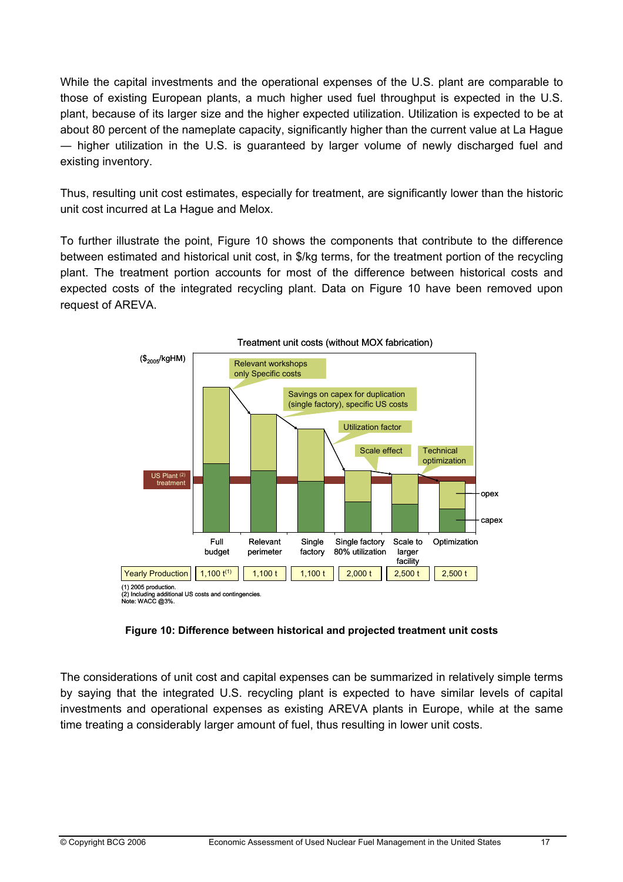While the capital investments and the operational expenses of the U.S. plant are comparable to those of existing European plants, a much higher used fuel throughput is expected in the U.S. plant, because of its larger size and the higher expected utilization. Utilization is expected to be at about 80 percent of the nameplate capacity, significantly higher than the current value at La Hague — higher utilization in the U.S. is guaranteed by larger volume of newly discharged fuel and existing inventory.

Thus, resulting unit cost estimates, especially for treatment, are significantly lower than the historic unit cost incurred at La Hague and Melox.

To further illustrate the point, Figure 10 shows the components that contribute to the difference between estimated and historical unit cost, in $/kg terms, for the treatment portion of the recycling plant. The treatment portion accounts for most of the difference between historical costs and expected costs of the integrated recycling plant. Data on Figure 10 have been removed upon request of AREVA.

Treatment unit costs (without MOX fabrication)

($$_{2005}$/kgHM)

| | Full budget | Relevant perimeter | Single factory | Single factory 80% utilization | Scale to larger facility | Optimization |
|---|---|---|---|---|---|---|
| Yearly Production | 1,100 t[(1)] | 1,100 t | 1,100 t | 2,000 t | 2,500 t | 2,500 t |

Step labels: Relevant workshops only Specific costs; Savings on capex for duplication (single factory), specific US costs; Utilization factor; Scale effect; Technical optimization. Reference line: US Plant[(2)] treatment. Bar components: opex, capex.

(1) 2005 production.
(2) Including additional US costs and contingencies.
Note: WACC @3%.

**Figure 10: Difference between historical and projected treatment unit costs**

The considerations of unit cost and capital expenses can be summarized in relatively simple terms by saying that the integrated U.S. recycling plant is expected to have similar levels of capital investments and operational expenses as existing AREVA plants in Europe, while at the same time treating a considerably larger amount of fuel, thus resulting in lower unit costs.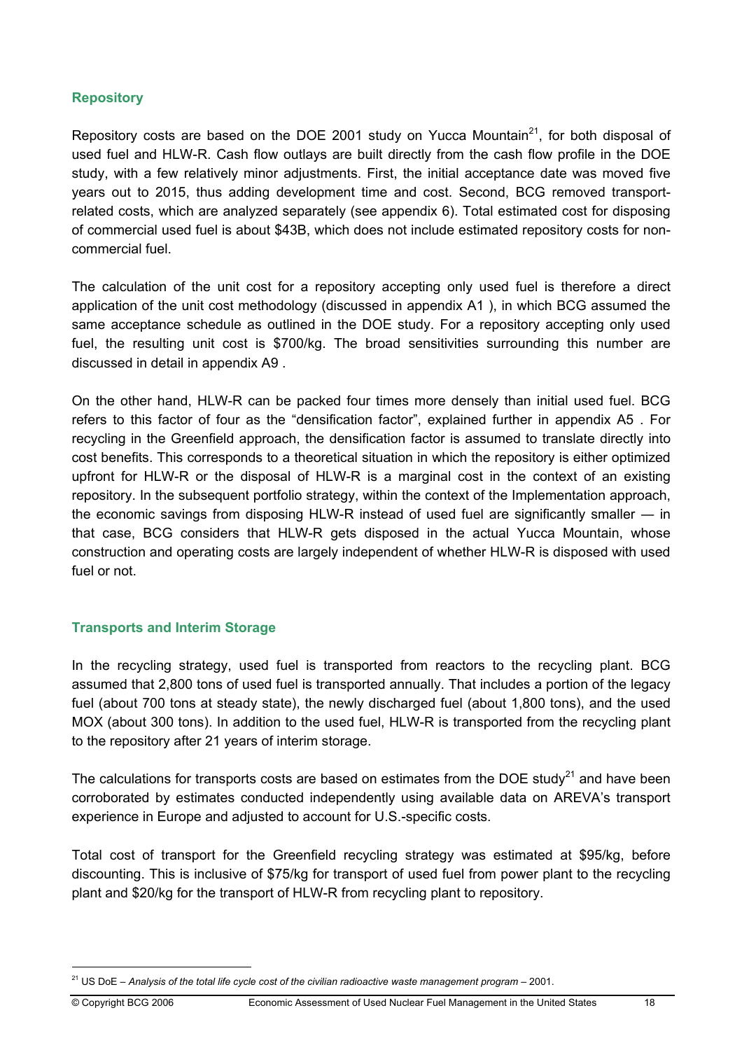### Repository

Repository costs are based on the DOE 2001 study on Yucca Mountain[21], for both disposal of used fuel and HLW-R. Cash flow outlays are built directly from the cash flow profile in the DOE study, with a few relatively minor adjustments. First, the initial acceptance date was moved five years out to 2015, thus adding development time and cost. Second, BCG removed transport-related costs, which are analyzed separately (see appendix 6). Total estimated cost for disposing of commercial used fuel is about $43B, which does not include estimated repository costs for non-commercial fuel.

The calculation of the unit cost for a repository accepting only used fuel is therefore a direct application of the unit cost methodology (discussed in appendix A1 ), in which BCG assumed the same acceptance schedule as outlined in the DOE study. For a repository accepting only used fuel, the resulting unit cost is $700/kg. The broad sensitivities surrounding this number are discussed in detail in appendix A9 .

On the other hand, HLW-R can be packed four times more densely than initial used fuel. BCG refers to this factor of four as the "densification factor", explained further in appendix A5 . For recycling in the Greenfield approach, the densification factor is assumed to translate directly into cost benefits. This corresponds to a theoretical situation in which the repository is either optimized upfront for HLW-R or the disposal of HLW-R is a marginal cost in the context of an existing repository. In the subsequent portfolio strategy, within the context of the Implementation approach, the economic savings from disposing HLW-R instead of used fuel are significantly smaller — in that case, BCG considers that HLW-R gets disposed in the actual Yucca Mountain, whose construction and operating costs are largely independent of whether HLW-R is disposed with used fuel or not.

### Transports and Interim Storage

In the recycling strategy, used fuel is transported from reactors to the recycling plant. BCG assumed that 2,800 tons of used fuel is transported annually. That includes a portion of the legacy fuel (about 700 tons at steady state), the newly discharged fuel (about 1,800 tons), and the used MOX (about 300 tons). In addition to the used fuel, HLW-R is transported from the recycling plant to the repository after 21 years of interim storage.

The calculations for transports costs are based on estimates from the DOE study[21] and have been corroborated by estimates conducted independently using available data on AREVA's transport experience in Europe and adjusted to account for U.S.-specific costs.

Total cost of transport for the Greenfield recycling strategy was estimated at $95/kg, before discounting. This is inclusive of $75/kg for transport of used fuel from power plant to the recycling plant and $20/kg for the transport of HLW-R from recycling plant to repository.

---

[21] US DoE – *Analysis of the total life cycle cost of the civilian radioactive waste management program* – 2001.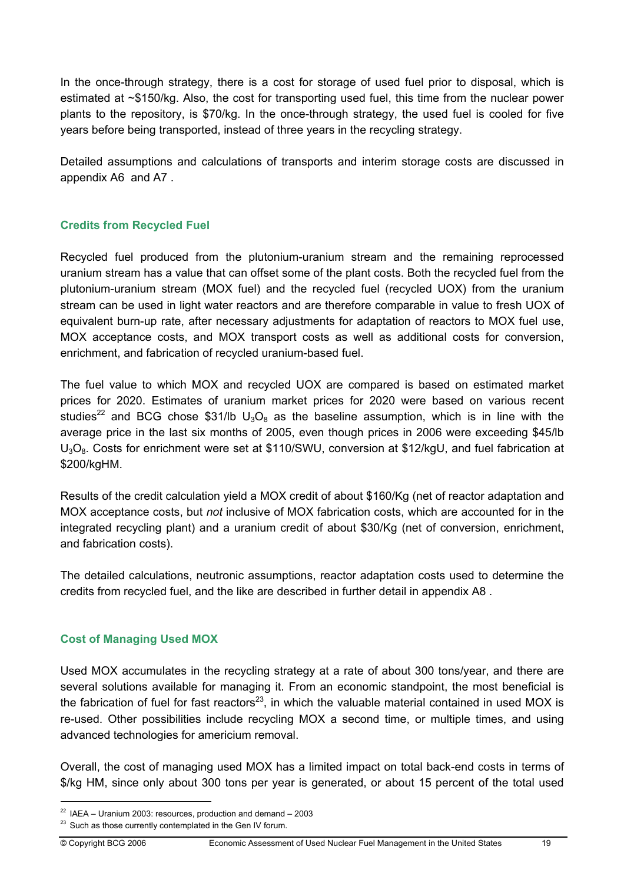In the once-through strategy, there is a cost for storage of used fuel prior to disposal, which is estimated at ~$150/kg. Also, the cost for transporting used fuel, this time from the nuclear power plants to the repository, is $70/kg. In the once-through strategy, the used fuel is cooled for five years before being transported, instead of three years in the recycling strategy.

Detailed assumptions and calculations of transports and interim storage costs are discussed in appendix A6 and A7 .

### Credits from Recycled Fuel

Recycled fuel produced from the plutonium-uranium stream and the remaining reprocessed uranium stream has a value that can offset some of the plant costs. Both the recycled fuel from the plutonium-uranium stream (MOX fuel) and the recycled fuel (recycled UOX) from the uranium stream can be used in light water reactors and are therefore comparable in value to fresh UOX of equivalent burn-up rate, after necessary adjustments for adaptation of reactors to MOX fuel use, MOX acceptance costs, and MOX transport costs as well as additional costs for conversion, enrichment, and fabrication of recycled uranium-based fuel.

The fuel value to which MOX and recycled UOX are compared is based on estimated market prices for 2020. Estimates of uranium market prices for 2020 were based on various recent studies[22] and BCG chose $31/lb $U_3O_8$ as the baseline assumption, which is in line with the average price in the last six months of 2005, even though prices in 2006 were exceeding $45/lb $U_3O_8$. Costs for enrichment were set at $110/SWU, conversion at $12/kgU, and fuel fabrication at $200/kgHM.

Results of the credit calculation yield a MOX credit of about $160/Kg (net of reactor adaptation and MOX acceptance costs, but *not* inclusive of MOX fabrication costs, which are accounted for in the integrated recycling plant) and a uranium credit of about $30/Kg (net of conversion, enrichment, and fabrication costs).

The detailed calculations, neutronic assumptions, reactor adaptation costs used to determine the credits from recycled fuel, and the like are described in further detail in appendix A8 .

### Cost of Managing Used MOX

Used MOX accumulates in the recycling strategy at a rate of about 300 tons/year, and there are several solutions available for managing it. From an economic standpoint, the most beneficial is the fabrication of fuel for fast reactors[23], in which the valuable material contained in used MOX is re-used. Other possibilities include recycling MOX a second time, or multiple times, and using advanced technologies for americium removal.

Overall, the cost of managing used MOX has a limited impact on total back-end costs in terms of $/kg HM, since only about 300 tons per year is generated, or about 15 percent of the total used

---

[22] IAEA – Uranium 2003: resources, production and demand – 2003

[23] Such as those currently contemplated in the Gen IV forum.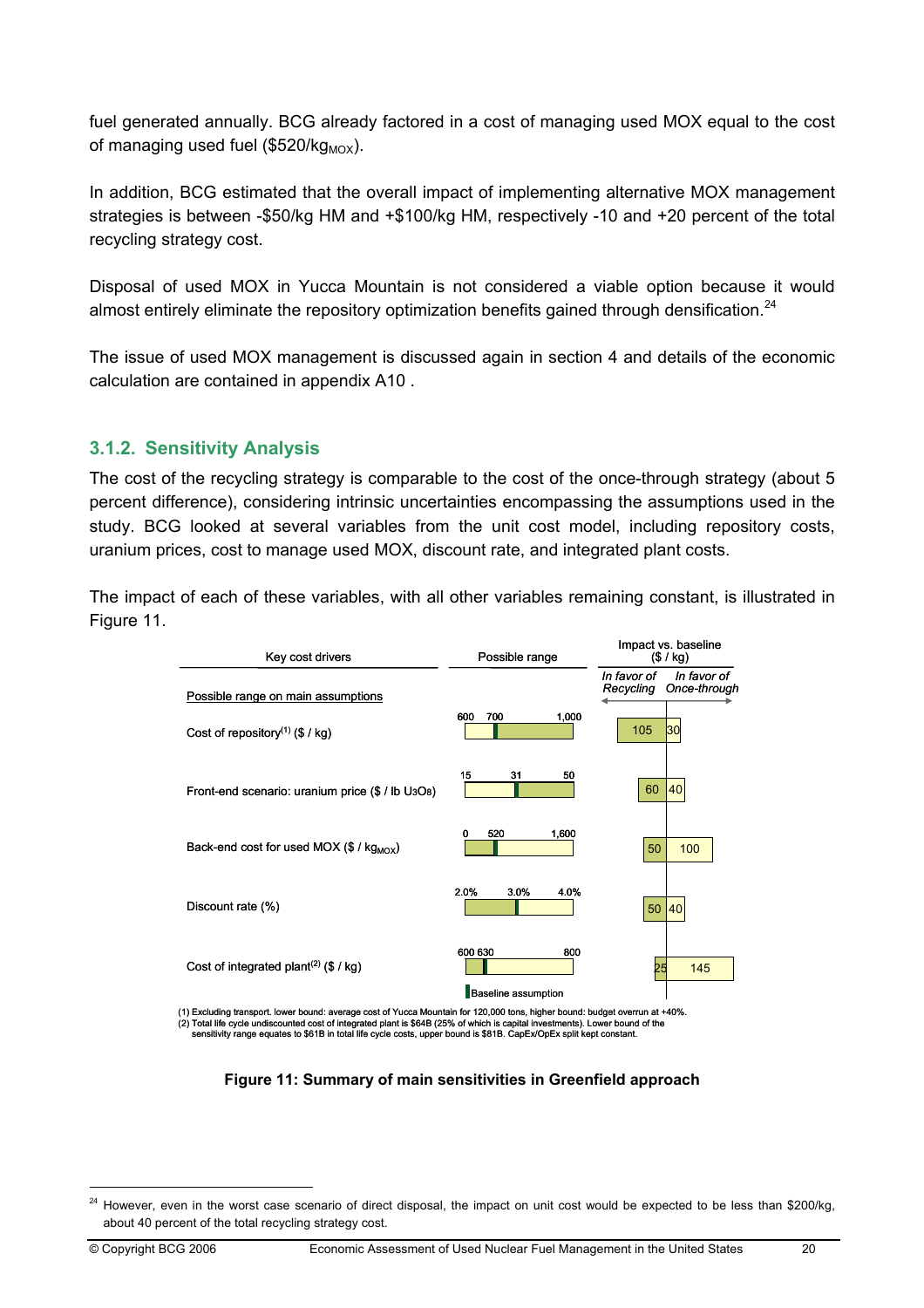fuel generated annually. BCG already factored in a cost of managing used MOX equal to the cost of managing used fuel ($520/kg$_{MOX}$).

In addition, BCG estimated that the overall impact of implementing alternative MOX management strategies is between -$50/kg HM and +$100/kg HM, respectively -10 and +20 percent of the total recycling strategy cost.

Disposal of used MOX in Yucca Mountain is not considered a viable option because it would almost entirely eliminate the repository optimization benefits gained through densification.[24]

The issue of used MOX management is discussed again in section 4 and details of the economic calculation are contained in appendix A10 .

### 3.1.2. Sensitivity Analysis

The cost of the recycling strategy is comparable to the cost of the once-through strategy (about 5 percent difference), considering intrinsic uncertainties encompassing the assumptions used in the study. BCG looked at several variables from the unit cost model, including repository costs, uranium prices, cost to manage used MOX, discount rate, and integrated plant costs.

The impact of each of these variables, with all other variables remaining constant, is illustrated in Figure 11.

| Key cost drivers | Possible range (low / baseline / high) | Impact vs. baseline ($ / kg): In favor of Recycling | Impact vs. baseline ($ / kg): In favor of Once-through |
|---|---|---|---|
| *Possible range on main assumptions* | | | |
| Cost of repository[(1)] ($ / kg) | 600 / 700 / 1,000 | 105 | 30 |
| Front-end scenario: uranium price ($ / lb $U_3O_8$) | 15 / 31 / 50 | 60 | 40 |
| Back-end cost for used MOX ($ / kg$_{MOX}$) | 0 / 520 / 1,600 | 50 | 100 |
| Discount rate (%) | 2.0% / 3.0% / 4.0% | 50 | 40 |
| Cost of integrated plant[(2)] ($ / kg) | 600 / 630 / 800 | 25 | 145 |

Baseline assumption

(1) Excluding transport. lower bound: average cost of Yucca Mountain for 120,000 tons, higher bound: budget overrun at +40%.
(2) Total life cycle undiscounted cost of integrated plant is $64B (25% of which is capital investments). Lower bound of the sensitivity range equates to $61B in total life cycle costs, upper bound is $81B. CapEx/OpEx split kept constant.

**Figure 11: Summary of main sensitivities in Greenfield approach**

---

[24] However, even in the worst case scenario of direct disposal, the impact on unit cost would be expected to be less than $200/kg, about 40 percent of the total recycling strategy cost.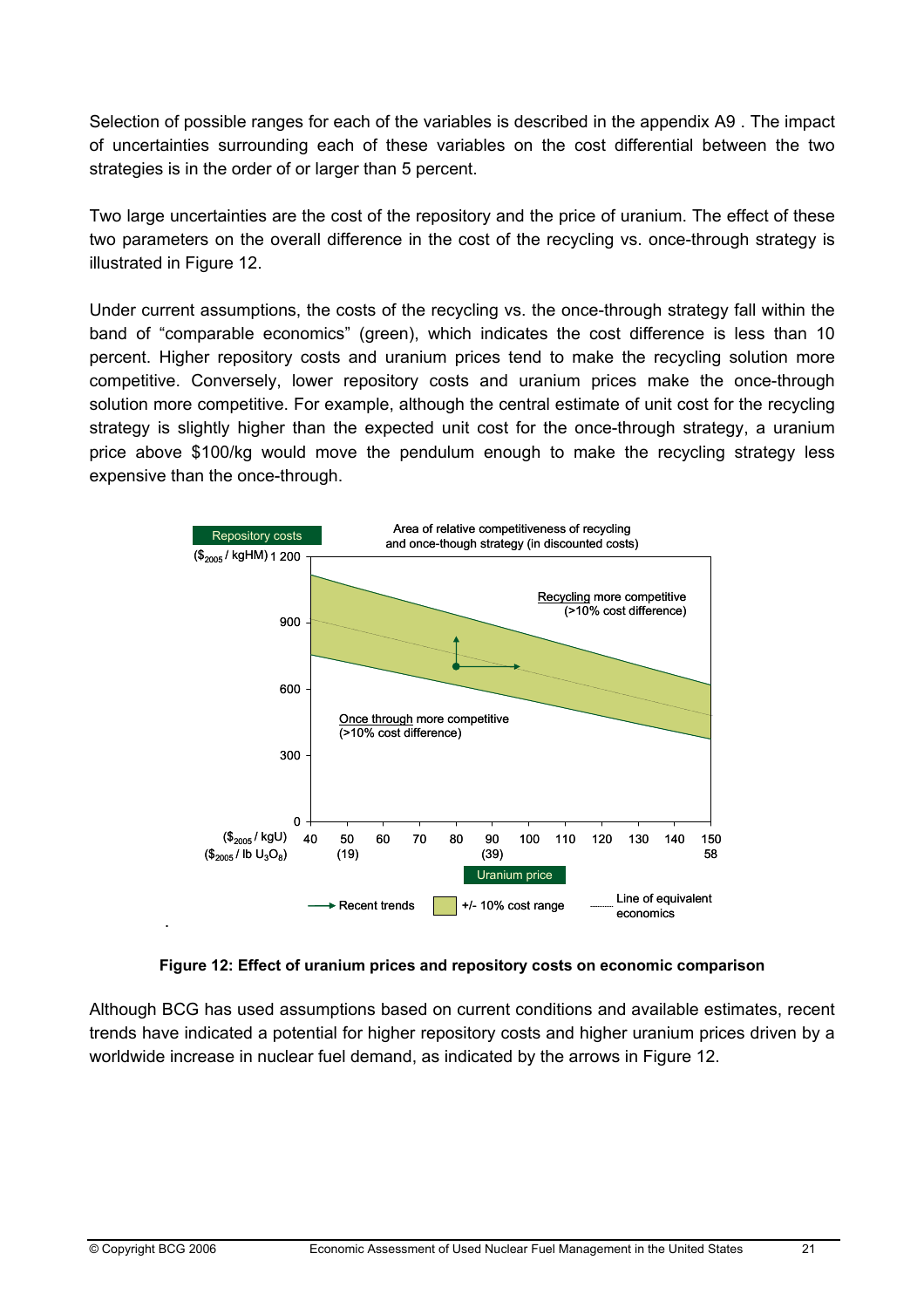Selection of possible ranges for each of the variables is described in the appendix A9 . The impact of uncertainties surrounding each of these variables on the cost differential between the two strategies is in the order of or larger than 5 percent.

Two large uncertainties are the cost of the repository and the price of uranium. The effect of these two parameters on the overall difference in the cost of the recycling vs. once-through strategy is illustrated in Figure 12.

Under current assumptions, the costs of the recycling vs. the once-through strategy fall within the band of "comparable economics" (green), which indicates the cost difference is less than 10 percent. Higher repository costs and uranium prices tend to make the recycling solution more competitive. Conversely, lower repository costs and uranium prices make the once-through solution more competitive. For example, although the central estimate of unit cost for the recycling strategy is slightly higher than the expected unit cost for the once-through strategy, a uranium price above $100/kg would move the pendulum enough to make the recycling strategy less expensive than the once-through.

**Figure 12: Effect of uranium prices and repository costs on economic comparison**

Although BCG has used assumptions based on current conditions and available estimates, recent trends have indicated a potential for higher repository costs and higher uranium prices driven by a worldwide increase in nuclear fuel demand, as indicated by the arrows in Figure 12.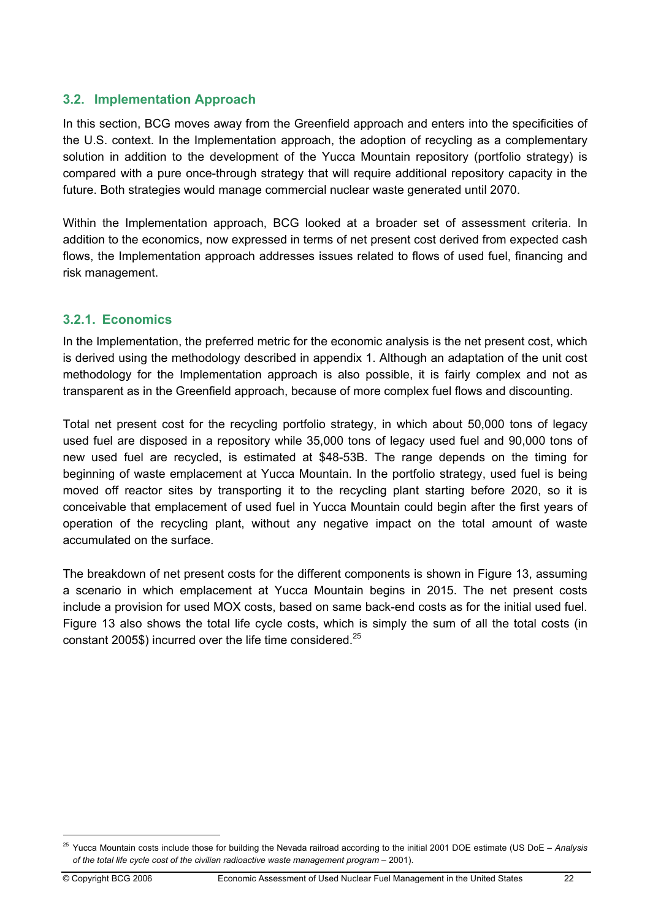## 3.2. Implementation Approach

In this section, BCG moves away from the Greenfield approach and enters into the specificities of the U.S. context. In the Implementation approach, the adoption of recycling as a complementary solution in addition to the development of the Yucca Mountain repository (portfolio strategy) is compared with a pure once-through strategy that will require additional repository capacity in the future. Both strategies would manage commercial nuclear waste generated until 2070.

Within the Implementation approach, BCG looked at a broader set of assessment criteria. In addition to the economics, now expressed in terms of net present cost derived from expected cash flows, the Implementation approach addresses issues related to flows of used fuel, financing and risk management.

### 3.2.1. Economics

In the Implementation, the preferred metric for the economic analysis is the net present cost, which is derived using the methodology described in appendix 1. Although an adaptation of the unit cost methodology for the Implementation approach is also possible, it is fairly complex and not as transparent as in the Greenfield approach, because of more complex fuel flows and discounting.

Total net present cost for the recycling portfolio strategy, in which about 50,000 tons of legacy used fuel are disposed in a repository while 35,000 tons of legacy used fuel and 90,000 tons of new used fuel are recycled, is estimated at $48-53B. The range depends on the timing for beginning of waste emplacement at Yucca Mountain. In the portfolio strategy, used fuel is being moved off reactor sites by transporting it to the recycling plant starting before 2020, so it is conceivable that emplacement of used fuel in Yucca Mountain could begin after the first years of operation of the recycling plant, without any negative impact on the total amount of waste accumulated on the surface.

The breakdown of net present costs for the different components is shown in Figure 13, assuming a scenario in which emplacement at Yucca Mountain begins in 2015. The net present costs include a provision for used MOX costs, based on same back-end costs as for the initial used fuel. Figure 13 also shows the total life cycle costs, which is simply the sum of all the total costs (in constant 2005$) incurred over the life time considered.[25]

[25] Yucca Mountain costs include those for building the Nevada railroad according to the initial 2001 DOE estimate (US DoE – *Analysis of the total life cycle cost of the civilian radioactive waste management program* – 2001).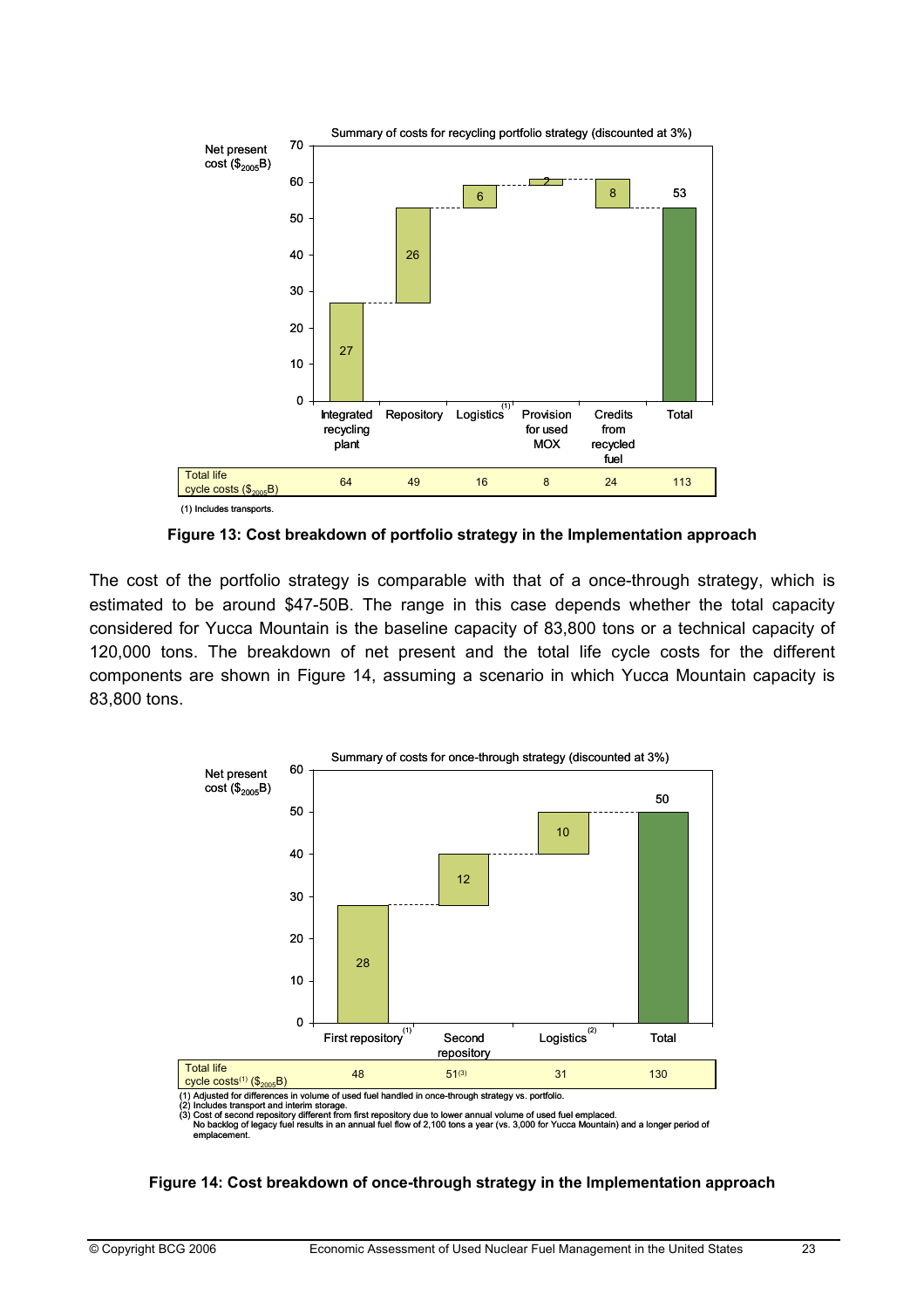Summary of costs for recycling portfolio strategy (discounted at 3%)

Net present cost ($_{2005}$B)

| | Integrated recycling plant | Repository | Logistics[(1)] | Provision for used MOX | Credits from recycled fuel | Total |
|---|---|---|---|---|---|---|
| Net present cost | 27 | 26 | 6 | 2 | 8 | 53 |
| Total life cycle costs ($_{2005}$B) | 64 | 49 | 16 | 8 | 24 | 113 |

(1) Includes transports.

**Figure 13: Cost breakdown of portfolio strategy in the Implementation approach**

The cost of the portfolio strategy is comparable with that of a once-through strategy, which is estimated to be around \$47-50B. The range in this case depends whether the total capacity considered for Yucca Mountain is the baseline capacity of 83,800 tons or a technical capacity of 120,000 tons. The breakdown of net present and the total life cycle costs for the different components are shown in Figure 14, assuming a scenario in which Yucca Mountain capacity is 83,800 tons.

Summary of costs for once-through strategy (discounted at 3%)

Net present cost ($_{2005}$B)

| | First repository[(1)] | Second repository | Logistics[(2)] | Total |
|---|---|---|---|---|
| Net present cost | 28 | 12 | 10 | 50 |
| Total life cycle costs[(1)] ($_{2005}$B) | 48 | 51[(3)] | 31 | 130 |

(1) Adjusted for differences in volume of used fuel handled in once-through strategy vs. portfolio.
(2) Includes transport and interim storage.
(3) Cost of second repository different from first repository due to lower annual volume of used fuel emplaced. No backlog of legacy fuel results in an annual fuel flow of 2,100 tons a year (vs. 3,000 for Yucca Mountain) and a longer period of emplacement.

**Figure 14: Cost breakdown of once-through strategy in the Implementation approach**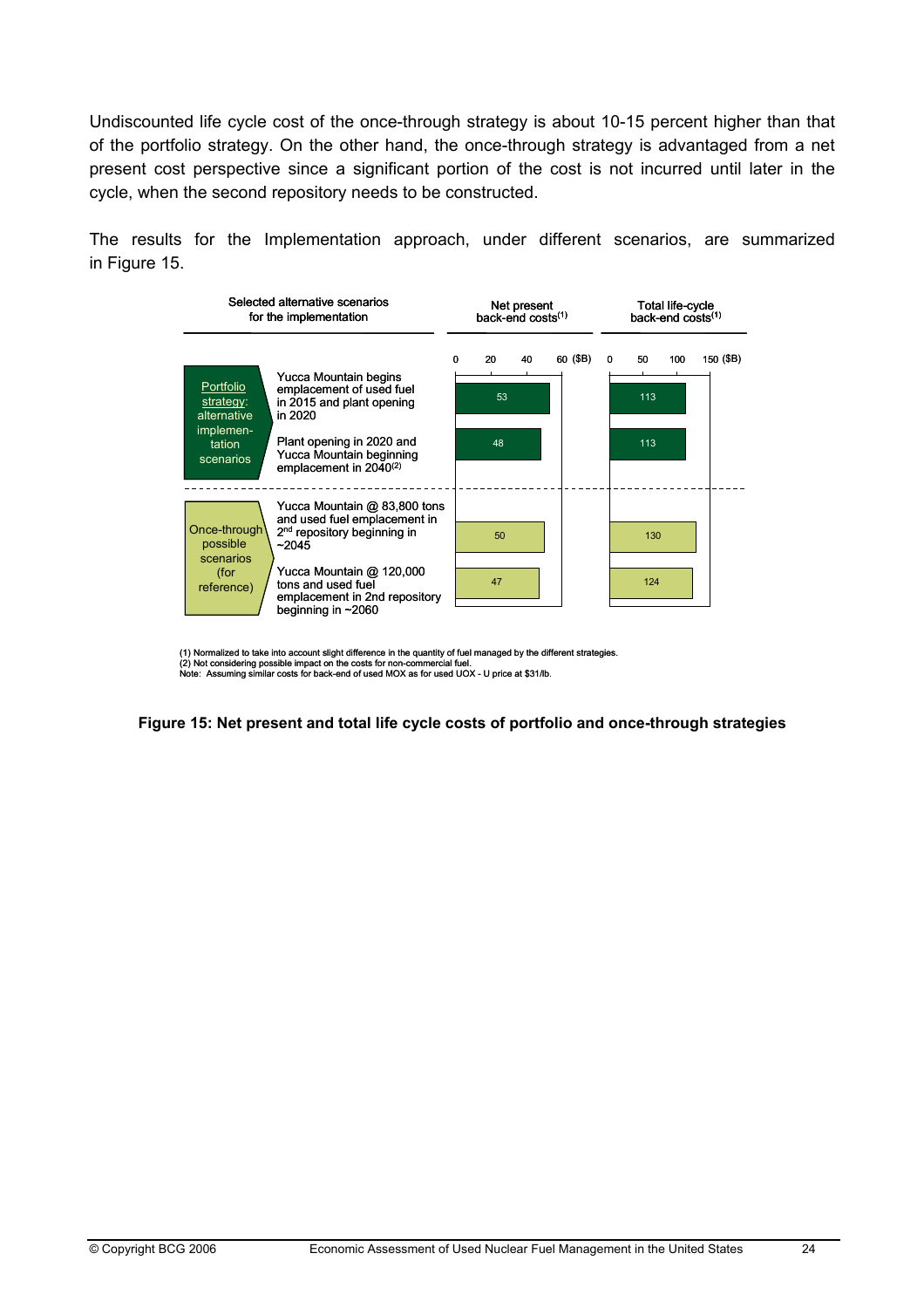Undiscounted life cycle cost of the once-through strategy is about 10-15 percent higher than that of the portfolio strategy. On the other hand, the once-through strategy is advantaged from a net present cost perspective since a significant portion of the cost is not incurred until later in the cycle, when the second repository needs to be constructed.

The results for the Implementation approach, under different scenarios, are summarized in Figure 15.

| Selected alternative scenarios for the implementation | | Net present back-end costs(1) ($B) | Total life-cycle back-end costs(1) ($B) |
|---|---|---|---|
| Portfolio strategy: alternative implementation scenarios | Yucca Mountain begins emplacement of used fuel in 2015 and plant opening in 2020 | 53 | 113 |
| | Plant opening in 2020 and Yucca Mountain beginning emplacement in 2040(2) | 48 | 113 |
| Once-through possible scenarios (for reference) | Yucca Mountain @ 83,800 tons and used fuel emplacement in 2nd repository beginning in ~2045 | 50 | 130 |
| | Yucca Mountain @ 120,000 tons and used fuel emplacement in 2nd repository beginning in ~2060 | 47 | 124 |

(1) Normalized to take into account slight difference in the quantity of fuel managed by the different strategies.
(2) Not considering possible impact on the costs for non-commercial fuel.
Note: Assuming similar costs for back-end of used MOX as for used UOX - U price at $31/lb.

**Figure 15: Net present and total life cycle costs of portfolio and once-through strategies**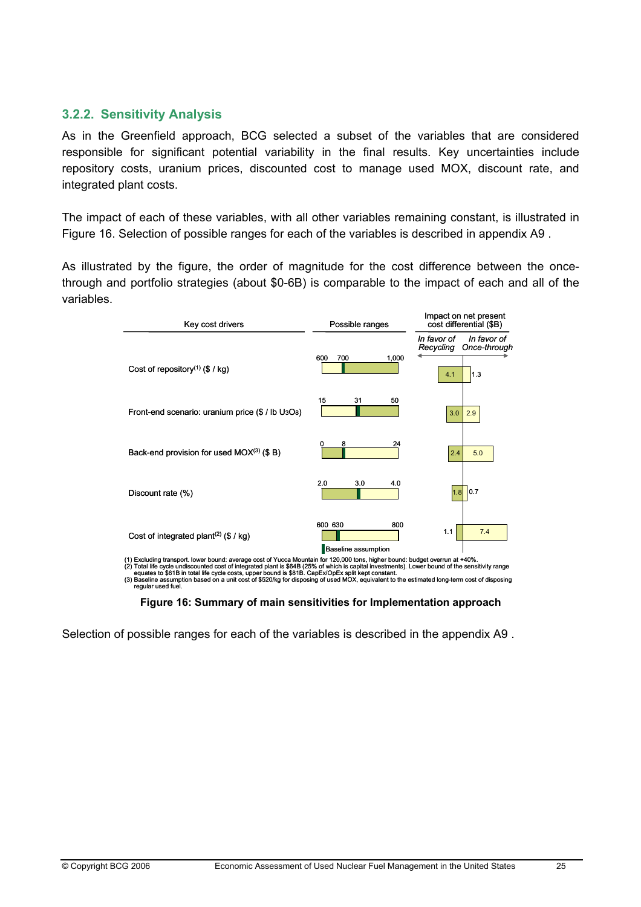### 3.2.2. Sensitivity Analysis

As in the Greenfield approach, BCG selected a subset of the variables that are considered responsible for significant potential variability in the final results. Key uncertainties include repository costs, uranium prices, discounted cost to manage used MOX, discount rate, and integrated plant costs.

The impact of each of these variables, with all other variables remaining constant, is illustrated in Figure 16. Selection of possible ranges for each of the variables is described in appendix A9 .

As illustrated by the figure, the order of magnitude for the cost difference between the once-through and portfolio strategies (about \$0-6B) is comparable to the impact of each and all of the variables.

| Key cost drivers | Possible ranges | Impact on net present cost differential (\$B): *In favor of Recycling* | Impact on net present cost differential (\$B): *In favor of Once-through* |
|---|---|---|---|
| Cost of repository[1] (\$ / kg) | 600 – 700 – 1,000 | 4.1 | 1.3 |
| Front-end scenario: uranium price (\$ / lb $U_3O_8$) | 15 – 31 – 50 | 3.0 | 2.9 |
| Back-end provision for used MOX[3] (\$ B) | 0 – 8 – 24 | 2.4 | 5.0 |
| Discount rate (%) | 2.0 – 3.0 – 4.0 | 1.8 | 0.7 |
| Cost of integrated plant[2] (\$ / kg) | 600 – 630 – 800 | 1.1 | 7.4 |

Baseline assumption: 700 (cost of repository), 31 (uranium price), 8 (back-end provision for used MOX), 3.0 (discount rate), 630 (cost of integrated plant).

(1) Excluding transport. lower bound: average cost of Yucca Mountain for 120,000 tons, higher bound: budget overrun at +40%.
(2) Total life cycle undiscounted cost of integrated plant is \$64B (25% of which is capital investments). Lower bound of the sensitivity range equates to \$61B in total life cycle costs, upper bound is \$81B. CapEx/OpEx split kept constant.
(3) Baseline assumption based on a unit cost of \$520/kg for disposing of used MOX, equivalent to the estimated long-term cost of disposing regular used fuel.

**Figure 16: Summary of main sensitivities for Implementation approach**

Selection of possible ranges for each of the variables is described in the appendix A9 .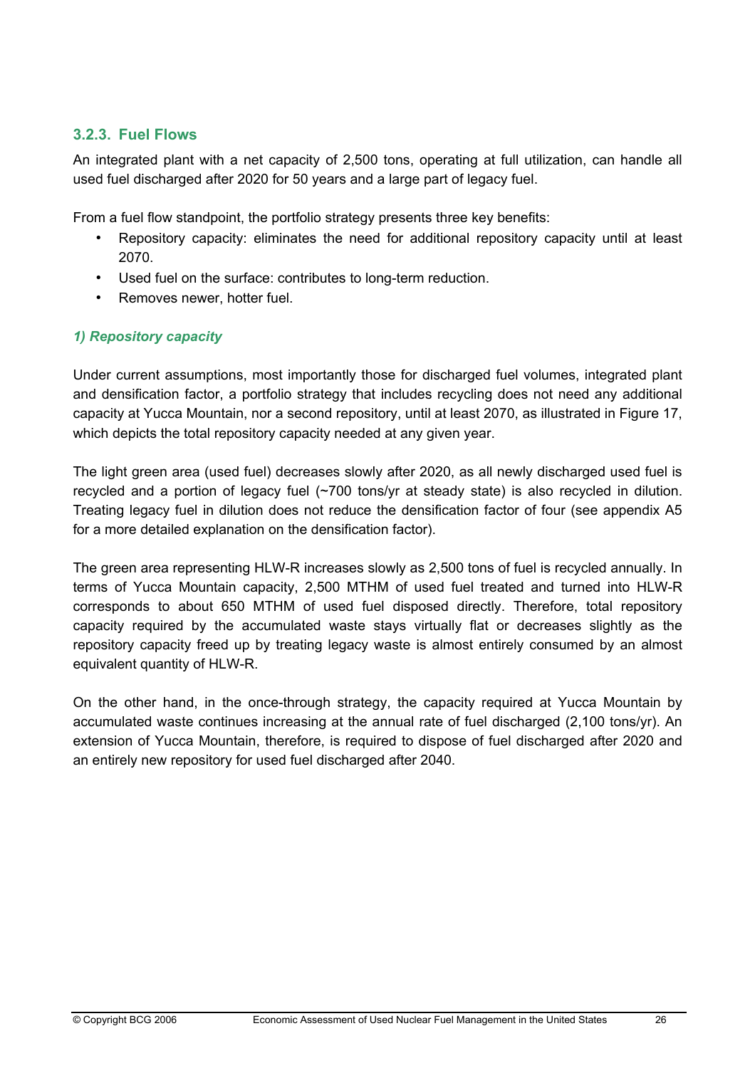### 3.2.3. Fuel Flows

An integrated plant with a net capacity of 2,500 tons, operating at full utilization, can handle all used fuel discharged after 2020 for 50 years and a large part of legacy fuel.

From a fuel flow standpoint, the portfolio strategy presents three key benefits:

- Repository capacity: eliminates the need for additional repository capacity until at least 2070.
- Used fuel on the surface: contributes to long-term reduction.
- Removes newer, hotter fuel.

#### *1) Repository capacity*

Under current assumptions, most importantly those for discharged fuel volumes, integrated plant and densification factor, a portfolio strategy that includes recycling does not need any additional capacity at Yucca Mountain, nor a second repository, until at least 2070, as illustrated in Figure 17, which depicts the total repository capacity needed at any given year.

The light green area (used fuel) decreases slowly after 2020, as all newly discharged used fuel is recycled and a portion of legacy fuel (~700 tons/yr at steady state) is also recycled in dilution. Treating legacy fuel in dilution does not reduce the densification factor of four (see appendix A5 for a more detailed explanation on the densification factor).

The green area representing HLW-R increases slowly as 2,500 tons of fuel is recycled annually. In terms of Yucca Mountain capacity, 2,500 MTHM of used fuel treated and turned into HLW-R corresponds to about 650 MTHM of used fuel disposed directly. Therefore, total repository capacity required by the accumulated waste stays virtually flat or decreases slightly as the repository capacity freed up by treating legacy waste is almost entirely consumed by an almost equivalent quantity of HLW-R.

On the other hand, in the once-through strategy, the capacity required at Yucca Mountain by accumulated waste continues increasing at the annual rate of fuel discharged (2,100 tons/yr). An extension of Yucca Mountain, therefore, is required to dispose of fuel discharged after 2020 and an entirely new repository for used fuel discharged after 2040.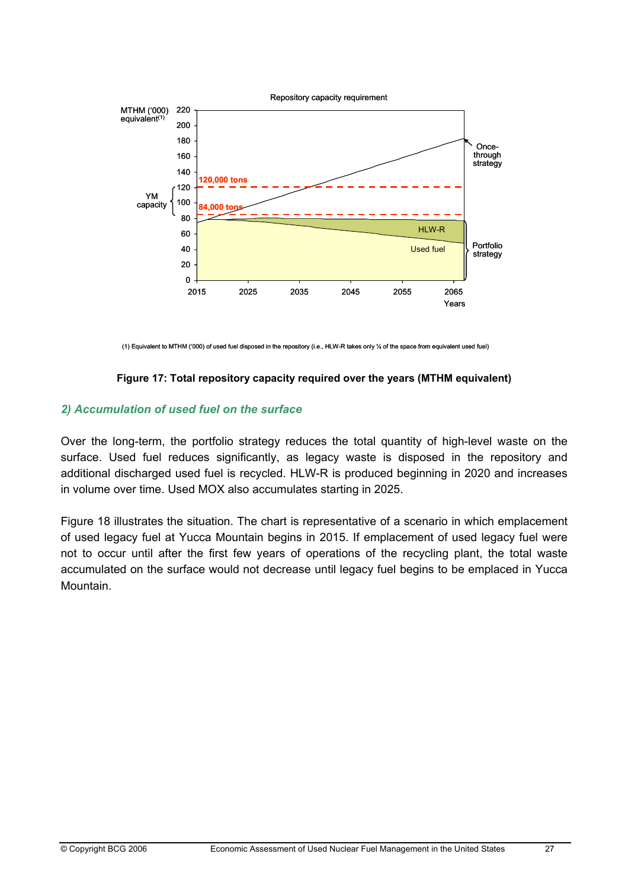Repository capacity requirement

MTHM ('000) equivalent(1)

(1) Equivalent to MTHM ('000) of used fuel disposed in the repository (i.e., HLW-R takes only ¼ of the space from equivalent used fuel)

**Figure 17: Total repository capacity required over the years (MTHM equivalent)**

### *2) Accumulation of used fuel on the surface*

Over the long-term, the portfolio strategy reduces the total quantity of high-level waste on the surface. Used fuel reduces significantly, as legacy waste is disposed in the repository and additional discharged used fuel is recycled. HLW-R is produced beginning in 2020 and increases in volume over time. Used MOX also accumulates starting in 2025.

Figure 18 illustrates the situation. The chart is representative of a scenario in which emplacement of used legacy fuel at Yucca Mountain begins in 2015. If emplacement of used legacy fuel were not to occur until after the first few years of operations of the recycling plant, the total waste accumulated on the surface would not decrease until legacy fuel begins to be emplaced in Yucca Mountain.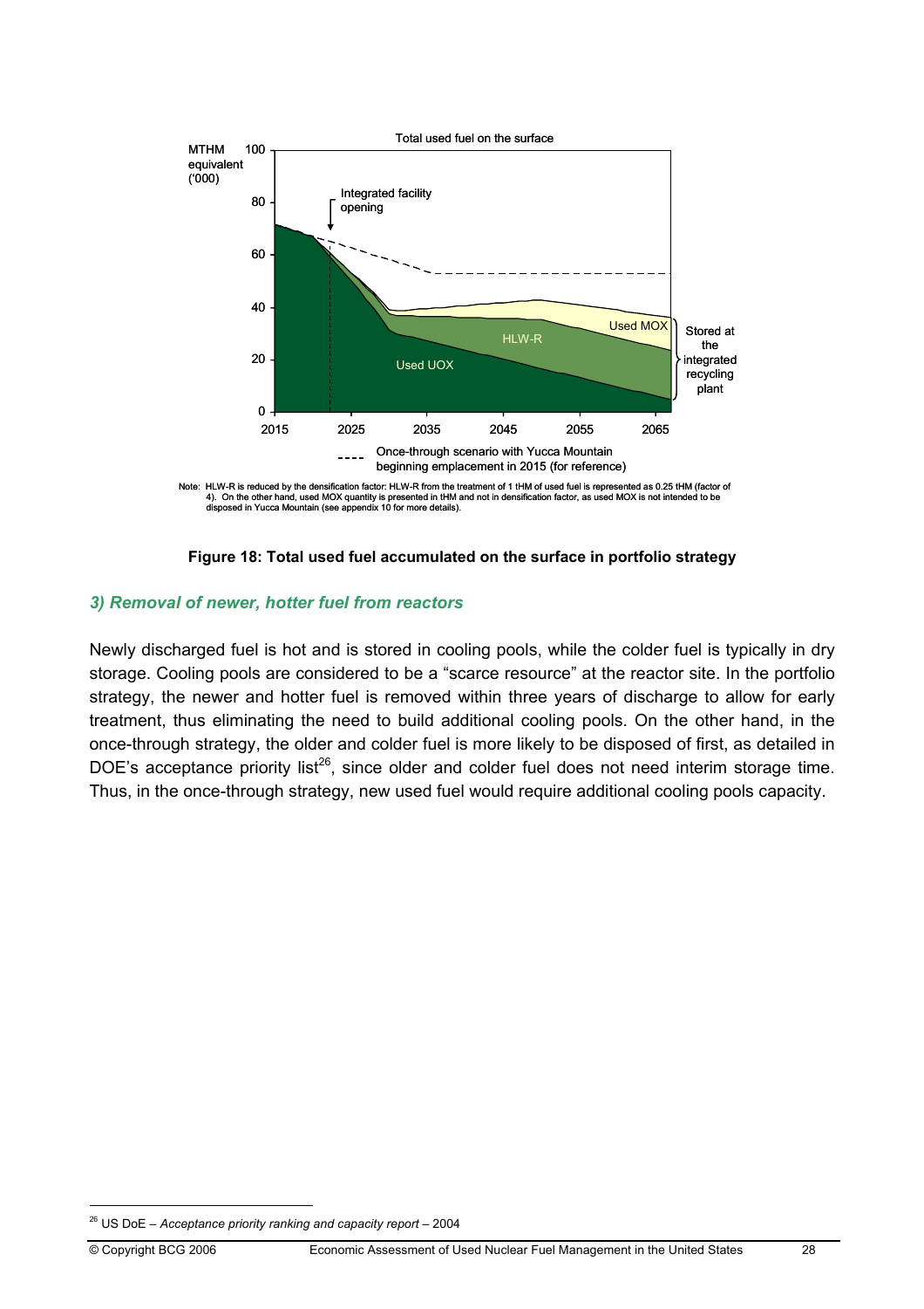Total used fuel on the surface

MTHM equivalent ('000)

Integrated facility opening

Used MOX

HLW-R

Used UOX

Stored at the integrated recycling plant

Once-through scenario with Yucca Mountain beginning emplacement in 2015 (for reference)

Note: HLW-R is reduced by the densification factor: HLW-R from the treatment of 1 tHM of used fuel is represented as 0.25 tHM (factor of 4). On the other hand, used MOX quantity is presented in tHM and not in densification factor, as used MOX is not intended to be disposed in Yucca Mountain (see appendix 10 for more details).

**Figure 18: Total used fuel accumulated on the surface in portfolio strategy**

### *3) Removal of newer, hotter fuel from reactors*

Newly discharged fuel is hot and is stored in cooling pools, while the colder fuel is typically in dry storage. Cooling pools are considered to be a "scarce resource" at the reactor site. In the portfolio strategy, the newer and hotter fuel is removed within three years of discharge to allow for early treatment, thus eliminating the need to build additional cooling pools. On the other hand, in the once-through strategy, the older and colder fuel is more likely to be disposed of first, as detailed in DOE's acceptance priority list[26], since older and colder fuel does not need interim storage time. Thus, in the once-through strategy, new used fuel would require additional cooling pools capacity.

[26] US DoE – *Acceptance priority ranking and capacity report* – 2004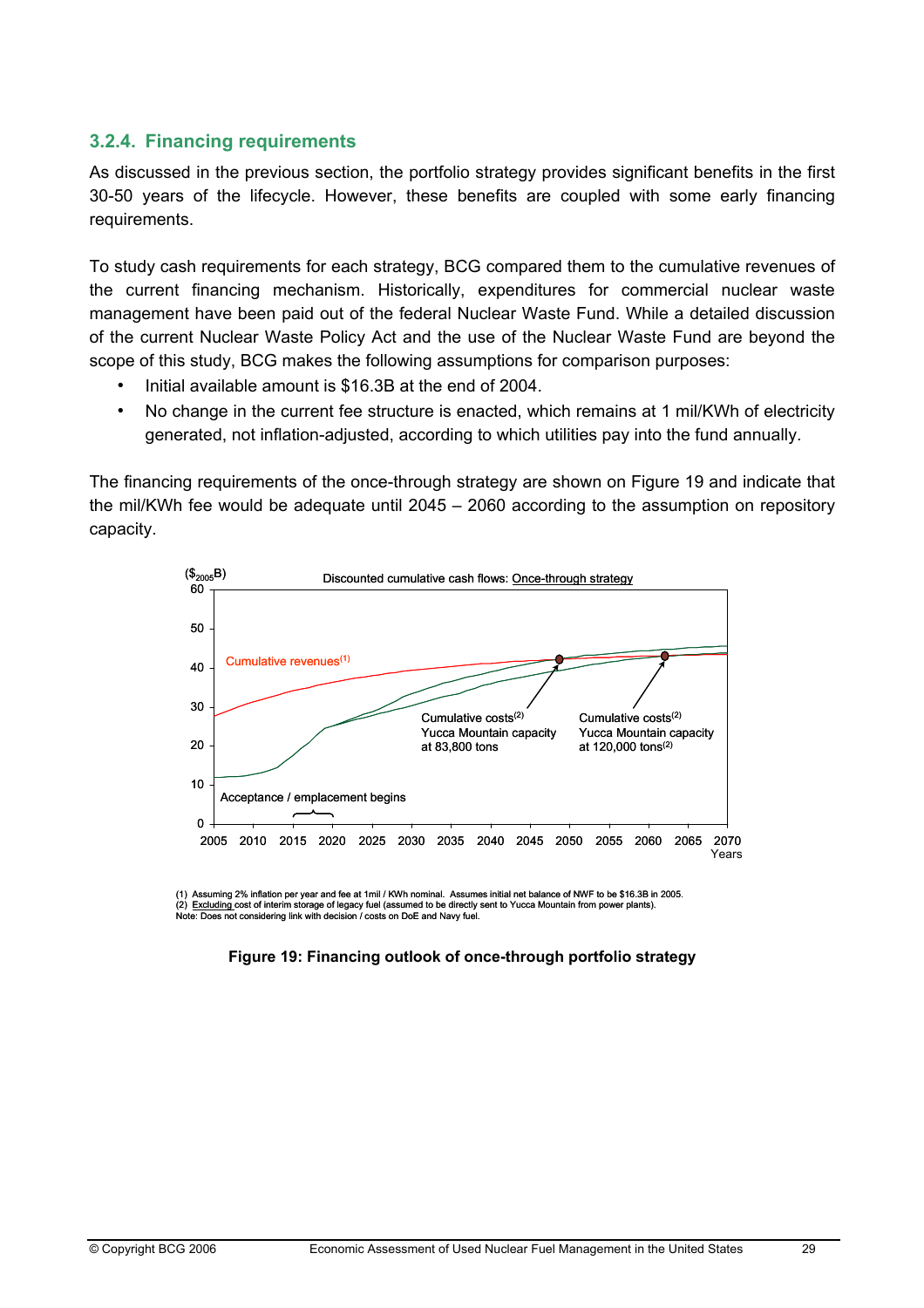### 3.2.4. Financing requirements

As discussed in the previous section, the portfolio strategy provides significant benefits in the first 30-50 years of the lifecycle. However, these benefits are coupled with some early financing requirements.

To study cash requirements for each strategy, BCG compared them to the cumulative revenues of the current financing mechanism. Historically, expenditures for commercial nuclear waste management have been paid out of the federal Nuclear Waste Fund. While a detailed discussion of the current Nuclear Waste Policy Act and the use of the Nuclear Waste Fund are beyond the scope of this study, BCG makes the following assumptions for comparison purposes:

- Initial available amount is $16.3B at the end of 2004.
- No change in the current fee structure is enacted, which remains at 1 mil/KWh of electricity generated, not inflation-adjusted, according to which utilities pay into the fund annually.

The financing requirements of the once-through strategy are shown on Figure 19 and indicate that the mil/KWh fee would be adequate until 2045 – 2060 according to the assumption on repository capacity.

($_{2005}$B) Discounted cumulative cash flows: Once-through strategy

Cumulative revenues(1)

Cumulative costs(2) Yucca Mountain capacity at 83,800 tons

Cumulative costs(2) Yucca Mountain capacity at 120,000 tons(2)

Acceptance / emplacement begins

Years

(1) Assuming 2% inflation per year and fee at 1mil / KWh nominal. Assumes initial net balance of NWF to be $16.3B in 2005.
(2) Excluding cost of interim storage of legacy fuel (assumed to be directly sent to Yucca Mountain from power plants).
Note: Does not considering link with decision / costs on DoE and Navy fuel.

**Figure 19: Financing outlook of once-through portfolio strategy**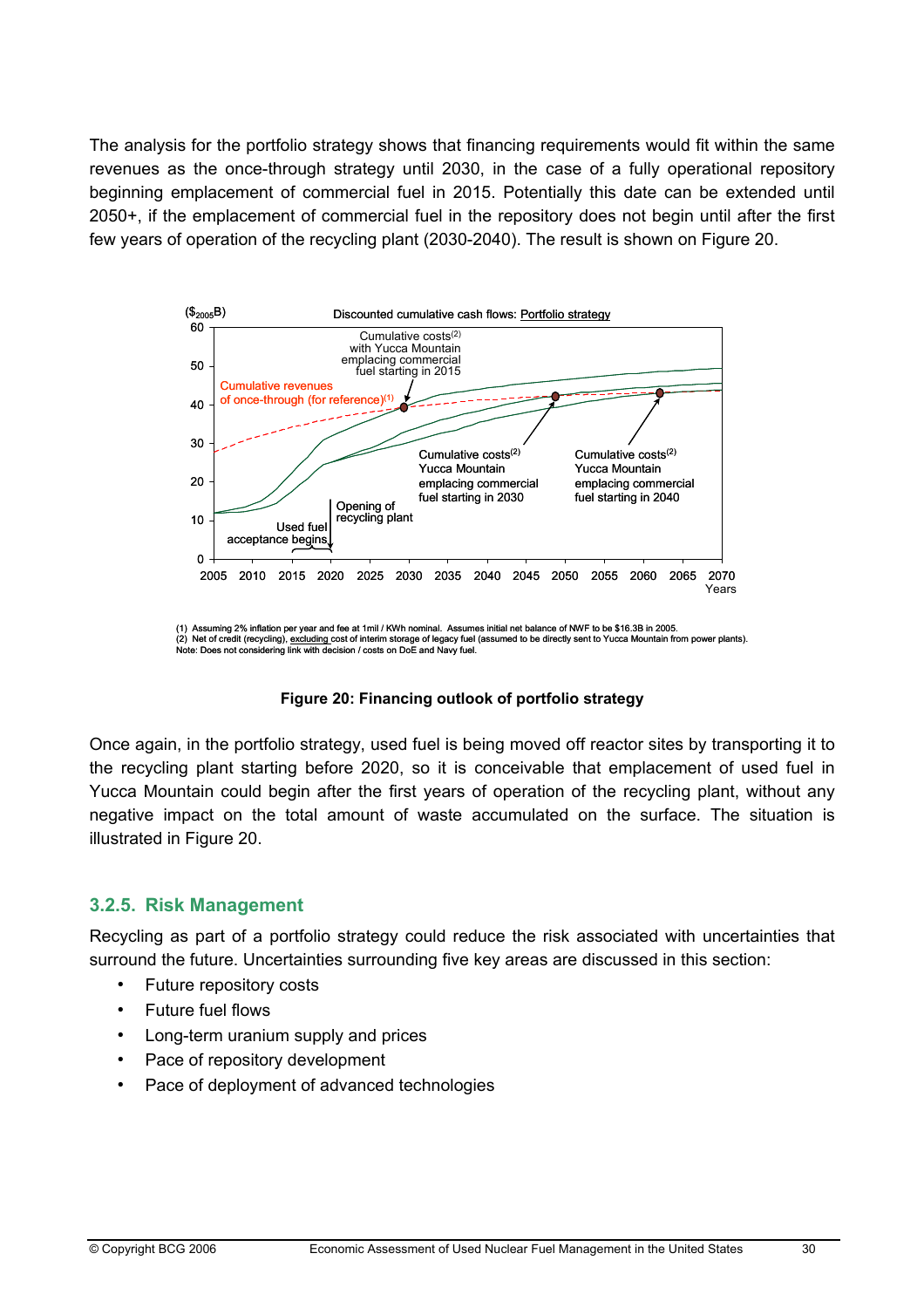The analysis for the portfolio strategy shows that financing requirements would fit within the same revenues as the once-through strategy until 2030, in the case of a fully operational repository beginning emplacement of commercial fuel in 2015. Potentially this date can be extended until 2050+, if the emplacement of commercial fuel in the repository does not begin until after the first few years of operation of the recycling plant (2030-2040). The result is shown on Figure 20.

(1) Assuming 2% inflation per year and fee at 1mil / KWh nominal. Assumes initial net balance of NWF to be $16.3B in 2005.
(2) Net of credit (recycling), excluding cost of interim storage of legacy fuel (assumed to be directly sent to Yucca Mountain from power plants).
Note: Does not considering link with decision / costs on DoE and Navy fuel.

**Figure 20: Financing outlook of portfolio strategy**

Once again, in the portfolio strategy, used fuel is being moved off reactor sites by transporting it to the recycling plant starting before 2020, so it is conceivable that emplacement of used fuel in Yucca Mountain could begin after the first years of operation of the recycling plant, without any negative impact on the total amount of waste accumulated on the surface. The situation is illustrated in Figure 20.

### 3.2.5. Risk Management

Recycling as part of a portfolio strategy could reduce the risk associated with uncertainties that surround the future. Uncertainties surrounding five key areas are discussed in this section:

- Future repository costs
- Future fuel flows
- Long-term uranium supply and prices
- Pace of repository development
- Pace of deployment of advanced technologies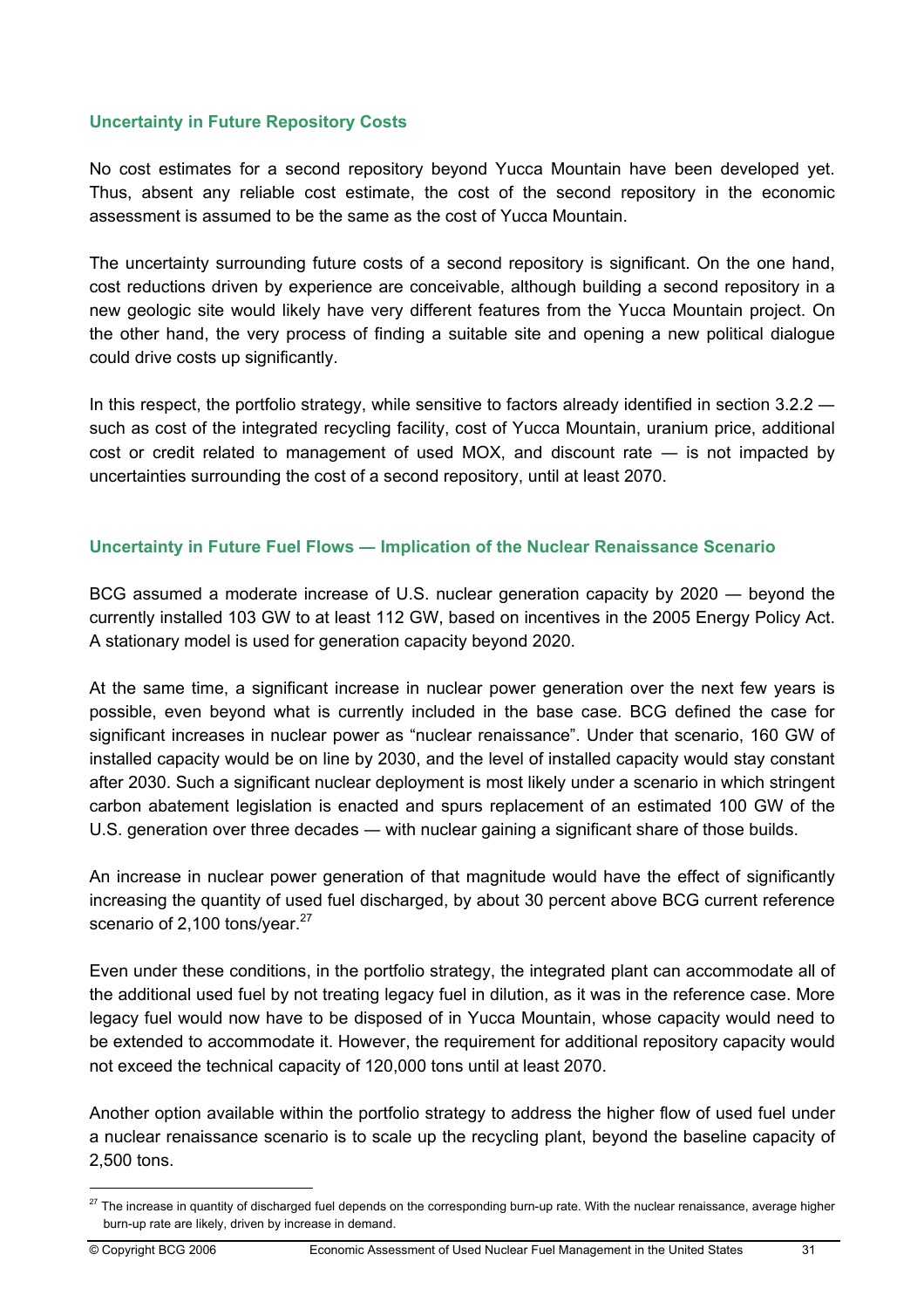### Uncertainty in Future Repository Costs

No cost estimates for a second repository beyond Yucca Mountain have been developed yet. Thus, absent any reliable cost estimate, the cost of the second repository in the economic assessment is assumed to be the same as the cost of Yucca Mountain.

The uncertainty surrounding future costs of a second repository is significant. On the one hand, cost reductions driven by experience are conceivable, although building a second repository in a new geologic site would likely have very different features from the Yucca Mountain project. On the other hand, the very process of finding a suitable site and opening a new political dialogue could drive costs up significantly.

In this respect, the portfolio strategy, while sensitive to factors already identified in section 3.2.2 — such as cost of the integrated recycling facility, cost of Yucca Mountain, uranium price, additional cost or credit related to management of used MOX, and discount rate — is not impacted by uncertainties surrounding the cost of a second repository, until at least 2070.

### Uncertainty in Future Fuel Flows — Implication of the Nuclear Renaissance Scenario

BCG assumed a moderate increase of U.S. nuclear generation capacity by 2020 — beyond the currently installed 103 GW to at least 112 GW, based on incentives in the 2005 Energy Policy Act. A stationary model is used for generation capacity beyond 2020.

At the same time, a significant increase in nuclear power generation over the next few years is possible, even beyond what is currently included in the base case. BCG defined the case for significant increases in nuclear power as "nuclear renaissance". Under that scenario, 160 GW of installed capacity would be on line by 2030, and the level of installed capacity would stay constant after 2030. Such a significant nuclear deployment is most likely under a scenario in which stringent carbon abatement legislation is enacted and spurs replacement of an estimated 100 GW of the U.S. generation over three decades — with nuclear gaining a significant share of those builds.

An increase in nuclear power generation of that magnitude would have the effect of significantly increasing the quantity of used fuel discharged, by about 30 percent above BCG current reference scenario of 2,100 tons/year.[27]

Even under these conditions, in the portfolio strategy, the integrated plant can accommodate all of the additional used fuel by not treating legacy fuel in dilution, as it was in the reference case. More legacy fuel would now have to be disposed of in Yucca Mountain, whose capacity would need to be extended to accommodate it. However, the requirement for additional repository capacity would not exceed the technical capacity of 120,000 tons until at least 2070.

Another option available within the portfolio strategy to address the higher flow of used fuel under a nuclear renaissance scenario is to scale up the recycling plant, beyond the baseline capacity of 2,500 tons.

---

[27] The increase in quantity of discharged fuel depends on the corresponding burn-up rate. With the nuclear renaissance, average higher burn-up rate are likely, driven by increase in demand.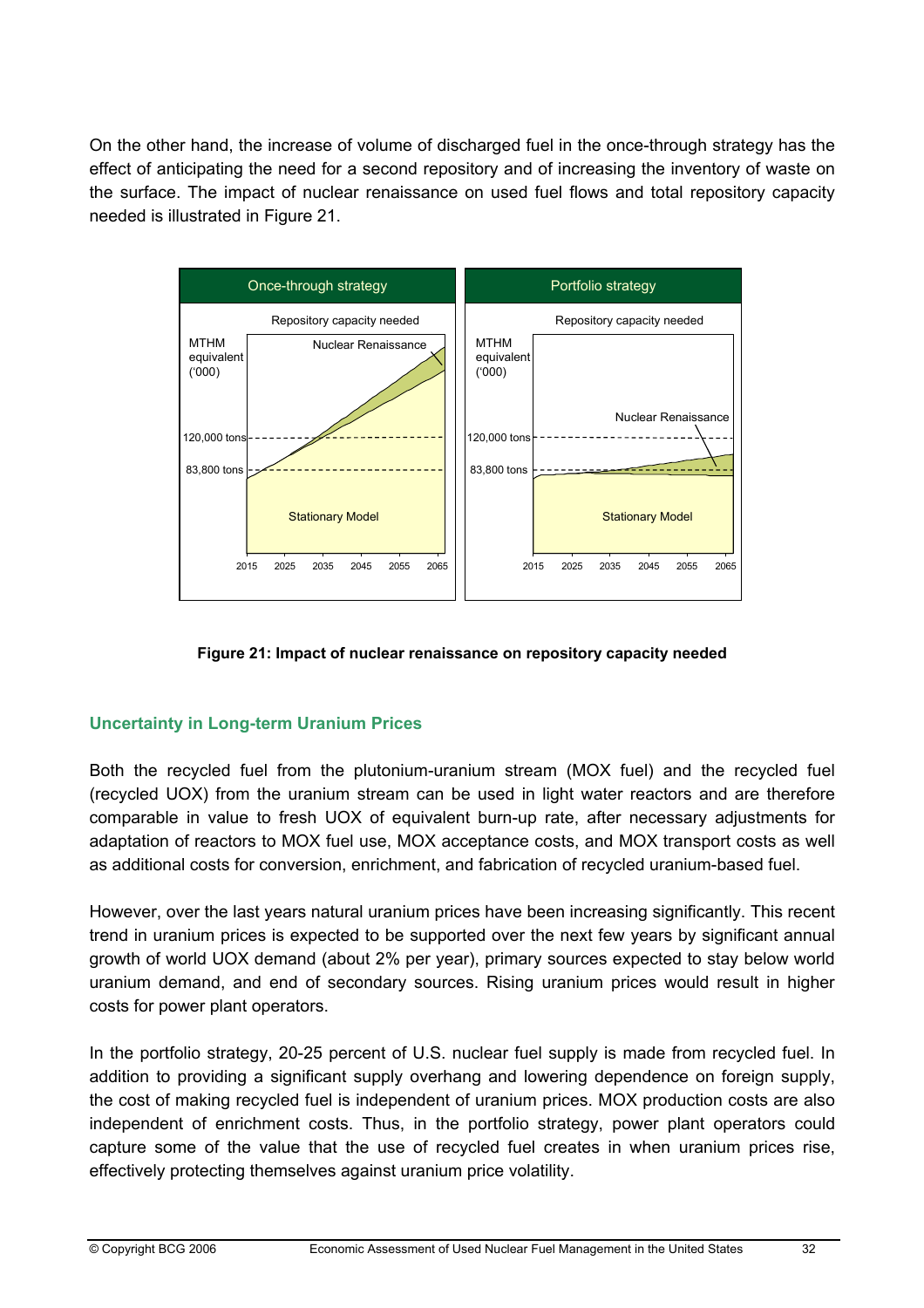On the other hand, the increase of volume of discharged fuel in the once-through strategy has the effect of anticipating the need for a second repository and of increasing the inventory of waste on the surface. The impact of nuclear renaissance on used fuel flows and total repository capacity needed is illustrated in Figure 21.

**Figure 21: Impact of nuclear renaissance on repository capacity needed**

## Uncertainty in Long-term Uranium Prices

Both the recycled fuel from the plutonium-uranium stream (MOX fuel) and the recycled fuel (recycled UOX) from the uranium stream can be used in light water reactors and are therefore comparable in value to fresh UOX of equivalent burn-up rate, after necessary adjustments for adaptation of reactors to MOX fuel use, MOX acceptance costs, and MOX transport costs as well as additional costs for conversion, enrichment, and fabrication of recycled uranium-based fuel.

However, over the last years natural uranium prices have been increasing significantly. This recent trend in uranium prices is expected to be supported over the next few years by significant annual growth of world UOX demand (about 2% per year), primary sources expected to stay below world uranium demand, and end of secondary sources. Rising uranium prices would result in higher costs for power plant operators.

In the portfolio strategy, 20-25 percent of U.S. nuclear fuel supply is made from recycled fuel. In addition to providing a significant supply overhang and lowering dependence on foreign supply, the cost of making recycled fuel is independent of uranium prices. MOX production costs are also independent of enrichment costs. Thus, in the portfolio strategy, power plant operators could capture some of the value that the use of recycled fuel creates in when uranium prices rise, effectively protecting themselves against uranium price volatility.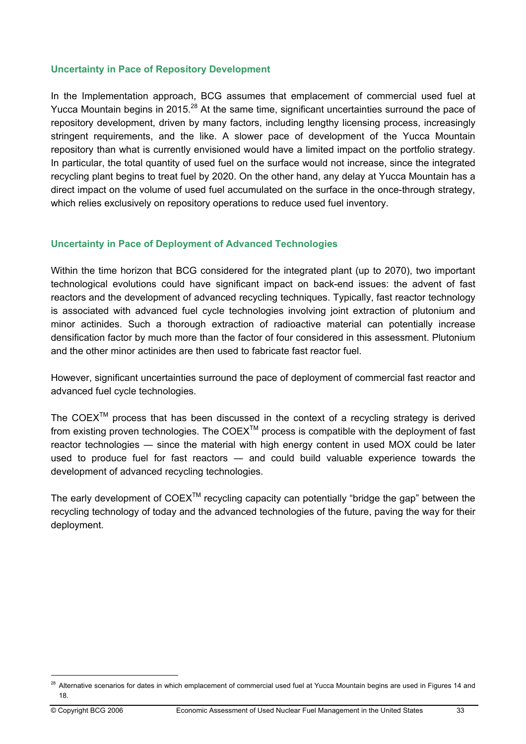### Uncertainty in Pace of Repository Development

In the Implementation approach, BCG assumes that emplacement of commercial used fuel at Yucca Mountain begins in 2015.[28] At the same time, significant uncertainties surround the pace of repository development, driven by many factors, including lengthy licensing process, increasingly stringent requirements, and the like. A slower pace of development of the Yucca Mountain repository than what is currently envisioned would have a limited impact on the portfolio strategy. In particular, the total quantity of used fuel on the surface would not increase, since the integrated recycling plant begins to treat fuel by 2020. On the other hand, any delay at Yucca Mountain has a direct impact on the volume of used fuel accumulated on the surface in the once-through strategy, which relies exclusively on repository operations to reduce used fuel inventory.

### Uncertainty in Pace of Deployment of Advanced Technologies

Within the time horizon that BCG considered for the integrated plant (up to 2070), two important technological evolutions could have significant impact on back-end issues: the advent of fast reactors and the development of advanced recycling techniques. Typically, fast reactor technology is associated with advanced fuel cycle technologies involving joint extraction of plutonium and minor actinides. Such a thorough extraction of radioactive material can potentially increase densification factor by much more than the factor of four considered in this assessment. Plutonium and the other minor actinides are then used to fabricate fast reactor fuel.

However, significant uncertainties surround the pace of deployment of commercial fast reactor and advanced fuel cycle technologies.

The COEX™ process that has been discussed in the context of a recycling strategy is derived from existing proven technologies. The COEX™ process is compatible with the deployment of fast reactor technologies — since the material with high energy content in used MOX could be later used to produce fuel for fast reactors — and could build valuable experience towards the development of advanced recycling technologies.

The early development of COEX™ recycling capacity can potentially "bridge the gap" between the recycling technology of today and the advanced technologies of the future, paving the way for their deployment.

[28] Alternative scenarios for dates in which emplacement of commercial used fuel at Yucca Mountain begins are used in Figures 14 and 18.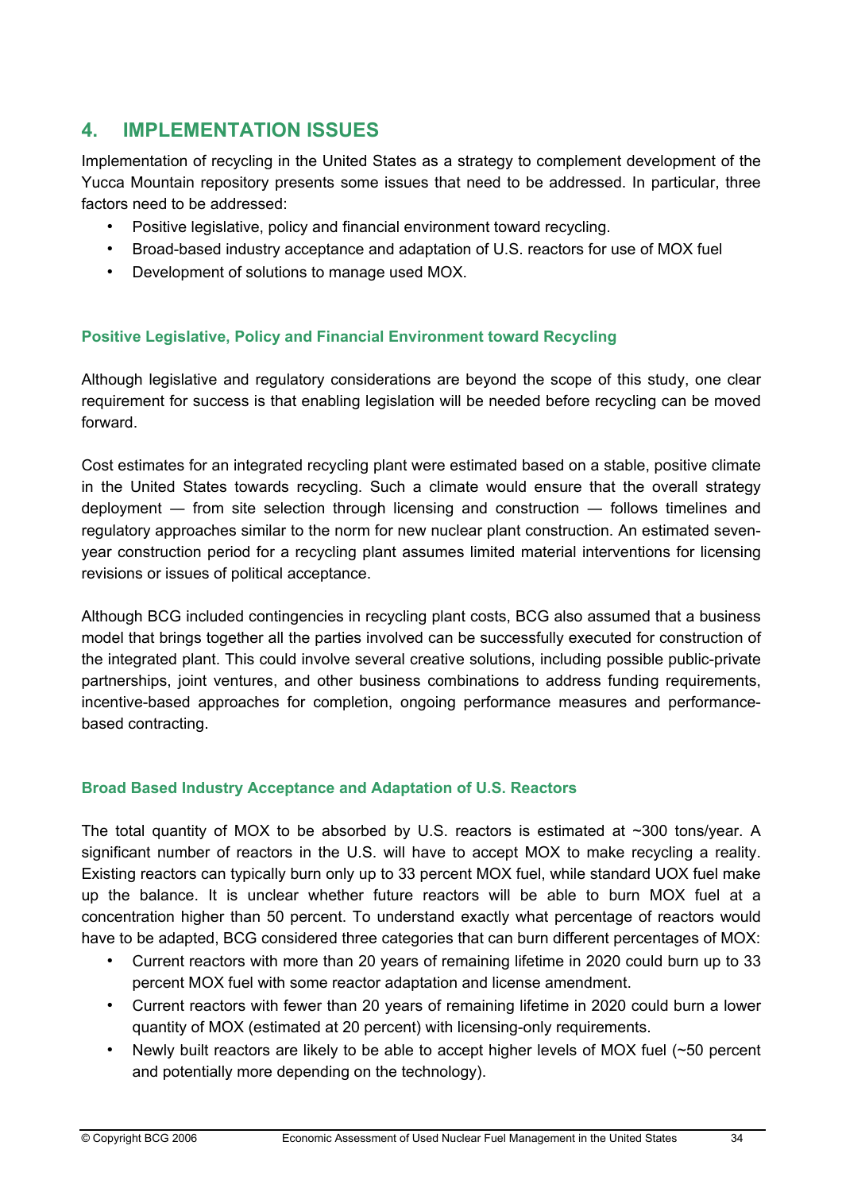## 4. IMPLEMENTATION ISSUES

Implementation of recycling in the United States as a strategy to complement development of the Yucca Mountain repository presents some issues that need to be addressed. In particular, three factors need to be addressed:

- Positive legislative, policy and financial environment toward recycling.
- Broad-based industry acceptance and adaptation of U.S. reactors for use of MOX fuel
- Development of solutions to manage used MOX.

### Positive Legislative, Policy and Financial Environment toward Recycling

Although legislative and regulatory considerations are beyond the scope of this study, one clear requirement for success is that enabling legislation will be needed before recycling can be moved forward.

Cost estimates for an integrated recycling plant were estimated based on a stable, positive climate in the United States towards recycling. Such a climate would ensure that the overall strategy deployment — from site selection through licensing and construction — follows timelines and regulatory approaches similar to the norm for new nuclear plant construction. An estimated seven-year construction period for a recycling plant assumes limited material interventions for licensing revisions or issues of political acceptance.

Although BCG included contingencies in recycling plant costs, BCG also assumed that a business model that brings together all the parties involved can be successfully executed for construction of the integrated plant. This could involve several creative solutions, including possible public-private partnerships, joint ventures, and other business combinations to address funding requirements, incentive-based approaches for completion, ongoing performance measures and performance-based contracting.

### Broad Based Industry Acceptance and Adaptation of U.S. Reactors

The total quantity of MOX to be absorbed by U.S. reactors is estimated at ~300 tons/year. A significant number of reactors in the U.S. will have to accept MOX to make recycling a reality. Existing reactors can typically burn only up to 33 percent MOX fuel, while standard UOX fuel make up the balance. It is unclear whether future reactors will be able to burn MOX fuel at a concentration higher than 50 percent. To understand exactly what percentage of reactors would have to be adapted, BCG considered three categories that can burn different percentages of MOX:

- Current reactors with more than 20 years of remaining lifetime in 2020 could burn up to 33 percent MOX fuel with some reactor adaptation and license amendment.
- Current reactors with fewer than 20 years of remaining lifetime in 2020 could burn a lower quantity of MOX (estimated at 20 percent) with licensing-only requirements.
- Newly built reactors are likely to be able to accept higher levels of MOX fuel (~50 percent and potentially more depending on the technology).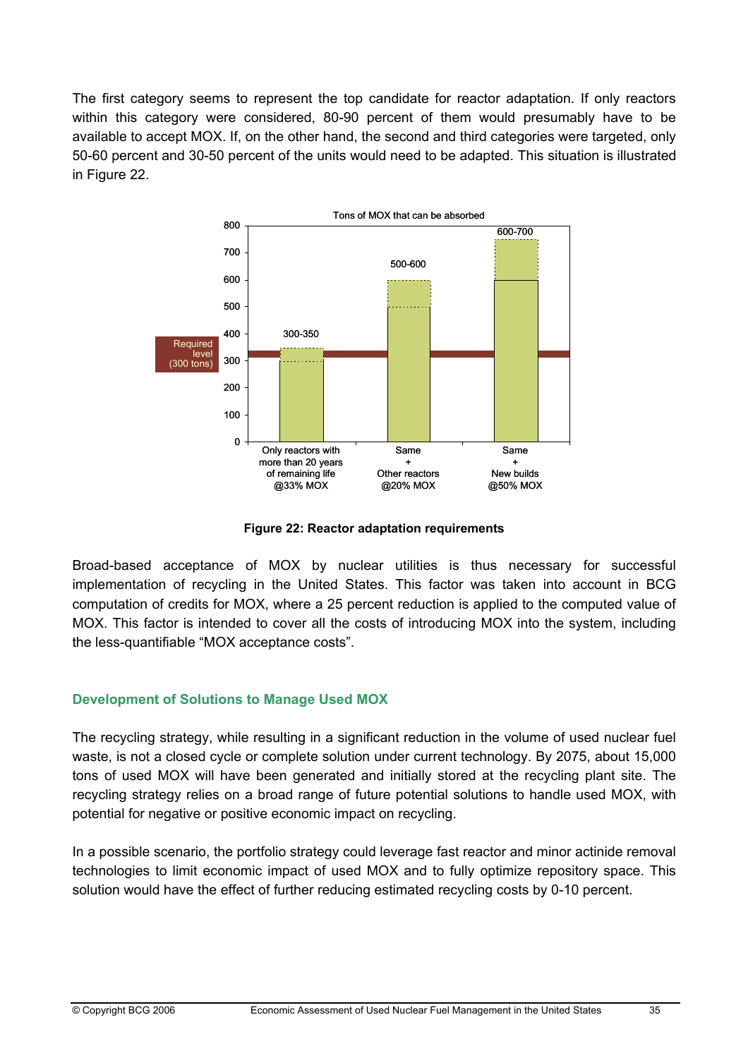The first category seems to represent the top candidate for reactor adaptation. If only reactors within this category were considered, 80-90 percent of them would presumably have to be available to accept MOX. If, on the other hand, the second and third categories were targeted, only 50-60 percent and 30-50 percent of the units would need to be adapted. This situation is illustrated in Figure 22.

Tons of MOX that can be absorbed

| Scenario | Tons of MOX that can be absorbed |
| --- | --- |
| Only reactors with more than 20 years of remaining life @33% MOX | 300-350 |
| Same + Other reactors @20% MOX | 500-600 |
| Same + New builds @50% MOX | 600-700 |

Required level (300 tons)

**Figure 22: Reactor adaptation requirements**

Broad-based acceptance of MOX by nuclear utilities is thus necessary for successful implementation of recycling in the United States. This factor was taken into account in BCG computation of credits for MOX, where a 25 percent reduction is applied to the computed value of MOX. This factor is intended to cover all the costs of introducing MOX into the system, including the less-quantifiable “MOX acceptance costs”.

### Development of Solutions to Manage Used MOX

The recycling strategy, while resulting in a significant reduction in the volume of used nuclear fuel waste, is not a closed cycle or complete solution under current technology. By 2075, about 15,000 tons of used MOX will have been generated and initially stored at the recycling plant site. The recycling strategy relies on a broad range of future potential solutions to handle used MOX, with potential for negative or positive economic impact on recycling.

In a possible scenario, the portfolio strategy could leverage fast reactor and minor actinide removal technologies to limit economic impact of used MOX and to fully optimize repository space. This solution would have the effect of further reducing estimated recycling costs by 0-10 percent.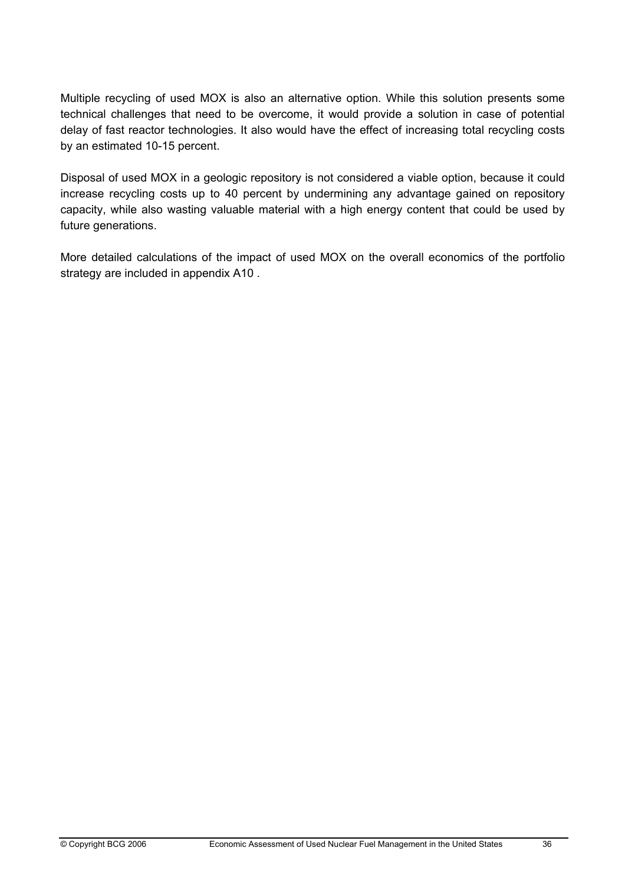Multiple recycling of used MOX is also an alternative option. While this solution presents some technical challenges that need to be overcome, it would provide a solution in case of potential delay of fast reactor technologies. It also would have the effect of increasing total recycling costs by an estimated 10-15 percent.

Disposal of used MOX in a geologic repository is not considered a viable option, because it could increase recycling costs up to 40 percent by undermining any advantage gained on repository capacity, while also wasting valuable material with a high energy content that could be used by future generations.

More detailed calculations of the impact of used MOX on the overall economics of the portfolio strategy are included in appendix A10 .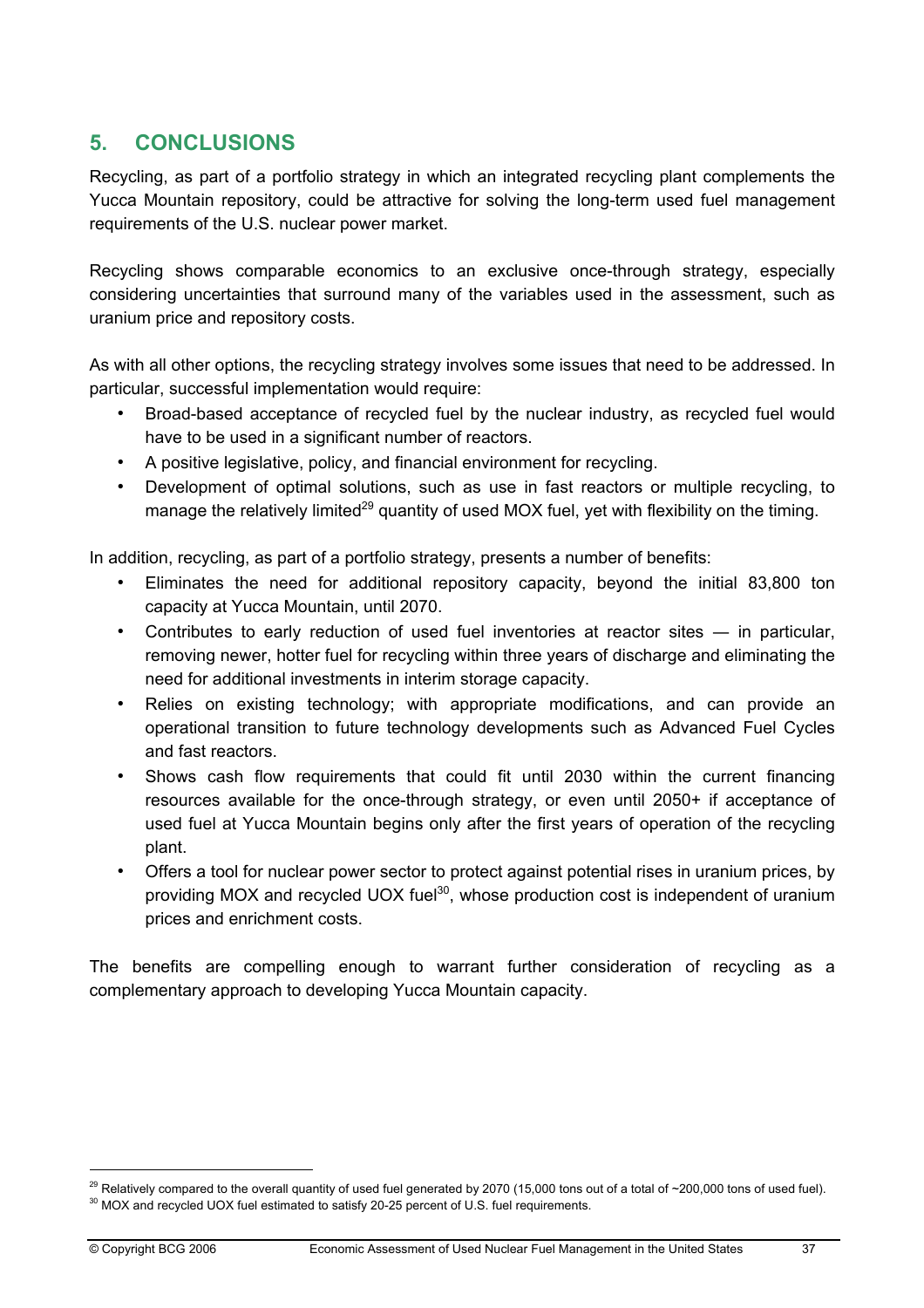## 5. CONCLUSIONS

Recycling, as part of a portfolio strategy in which an integrated recycling plant complements the Yucca Mountain repository, could be attractive for solving the long-term used fuel management requirements of the U.S. nuclear power market.

Recycling shows comparable economics to an exclusive once-through strategy, especially considering uncertainties that surround many of the variables used in the assessment, such as uranium price and repository costs.

As with all other options, the recycling strategy involves some issues that need to be addressed. In particular, successful implementation would require:

- Broad-based acceptance of recycled fuel by the nuclear industry, as recycled fuel would have to be used in a significant number of reactors.
- A positive legislative, policy, and financial environment for recycling.
- Development of optimal solutions, such as use in fast reactors or multiple recycling, to manage the relatively limited[29] quantity of used MOX fuel, yet with flexibility on the timing.

In addition, recycling, as part of a portfolio strategy, presents a number of benefits:

- Eliminates the need for additional repository capacity, beyond the initial 83,800 ton capacity at Yucca Mountain, until 2070.
- Contributes to early reduction of used fuel inventories at reactor sites — in particular, removing newer, hotter fuel for recycling within three years of discharge and eliminating the need for additional investments in interim storage capacity.
- Relies on existing technology; with appropriate modifications, and can provide an operational transition to future technology developments such as Advanced Fuel Cycles and fast reactors.
- Shows cash flow requirements that could fit until 2030 within the current financing resources available for the once-through strategy, or even until 2050+ if acceptance of used fuel at Yucca Mountain begins only after the first years of operation of the recycling plant.
- Offers a tool for nuclear power sector to protect against potential rises in uranium prices, by providing MOX and recycled UOX fuel[30], whose production cost is independent of uranium prices and enrichment costs.

The benefits are compelling enough to warrant further consideration of recycling as a complementary approach to developing Yucca Mountain capacity.

---

[29] Relatively compared to the overall quantity of used fuel generated by 2070 (15,000 tons out of a total of ~200,000 tons of used fuel).

[30] MOX and recycled UOX fuel estimated to satisfy 20-25 percent of U.S. fuel requirements.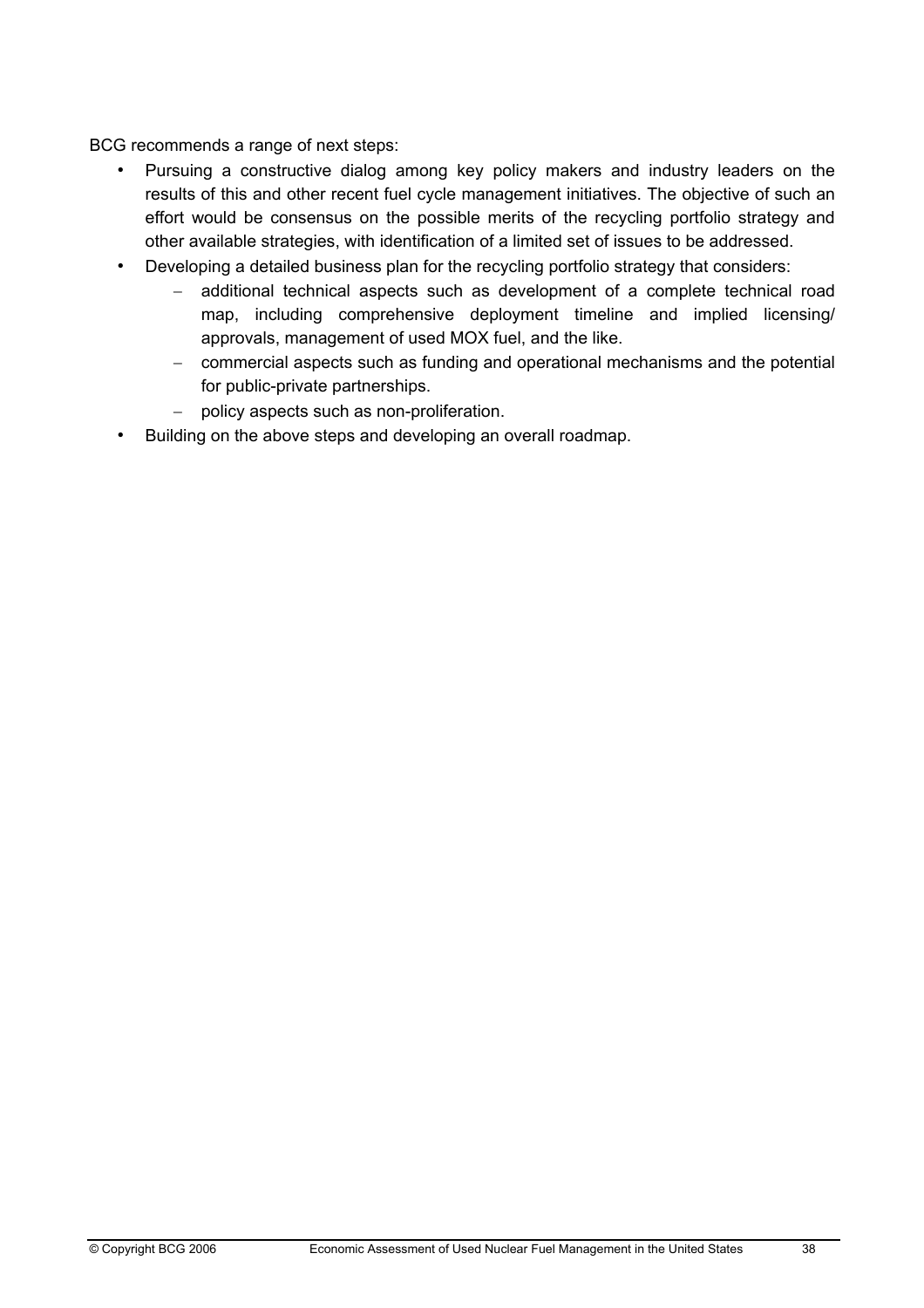BCG recommends a range of next steps:

- Pursuing a constructive dialog among key policy makers and industry leaders on the results of this and other recent fuel cycle management initiatives. The objective of such an effort would be consensus on the possible merits of the recycling portfolio strategy and other available strategies, with identification of a limited set of issues to be addressed.
- Developing a detailed business plan for the recycling portfolio strategy that considers:
  - additional technical aspects such as development of a complete technical road map, including comprehensive deployment timeline and implied licensing/ approvals, management of used MOX fuel, and the like.
  - commercial aspects such as funding and operational mechanisms and the potential for public-private partnerships.
  - policy aspects such as non-proliferation.
- Building on the above steps and developing an overall roadmap.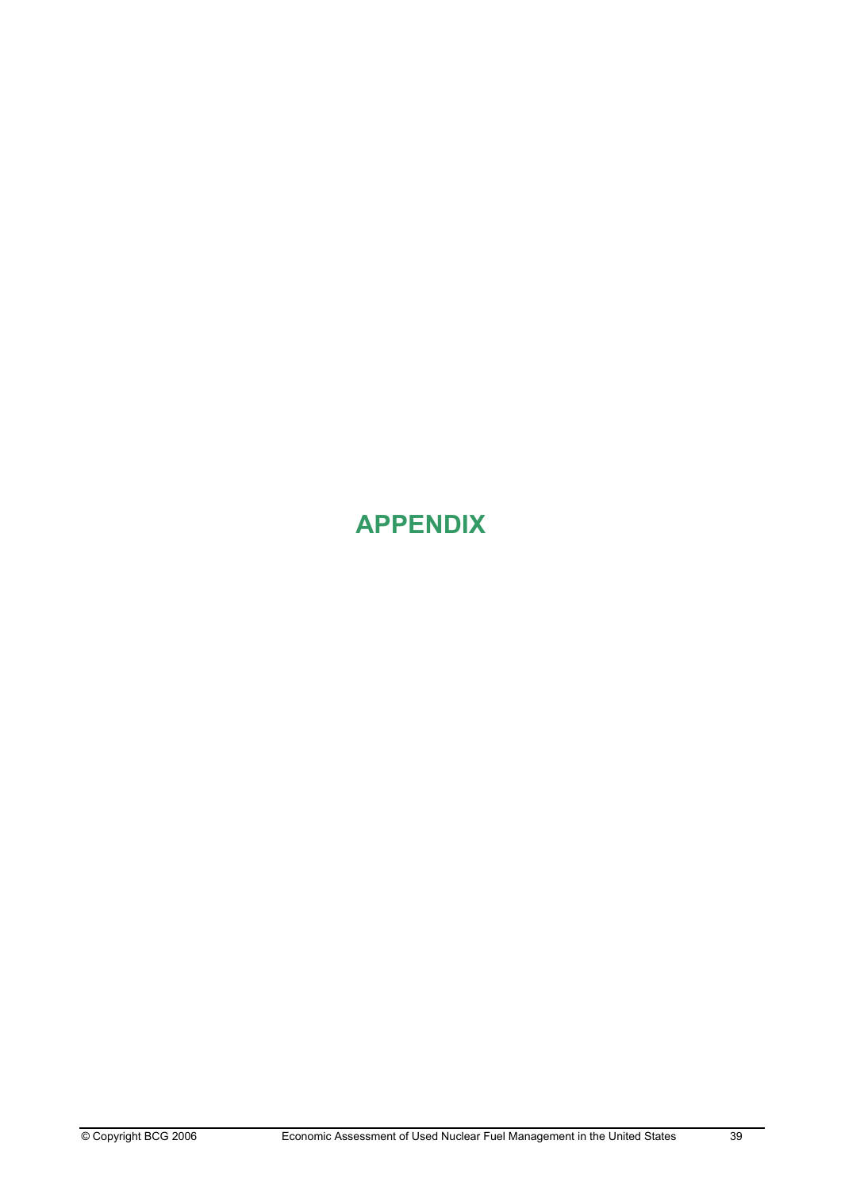# APPENDIX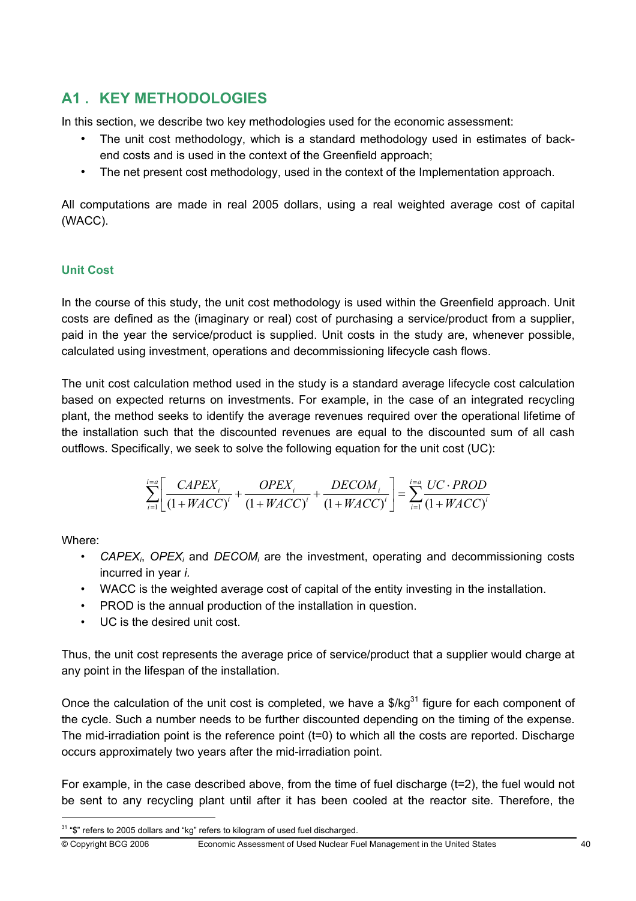## A1 . KEY METHODOLOGIES

In this section, we describe two key methodologies used for the economic assessment:

- The unit cost methodology, which is a standard methodology used in estimates of back-end costs and is used in the context of the Greenfield approach;
- The net present cost methodology, used in the context of the Implementation approach.

All computations are made in real 2005 dollars, using a real weighted average cost of capital (WACC).

### Unit Cost

In the course of this study, the unit cost methodology is used within the Greenfield approach. Unit costs are defined as the (imaginary or real) cost of purchasing a service/product from a supplier, paid in the year the service/product is supplied. Unit costs in the study are, whenever possible, calculated using investment, operations and decommissioning lifecycle cash flows.

The unit cost calculation method used in the study is a standard average lifecycle cost calculation based on expected returns on investments. For example, in the case of an integrated recycling plant, the method seeks to identify the average revenues required over the operational lifetime of the installation such that the discounted revenues are equal to the discounted sum of all cash outflows. Specifically, we seek to solve the following equation for the unit cost (UC):

$$\sum_{i=1}^{i=a}\left[\frac{CAPEX_i}{(1+WACC)^i}+\frac{OPEX_i}{(1+WACC)^i}+\frac{DECOM_i}{(1+WACC)^i}\right]=\sum_{i=1}^{i=a}\frac{UC \cdot PROD}{(1+WACC)^i}$$

Where:

- $CAPEX_i$, $OPEX_i$ and $DECOM_i$ are the investment, operating and decommissioning costs incurred in year *i.*
- WACC is the weighted average cost of capital of the entity investing in the installation.
- PROD is the annual production of the installation in question.
- UC is the desired unit cost.

Thus, the unit cost represents the average price of service/product that a supplier would charge at any point in the lifespan of the installation.

Once the calculation of the unit cost is completed, we have a \$/kg[31] figure for each component of the cycle. Such a number needs to be further discounted depending on the timing of the expense. The mid-irradiation point is the reference point (t=0) to which all the costs are reported. Discharge occurs approximately two years after the mid-irradiation point.

For example, in the case described above, from the time of fuel discharge (t=2), the fuel would not be sent to any recycling plant until after it has been cooled at the reactor site. Therefore, the

[31] "\$" refers to 2005 dollars and "kg" refers to kilogram of used fuel discharged.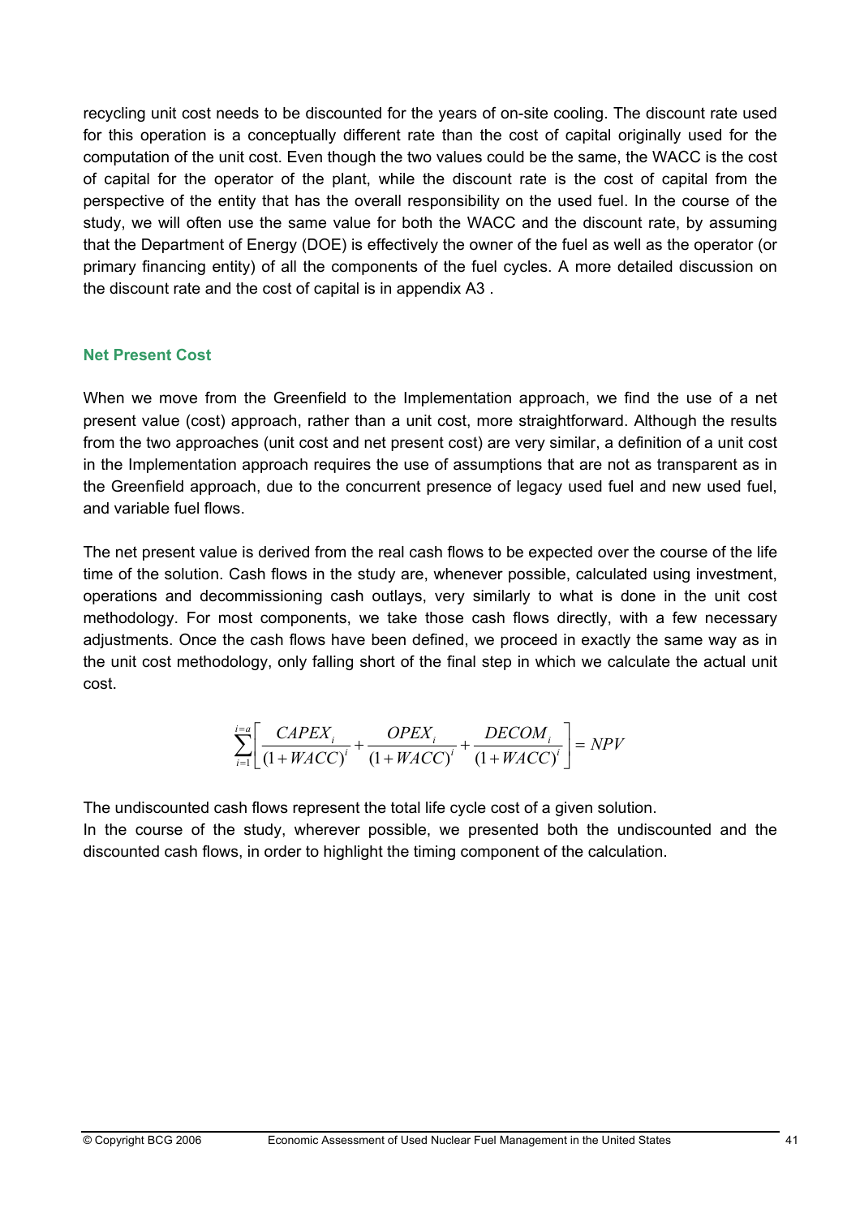recycling unit cost needs to be discounted for the years of on-site cooling. The discount rate used for this operation is a conceptually different rate than the cost of capital originally used for the computation of the unit cost. Even though the two values could be the same, the WACC is the cost of capital for the operator of the plant, while the discount rate is the cost of capital from the perspective of the entity that has the overall responsibility on the used fuel. In the course of the study, we will often use the same value for both the WACC and the discount rate, by assuming that the Department of Energy (DOE) is effectively the owner of the fuel as well as the operator (or primary financing entity) of all the components of the fuel cycles. A more detailed discussion on the discount rate and the cost of capital is in appendix A3 .

### Net Present Cost

When we move from the Greenfield to the Implementation approach, we find the use of a net present value (cost) approach, rather than a unit cost, more straightforward. Although the results from the two approaches (unit cost and net present cost) are very similar, a definition of a unit cost in the Implementation approach requires the use of assumptions that are not as transparent as in the Greenfield approach, due to the concurrent presence of legacy used fuel and new used fuel, and variable fuel flows.

The net present value is derived from the real cash flows to be expected over the course of the life time of the solution. Cash flows in the study are, whenever possible, calculated using investment, operations and decommissioning cash outlays, very similarly to what is done in the unit cost methodology. For most components, we take those cash flows directly, with a few necessary adjustments. Once the cash flows have been defined, we proceed in exactly the same way as in the unit cost methodology, only falling short of the final step in which we calculate the actual unit cost.

$$\sum_{i=1}^{i=a}\left[\frac{CAPEX_i}{(1+WACC)^i}+\frac{OPEX_i}{(1+WACC)^i}+\frac{DECOM_i}{(1+WACC)^i}\right]=NPV$$

The undiscounted cash flows represent the total life cycle cost of a given solution.
In the course of the study, wherever possible, we presented both the undiscounted and the discounted cash flows, in order to highlight the timing component of the calculation.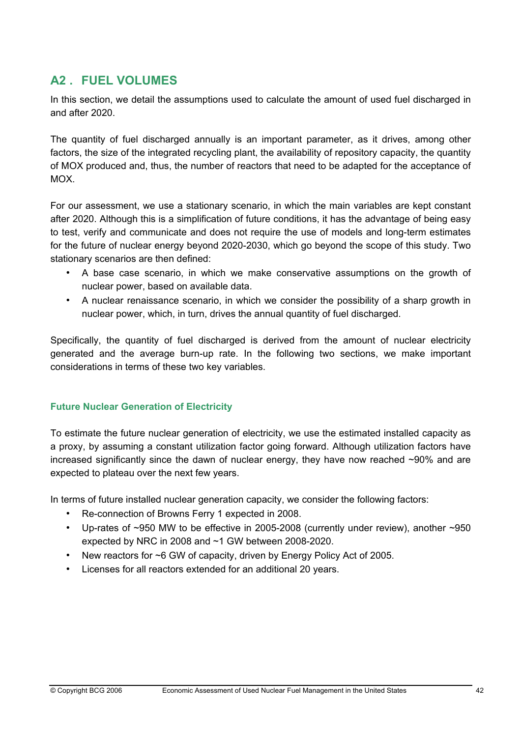## A2 . FUEL VOLUMES

In this section, we detail the assumptions used to calculate the amount of used fuel discharged in and after 2020.

The quantity of fuel discharged annually is an important parameter, as it drives, among other factors, the size of the integrated recycling plant, the availability of repository capacity, the quantity of MOX produced and, thus, the number of reactors that need to be adapted for the acceptance of MOX.

For our assessment, we use a stationary scenario, in which the main variables are kept constant after 2020. Although this is a simplification of future conditions, it has the advantage of being easy to test, verify and communicate and does not require the use of models and long-term estimates for the future of nuclear energy beyond 2020-2030, which go beyond the scope of this study. Two stationary scenarios are then defined:

- A base case scenario, in which we make conservative assumptions on the growth of nuclear power, based on available data.
- A nuclear renaissance scenario, in which we consider the possibility of a sharp growth in nuclear power, which, in turn, drives the annual quantity of fuel discharged.

Specifically, the quantity of fuel discharged is derived from the amount of nuclear electricity generated and the average burn-up rate. In the following two sections, we make important considerations in terms of these two key variables.

### Future Nuclear Generation of Electricity

To estimate the future nuclear generation of electricity, we use the estimated installed capacity as a proxy, by assuming a constant utilization factor going forward. Although utilization factors have increased significantly since the dawn of nuclear energy, they have now reached ~90% and are expected to plateau over the next few years.

In terms of future installed nuclear generation capacity, we consider the following factors:

- Re-connection of Browns Ferry 1 expected in 2008.
- Up-rates of ~950 MW to be effective in 2005-2008 (currently under review), another ~950 expected by NRC in 2008 and ~1 GW between 2008-2020.
- New reactors for ~6 GW of capacity, driven by Energy Policy Act of 2005.
- Licenses for all reactors extended for an additional 20 years.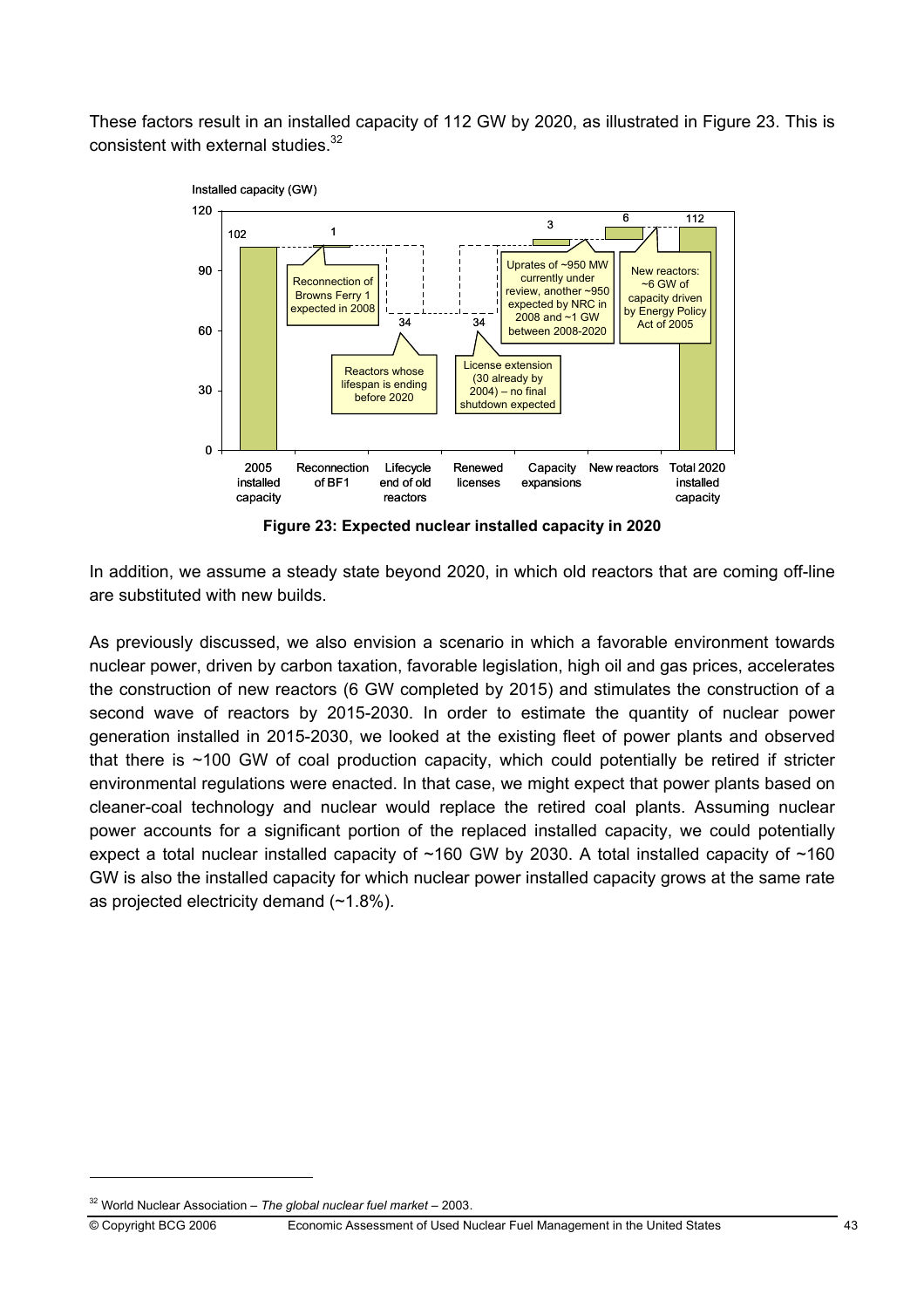These factors result in an installed capacity of 112 GW by 2020, as illustrated in Figure 23. This is consistent with external studies.[32]

**Figure 23: Expected nuclear installed capacity in 2020**

In addition, we assume a steady state beyond 2020, in which old reactors that are coming off-line are substituted with new builds.

As previously discussed, we also envision a scenario in which a favorable environment towards nuclear power, driven by carbon taxation, favorable legislation, high oil and gas prices, accelerates the construction of new reactors (6 GW completed by 2015) and stimulates the construction of a second wave of reactors by 2015-2030. In order to estimate the quantity of nuclear power generation installed in 2015-2030, we looked at the existing fleet of power plants and observed that there is ~100 GW of coal production capacity, which could potentially be retired if stricter environmental regulations were enacted. In that case, we might expect that power plants based on cleaner-coal technology and nuclear would replace the retired coal plants. Assuming nuclear power accounts for a significant portion of the replaced installed capacity, we could potentially expect a total nuclear installed capacity of ~160 GW by 2030. A total installed capacity of ~160 GW is also the installed capacity for which nuclear power installed capacity grows at the same rate as projected electricity demand (~1.8%).

---

[32] World Nuclear Association – *The global nuclear fuel market* – 2003.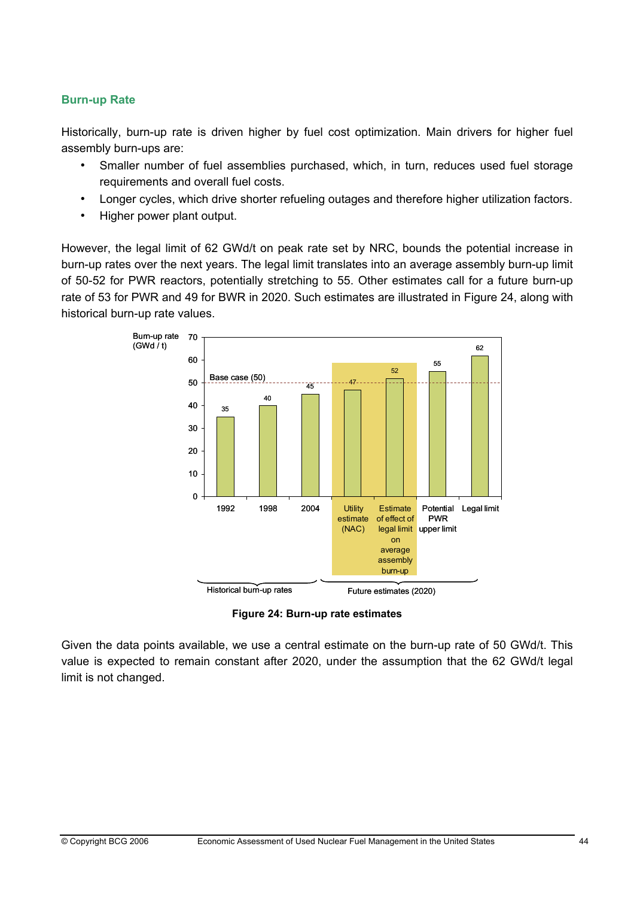## Burn-up Rate

Historically, burn-up rate is driven higher by fuel cost optimization. Main drivers for higher fuel assembly burn-ups are:

- Smaller number of fuel assemblies purchased, which, in turn, reduces used fuel storage requirements and overall fuel costs.
- Longer cycles, which drive shorter refueling outages and therefore higher utilization factors.
- Higher power plant output.

However, the legal limit of 62 GWd/t on peak rate set by NRC, bounds the potential increase in burn-up rates over the next years. The legal limit translates into an average assembly burn-up limit of 50-52 for PWR reactors, potentially stretching to 55. Other estimates call for a future burn-up rate of 53 for PWR and 49 for BWR in 2020. Such estimates are illustrated in Figure 24, along with historical burn-up rate values.

| Category | | Burn-up rate (GWd / t) |
|---|---|---|
| Historical burn-up rates | 1992 | 35 |
| | 1998 | 40 |
| | 2004 | 45 |
| Future estimates (2020) | Utility estimate (NAC) | 47 |
| | Estimate of effect of legal limit on average assembly burn-up | 52 |
| | Potential PWR upper limit | 55 |
| | Legal limit | 62 |

Base case (50)

**Figure 24: Burn-up rate estimates**

Given the data points available, we use a central estimate on the burn-up rate of 50 GWd/t. This value is expected to remain constant after 2020, under the assumption that the 62 GWd/t legal limit is not changed.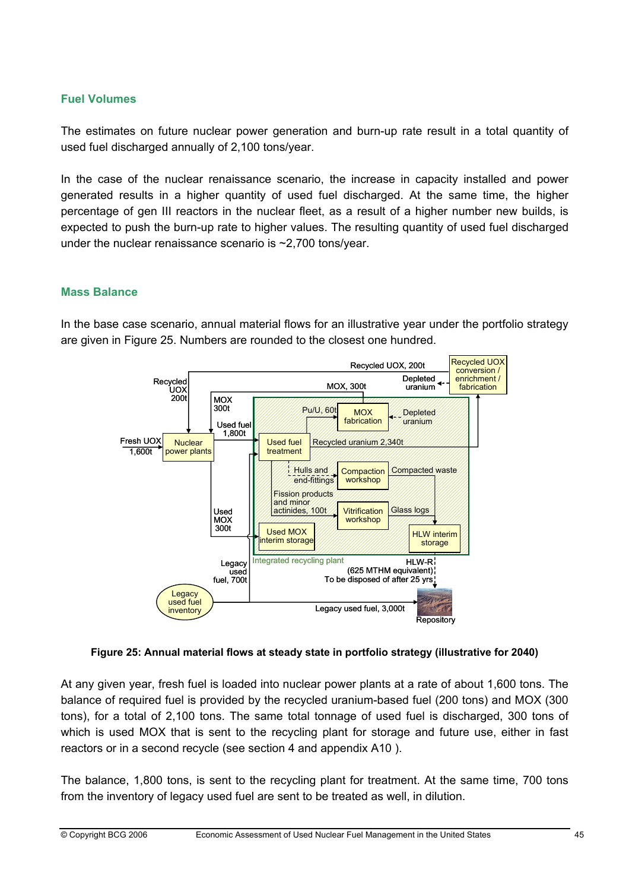## Fuel Volumes

The estimates on future nuclear power generation and burn-up rate result in a total quantity of used fuel discharged annually of 2,100 tons/year.

In the case of the nuclear renaissance scenario, the increase in capacity installed and power generated results in a higher quantity of used fuel discharged. At the same time, the higher percentage of gen III reactors in the nuclear fleet, as a result of a higher number new builds, is expected to push the burn-up rate to higher values. The resulting quantity of used fuel discharged under the nuclear renaissance scenario is ~2,700 tons/year.

## Mass Balance

In the base case scenario, annual material flows for an illustrative year under the portfolio strategy are given in Figure 25. Numbers are rounded to the closest one hundred.

**Figure 25: Annual material flows at steady state in portfolio strategy (illustrative for 2040)**

At any given year, fresh fuel is loaded into nuclear power plants at a rate of about 1,600 tons. The balance of required fuel is provided by the recycled uranium-based fuel (200 tons) and MOX (300 tons), for a total of 2,100 tons. The same total tonnage of used fuel is discharged, 300 tons of which is used MOX that is sent to the recycling plant for storage and future use, either in fast reactors or in a second recycle (see section 4 and appendix A10 ).

The balance, 1,800 tons, is sent to the recycling plant for treatment. At the same time, 700 tons from the inventory of legacy used fuel are sent to be treated as well, in dilution.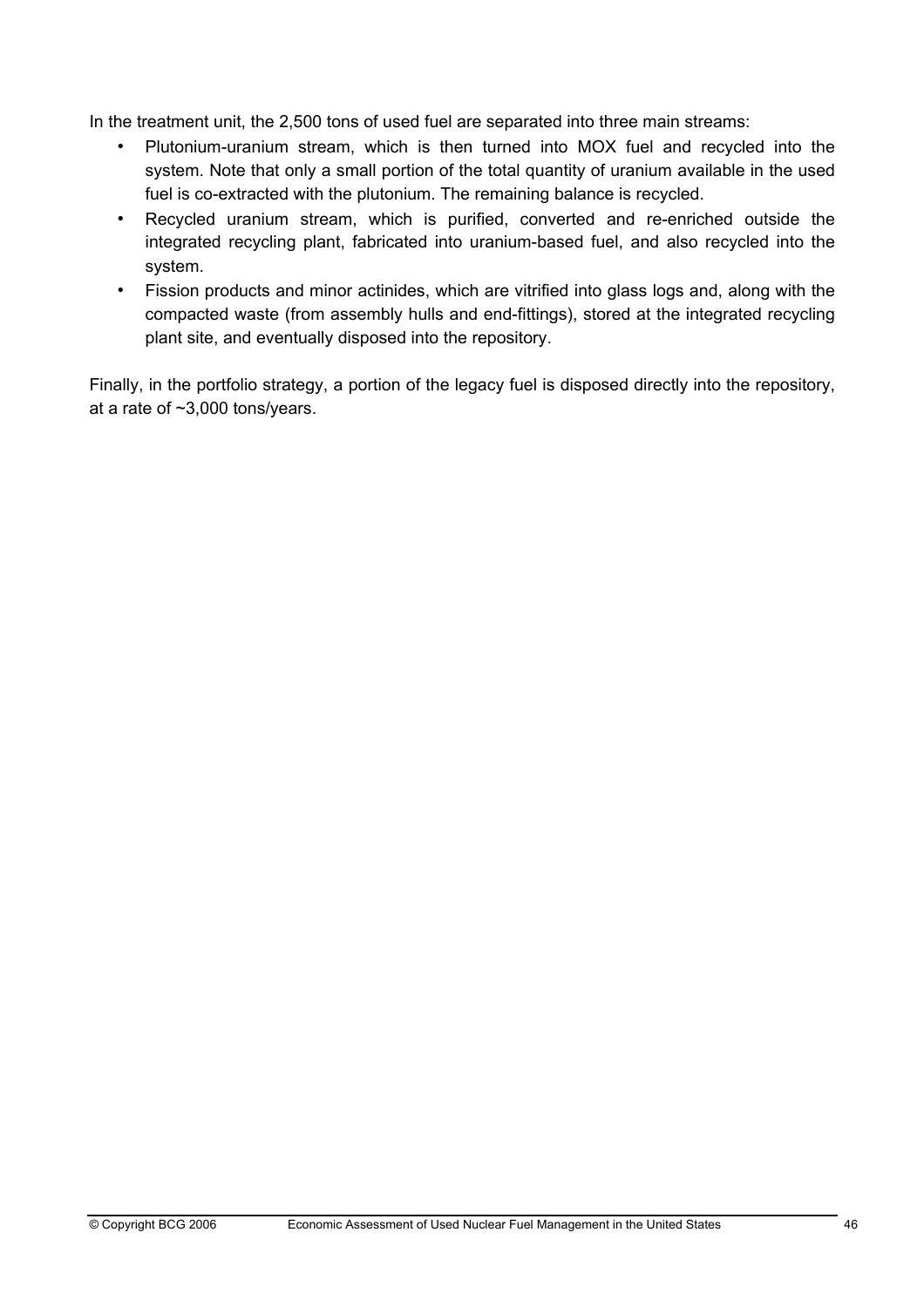In the treatment unit, the 2,500 tons of used fuel are separated into three main streams:

- Plutonium-uranium stream, which is then turned into MOX fuel and recycled into the system. Note that only a small portion of the total quantity of uranium available in the used fuel is co-extracted with the plutonium. The remaining balance is recycled.
- Recycled uranium stream, which is purified, converted and re-enriched outside the integrated recycling plant, fabricated into uranium-based fuel, and also recycled into the system.
- Fission products and minor actinides, which are vitrified into glass logs and, along with the compacted waste (from assembly hulls and end-fittings), stored at the integrated recycling plant site, and eventually disposed into the repository.

Finally, in the portfolio strategy, a portion of the legacy fuel is disposed directly into the repository, at a rate of ~3,000 tons/years.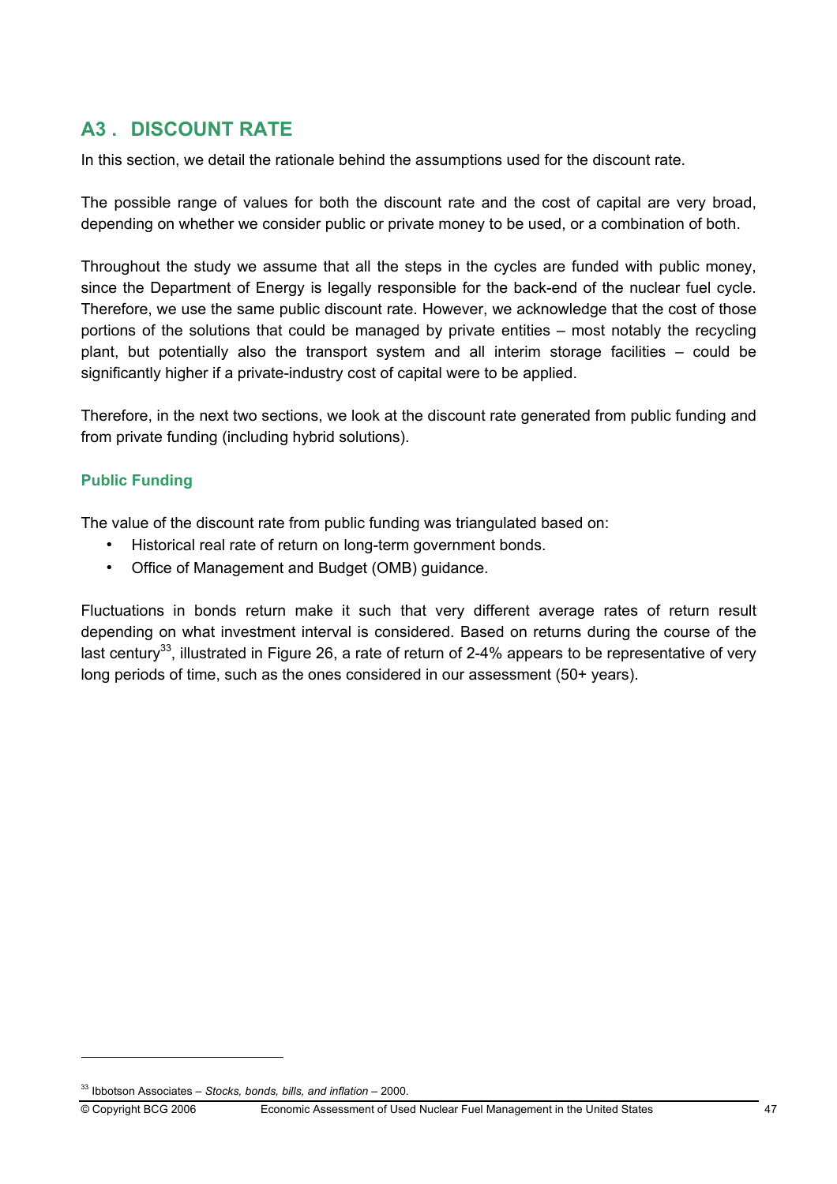## A3 . DISCOUNT RATE

In this section, we detail the rationale behind the assumptions used for the discount rate.

The possible range of values for both the discount rate and the cost of capital are very broad, depending on whether we consider public or private money to be used, or a combination of both.

Throughout the study we assume that all the steps in the cycles are funded with public money, since the Department of Energy is legally responsible for the back-end of the nuclear fuel cycle. Therefore, we use the same public discount rate. However, we acknowledge that the cost of those portions of the solutions that could be managed by private entities – most notably the recycling plant, but potentially also the transport system and all interim storage facilities – could be significantly higher if a private-industry cost of capital were to be applied.

Therefore, in the next two sections, we look at the discount rate generated from public funding and from private funding (including hybrid solutions).

### Public Funding

The value of the discount rate from public funding was triangulated based on:

- Historical real rate of return on long-term government bonds.
- Office of Management and Budget (OMB) guidance.

Fluctuations in bonds return make it such that very different average rates of return result depending on what investment interval is considered. Based on returns during the course of the last century[33], illustrated in Figure 26, a rate of return of 2-4% appears to be representative of very long periods of time, such as the ones considered in our assessment (50+ years).

[33] Ibbotson Associates – *Stocks, bonds, bills, and inflation* – 2000.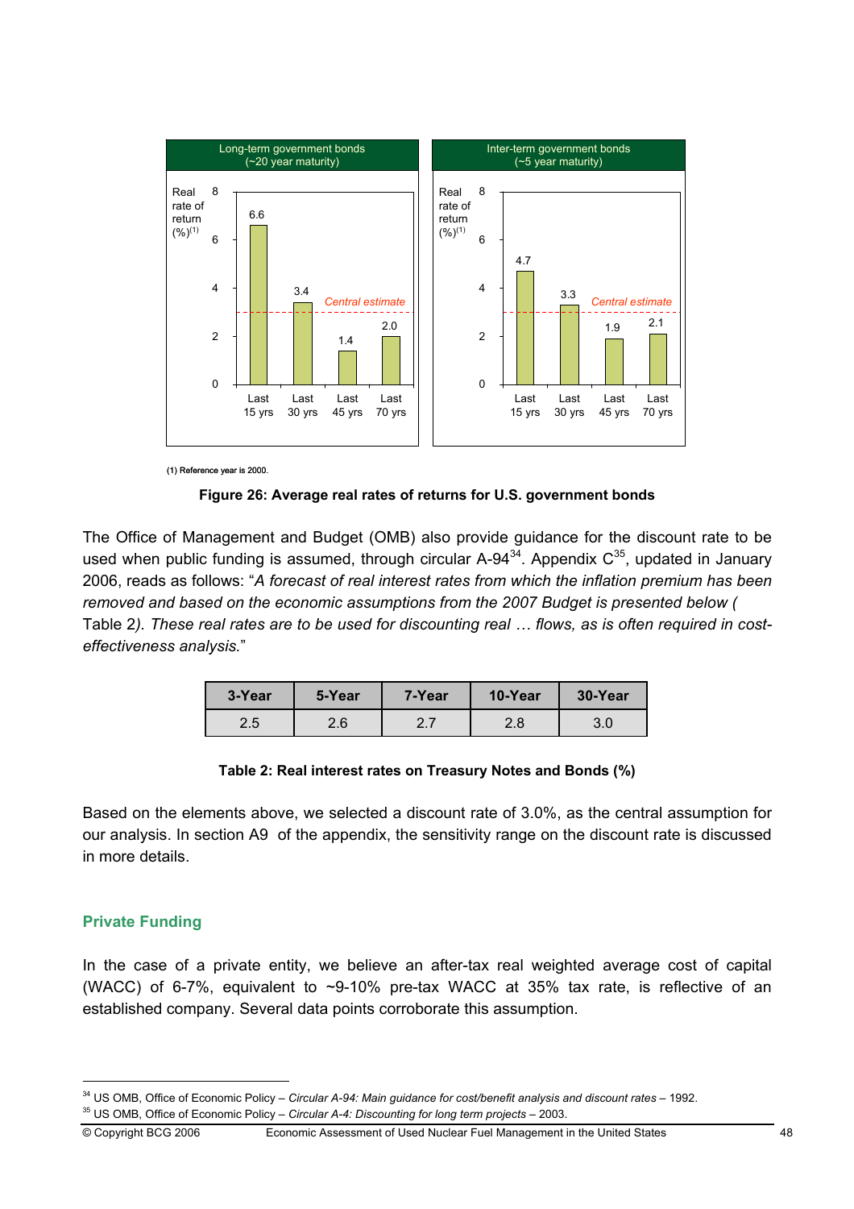| Long-term government bonds (~20 year maturity) | Last 15 yrs | Last 30 yrs | Last 45 yrs | Last 70 yrs |
|---|---|---|---|---|
| Real rate of return (%)(1) | 6.6 | 3.4 | 1.4 | 2.0 |

| Inter-term government bonds (~5 year maturity) | Last 15 yrs | Last 30 yrs | Last 45 yrs | Last 70 yrs |
|---|---|---|---|---|
| Real rate of return (%)(1) | 4.7 | 3.3 | 1.9 | 2.1 |

Central estimate

(1) Reference year is 2000.

**Figure 26: Average real rates of returns for U.S. government bonds**

The Office of Management and Budget (OMB) also provide guidance for the discount rate to be used when public funding is assumed, through circular A-94[34]. Appendix C[35], updated in January 2006, reads as follows: "*A forecast of real interest rates from which the inflation premium has been removed and based on the economic assumptions from the 2007 Budget is presented below (* Table 2*). These real rates are to be used for discounting real … flows, as is often required in cost-effectiveness analysis.*"

| 3-Year | 5-Year | 7-Year | 10-Year | 30-Year |
|---|---|---|---|---|
| 2.5 | 2.6 | 2.7 | 2.8 | 3.0 |

**Table 2: Real interest rates on Treasury Notes and Bonds (%)**

Based on the elements above, we selected a discount rate of 3.0%, as the central assumption for our analysis. In section A9 of the appendix, the sensitivity range on the discount rate is discussed in more details.

### Private Funding

In the case of a private entity, we believe an after-tax real weighted average cost of capital (WACC) of 6-7%, equivalent to ~9-10% pre-tax WACC at 35% tax rate, is reflective of an established company. Several data points corroborate this assumption.

[34] US OMB, Office of Economic Policy – *Circular A-94: Main guidance for cost/benefit analysis and discount rates* – 1992.

[35] US OMB, Office of Economic Policy – *Circular A-4: Discounting for long term projects* – 2003.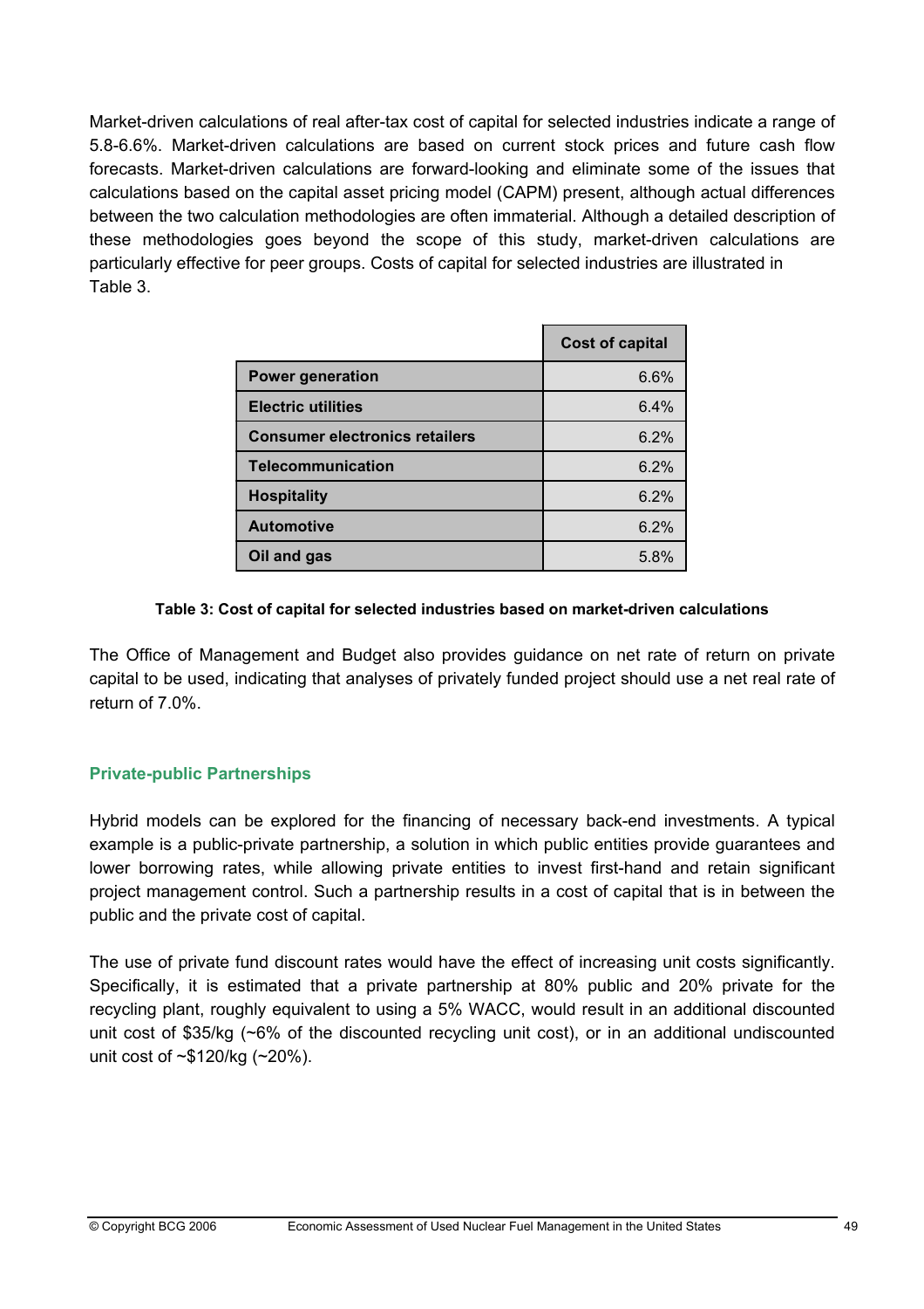Market-driven calculations of real after-tax cost of capital for selected industries indicate a range of 5.8-6.6%. Market-driven calculations are based on current stock prices and future cash flow forecasts. Market-driven calculations are forward-looking and eliminate some of the issues that calculations based on the capital asset pricing model (CAPM) present, although actual differences between the two calculation methodologies are often immaterial. Although a detailed description of these methodologies goes beyond the scope of this study, market-driven calculations are particularly effective for peer groups. Costs of capital for selected industries are illustrated in Table 3.

| | Cost of capital |
|---|---|
| **Power generation** | 6.6% |
| **Electric utilities** | 6.4% |
| **Consumer electronics retailers** | 6.2% |
| **Telecommunication** | 6.2% |
| **Hospitality** | 6.2% |
| **Automotive** | 6.2% |
| **Oil and gas** | 5.8% |

**Table 3: Cost of capital for selected industries based on market-driven calculations**

The Office of Management and Budget also provides guidance on net rate of return on private capital to be used, indicating that analyses of privately funded project should use a net real rate of return of 7.0%.

## Private-public Partnerships

Hybrid models can be explored for the financing of necessary back-end investments. A typical example is a public-private partnership, a solution in which public entities provide guarantees and lower borrowing rates, while allowing private entities to invest first-hand and retain significant project management control. Such a partnership results in a cost of capital that is in between the public and the private cost of capital.

The use of private fund discount rates would have the effect of increasing unit costs significantly. Specifically, it is estimated that a private partnership at 80% public and 20% private for the recycling plant, roughly equivalent to using a 5% WACC, would result in an additional discounted unit cost of $35/kg (~6% of the discounted recycling unit cost), or in an additional undiscounted unit cost of ~$120/kg (~20%).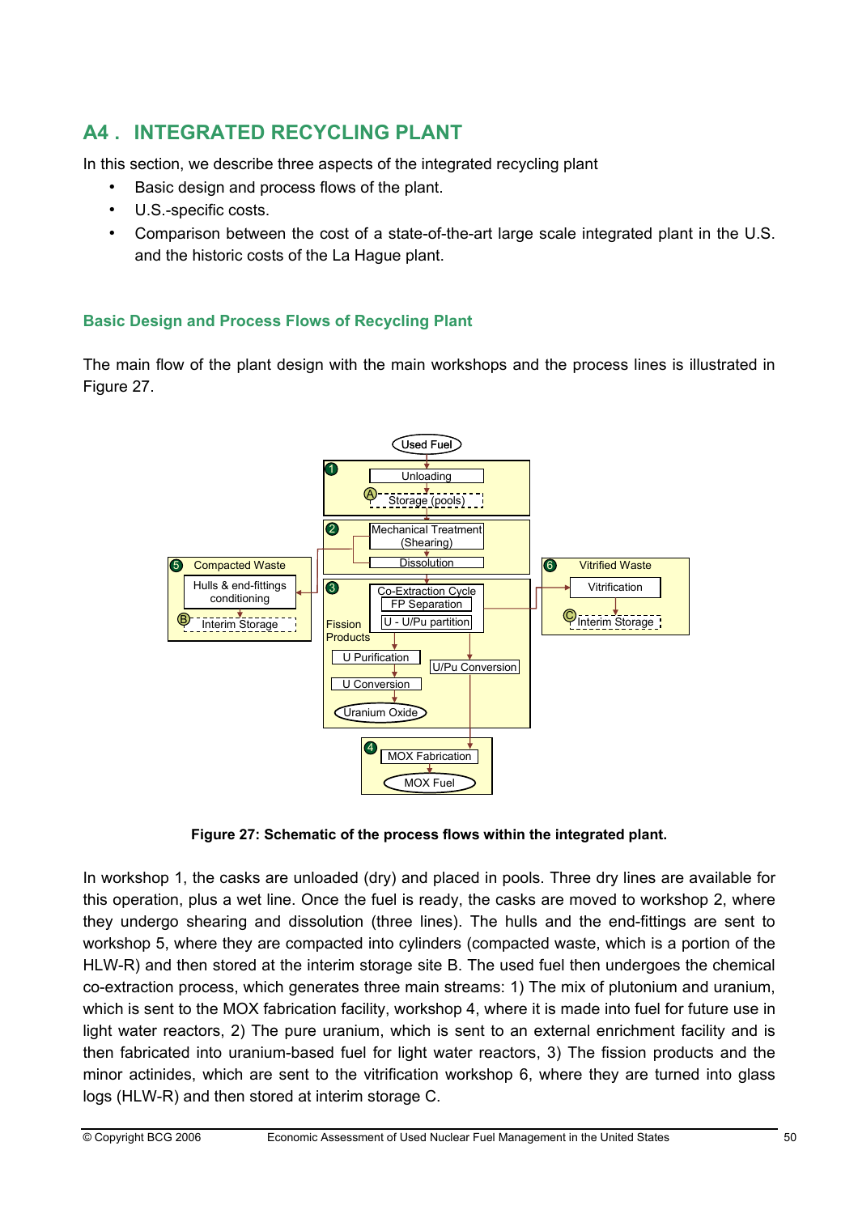## A4. INTEGRATED RECYCLING PLANT

In this section, we describe three aspects of the integrated recycling plant

- Basic design and process flows of the plant.
- U.S.-specific costs.
- Comparison between the cost of a state-of-the-art large scale integrated plant in the U.S. and the historic costs of the La Hague plant.

### Basic Design and Process Flows of Recycling Plant

The main flow of the plant design with the main workshops and the process lines is illustrated in Figure 27.

**Figure 27: Schematic of the process flows within the integrated plant.**

In workshop 1, the casks are unloaded (dry) and placed in pools. Three dry lines are available for this operation, plus a wet line. Once the fuel is ready, the casks are moved to workshop 2, where they undergo shearing and dissolution (three lines). The hulls and the end-fittings are sent to workshop 5, where they are compacted into cylinders (compacted waste, which is a portion of the HLW-R) and then stored at the interim storage site B. The used fuel then undergoes the chemical co-extraction process, which generates three main streams: 1) The mix of plutonium and uranium, which is sent to the MOX fabrication facility, workshop 4, where it is made into fuel for future use in light water reactors, 2) The pure uranium, which is sent to an external enrichment facility and is then fabricated into uranium-based fuel for light water reactors, 3) The fission products and the minor actinides, which are sent to the vitrification workshop 6, where they are turned into glass logs (HLW-R) and then stored at interim storage C.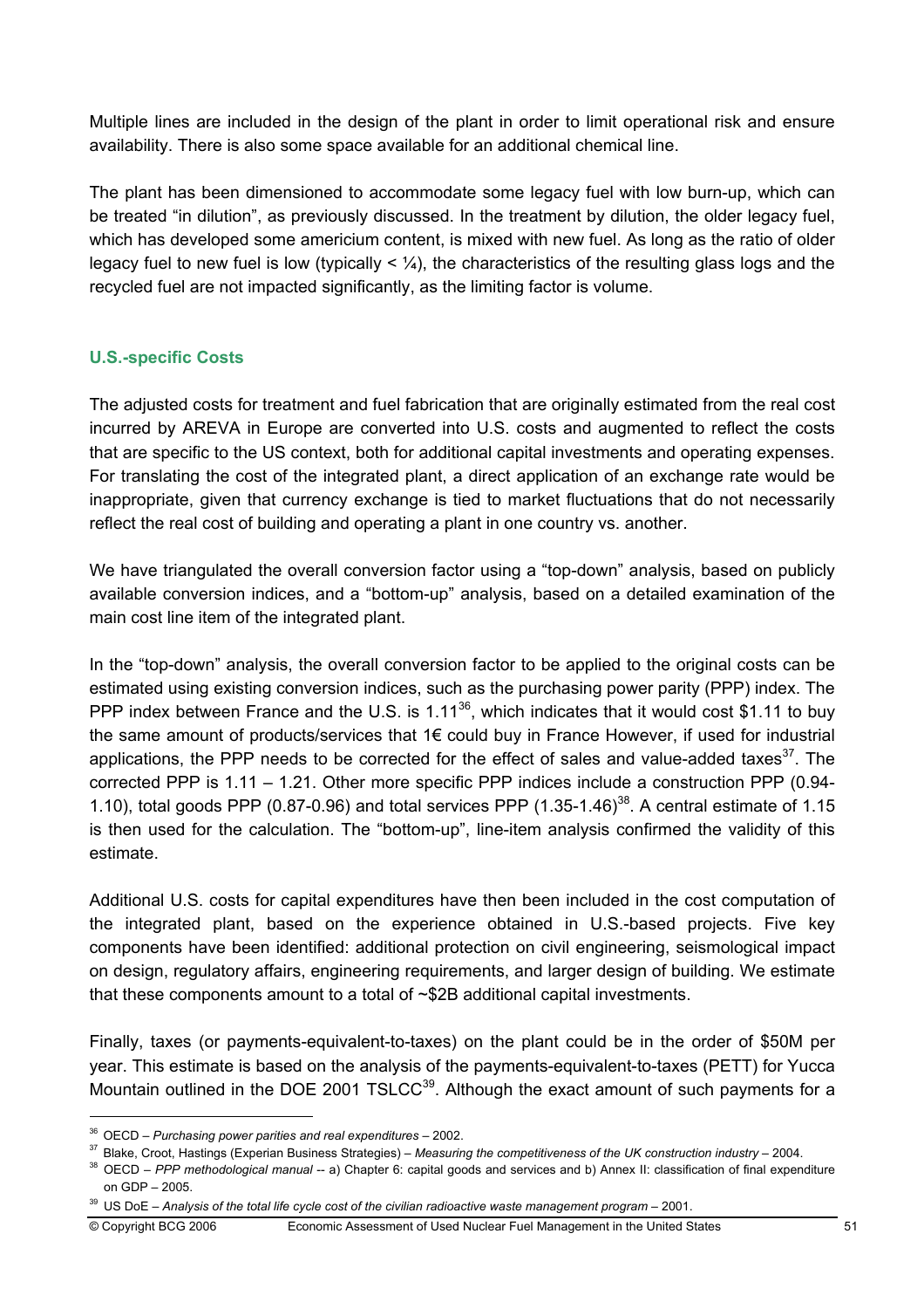Multiple lines are included in the design of the plant in order to limit operational risk and ensure availability. There is also some space available for an additional chemical line.

The plant has been dimensioned to accommodate some legacy fuel with low burn-up, which can be treated "in dilution", as previously discussed. In the treatment by dilution, the older legacy fuel, which has developed some americium content, is mixed with new fuel. As long as the ratio of older legacy fuel to new fuel is low (typically < ¼), the characteristics of the resulting glass logs and the recycled fuel are not impacted significantly, as the limiting factor is volume.

### U.S.-specific Costs

The adjusted costs for treatment and fuel fabrication that are originally estimated from the real cost incurred by AREVA in Europe are converted into U.S. costs and augmented to reflect the costs that are specific to the US context, both for additional capital investments and operating expenses. For translating the cost of the integrated plant, a direct application of an exchange rate would be inappropriate, given that currency exchange is tied to market fluctuations that do not necessarily reflect the real cost of building and operating a plant in one country vs. another.

We have triangulated the overall conversion factor using a "top-down" analysis, based on publicly available conversion indices, and a "bottom-up" analysis, based on a detailed examination of the main cost line item of the integrated plant.

In the "top-down" analysis, the overall conversion factor to be applied to the original costs can be estimated using existing conversion indices, such as the purchasing power parity (PPP) index. The PPP index between France and the U.S. is 1.11[36], which indicates that it would cost $1.11 to buy the same amount of products/services that 1€ could buy in France However, if used for industrial applications, the PPP needs to be corrected for the effect of sales and value-added taxes[37]. The corrected PPP is 1.11 – 1.21. Other more specific PPP indices include a construction PPP (0.94-1.10), total goods PPP (0.87-0.96) and total services PPP (1.35-1.46)[38]. A central estimate of 1.15 is then used for the calculation. The "bottom-up", line-item analysis confirmed the validity of this estimate.

Additional U.S. costs for capital expenditures have then been included in the cost computation of the integrated plant, based on the experience obtained in U.S.-based projects. Five key components have been identified: additional protection on civil engineering, seismological impact on design, regulatory affairs, engineering requirements, and larger design of building. We estimate that these components amount to a total of ~$2B additional capital investments.

Finally, taxes (or payments-equivalent-to-taxes) on the plant could be in the order of $50M per year. This estimate is based on the analysis of the payments-equivalent-to-taxes (PETT) for Yucca Mountain outlined in the DOE 2001 TSLCC[39]. Although the exact amount of such payments for a

---

[36] OECD – *Purchasing power parities and real expenditures* – 2002.

[37] Blake, Croot, Hastings (Experian Business Strategies) – *Measuring the competitiveness of the UK construction industry* – 2004.

[38] OECD – *PPP methodological manual* -- a) Chapter 6: capital goods and services and b) Annex II: classification of final expenditure on GDP – 2005.

[39] US DoE – *Analysis of the total life cycle cost of the civilian radioactive waste management program* – 2001.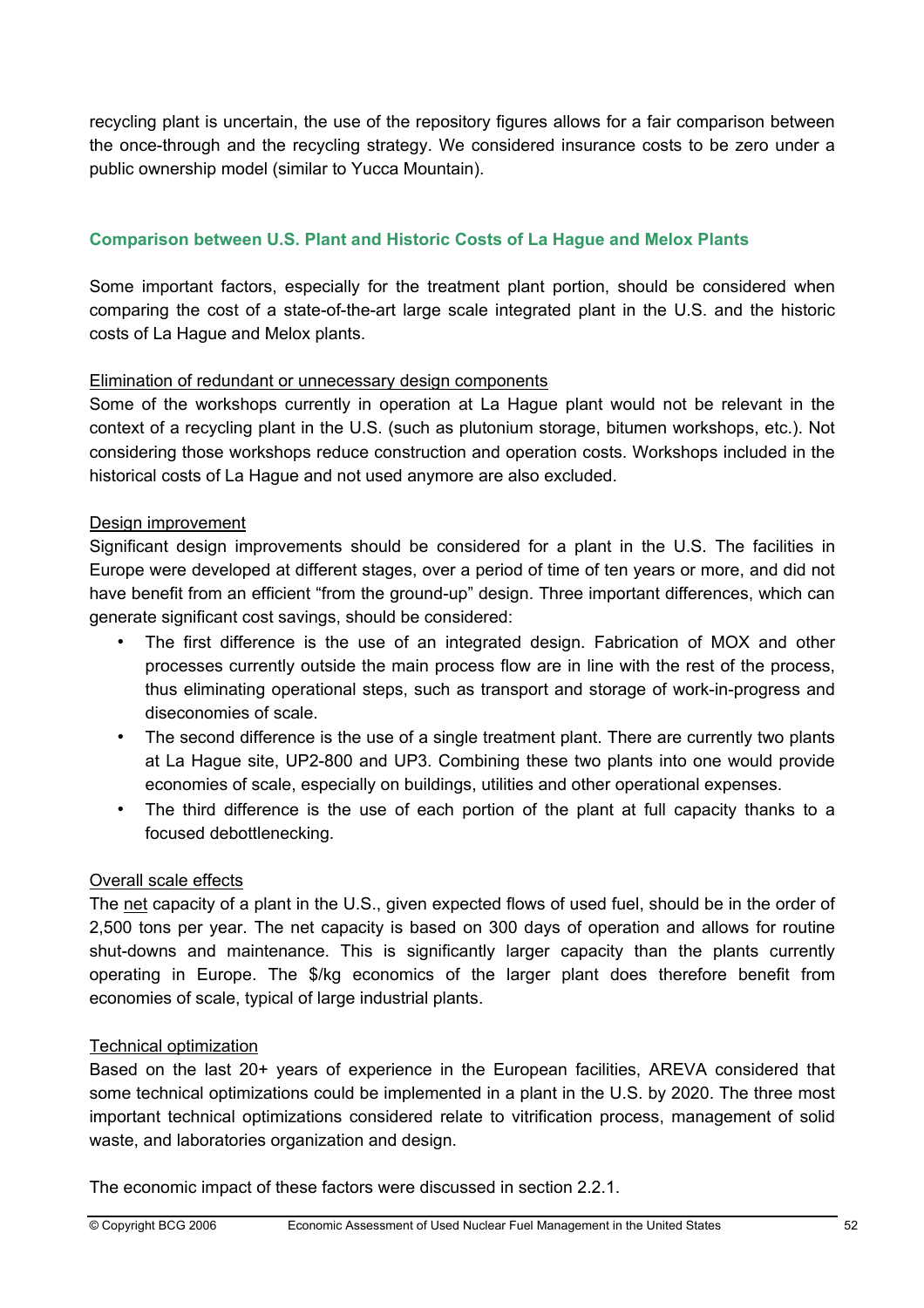recycling plant is uncertain, the use of the repository figures allows for a fair comparison between the once-through and the recycling strategy. We considered insurance costs to be zero under a public ownership model (similar to Yucca Mountain).

### Comparison between U.S. Plant and Historic Costs of La Hague and Melox Plants

Some important factors, especially for the treatment plant portion, should be considered when comparing the cost of a state-of-the-art large scale integrated plant in the U.S. and the historic costs of La Hague and Melox plants.

<u>Elimination of redundant or unnecessary design components</u>
Some of the workshops currently in operation at La Hague plant would not be relevant in the context of a recycling plant in the U.S. (such as plutonium storage, bitumen workshops, etc.). Not considering those workshops reduce construction and operation costs. Workshops included in the historical costs of La Hague and not used anymore are also excluded.

<u>Design improvement</u>
Significant design improvements should be considered for a plant in the U.S. The facilities in Europe were developed at different stages, over a period of time of ten years or more, and did not have benefit from an efficient "from the ground-up" design. Three important differences, which can generate significant cost savings, should be considered:

- The first difference is the use of an integrated design. Fabrication of MOX and other processes currently outside the main process flow are in line with the rest of the process, thus eliminating operational steps, such as transport and storage of work-in-progress and diseconomies of scale.
- The second difference is the use of a single treatment plant. There are currently two plants at La Hague site, UP2-800 and UP3. Combining these two plants into one would provide economies of scale, especially on buildings, utilities and other operational expenses.
- The third difference is the use of each portion of the plant at full capacity thanks to a focused debottlenecking.

<u>Overall scale effects</u>
The <u>net</u> capacity of a plant in the U.S., given expected flows of used fuel, should be in the order of 2,500 tons per year. The net capacity is based on 300 days of operation and allows for routine shut-downs and maintenance. This is significantly larger capacity than the plants currently operating in Europe. The \$/kg economics of the larger plant does therefore benefit from economies of scale, typical of large industrial plants.

<u>Technical optimization</u>
Based on the last 20+ years of experience in the European facilities, AREVA considered that some technical optimizations could be implemented in a plant in the U.S. by 2020. The three most important technical optimizations considered relate to vitrification process, management of solid waste, and laboratories organization and design.

The economic impact of these factors were discussed in section 2.2.1.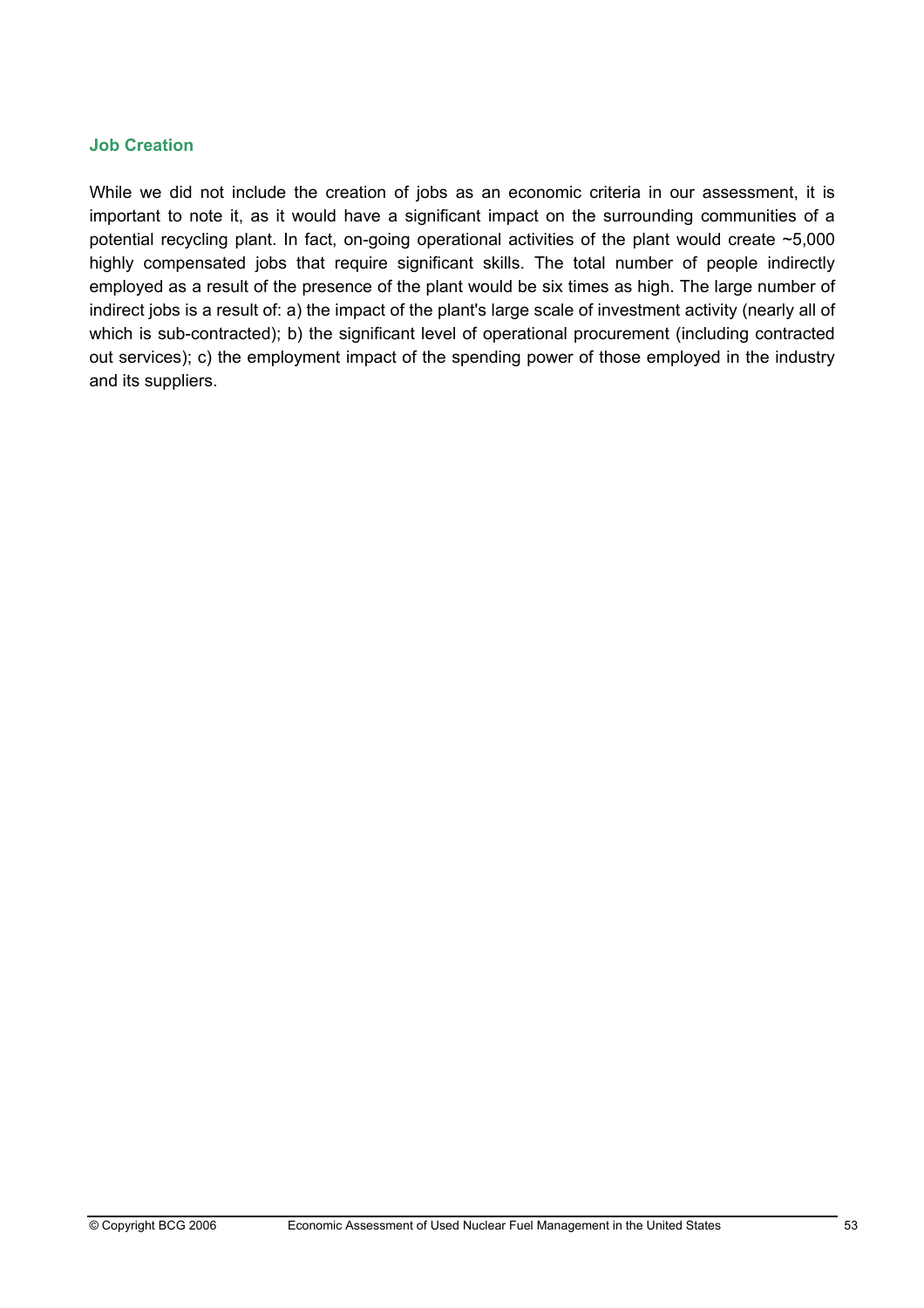### Job Creation

While we did not include the creation of jobs as an economic criteria in our assessment, it is important to note it, as it would have a significant impact on the surrounding communities of a potential recycling plant. In fact, on-going operational activities of the plant would create ~5,000 highly compensated jobs that require significant skills. The total number of people indirectly employed as a result of the presence of the plant would be six times as high. The large number of indirect jobs is a result of: a) the impact of the plant's large scale of investment activity (nearly all of which is sub-contracted); b) the significant level of operational procurement (including contracted out services); c) the employment impact of the spending power of those employed in the industry and its suppliers.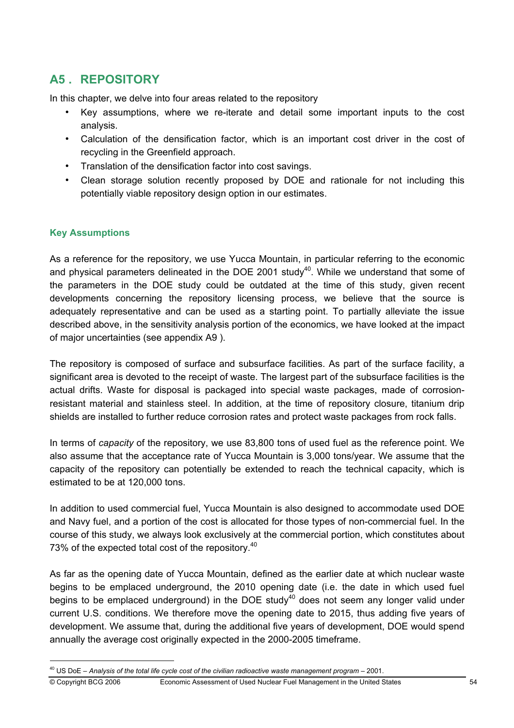## A5 . REPOSITORY

In this chapter, we delve into four areas related to the repository

- Key assumptions, where we re-iterate and detail some important inputs to the cost analysis.
- Calculation of the densification factor, which is an important cost driver in the cost of recycling in the Greenfield approach.
- Translation of the densification factor into cost savings.
- Clean storage solution recently proposed by DOE and rationale for not including this potentially viable repository design option in our estimates.

### Key Assumptions

As a reference for the repository, we use Yucca Mountain, in particular referring to the economic and physical parameters delineated in the DOE 2001 study[40]. While we understand that some of the parameters in the DOE study could be outdated at the time of this study, given recent developments concerning the repository licensing process, we believe that the source is adequately representative and can be used as a starting point. To partially alleviate the issue described above, in the sensitivity analysis portion of the economics, we have looked at the impact of major uncertainties (see appendix A9 ).

The repository is composed of surface and subsurface facilities. As part of the surface facility, a significant area is devoted to the receipt of waste. The largest part of the subsurface facilities is the actual drifts. Waste for disposal is packaged into special waste packages, made of corrosion-resistant material and stainless steel. In addition, at the time of repository closure, titanium drip shields are installed to further reduce corrosion rates and protect waste packages from rock falls.

In terms of *capacity* of the repository, we use 83,800 tons of used fuel as the reference point. We also assume that the acceptance rate of Yucca Mountain is 3,000 tons/year. We assume that the capacity of the repository can potentially be extended to reach the technical capacity, which is estimated to be at 120,000 tons.

In addition to used commercial fuel, Yucca Mountain is also designed to accommodate used DOE and Navy fuel, and a portion of the cost is allocated for those types of non-commercial fuel. In the course of this study, we always look exclusively at the commercial portion, which constitutes about 73% of the expected total cost of the repository.[40]

As far as the opening date of Yucca Mountain, defined as the earlier date at which nuclear waste begins to be emplaced underground, the 2010 opening date (i.e. the date in which used fuel begins to be emplaced underground) in the DOE study[40] does not seem any longer valid under current U.S. conditions. We therefore move the opening date to 2015, thus adding five years of development. We assume that, during the additional five years of development, DOE would spend annually the average cost originally expected in the 2000-2005 timeframe.

[40] US DoE – *Analysis of the total life cycle cost of the civilian radioactive waste management program* – 2001.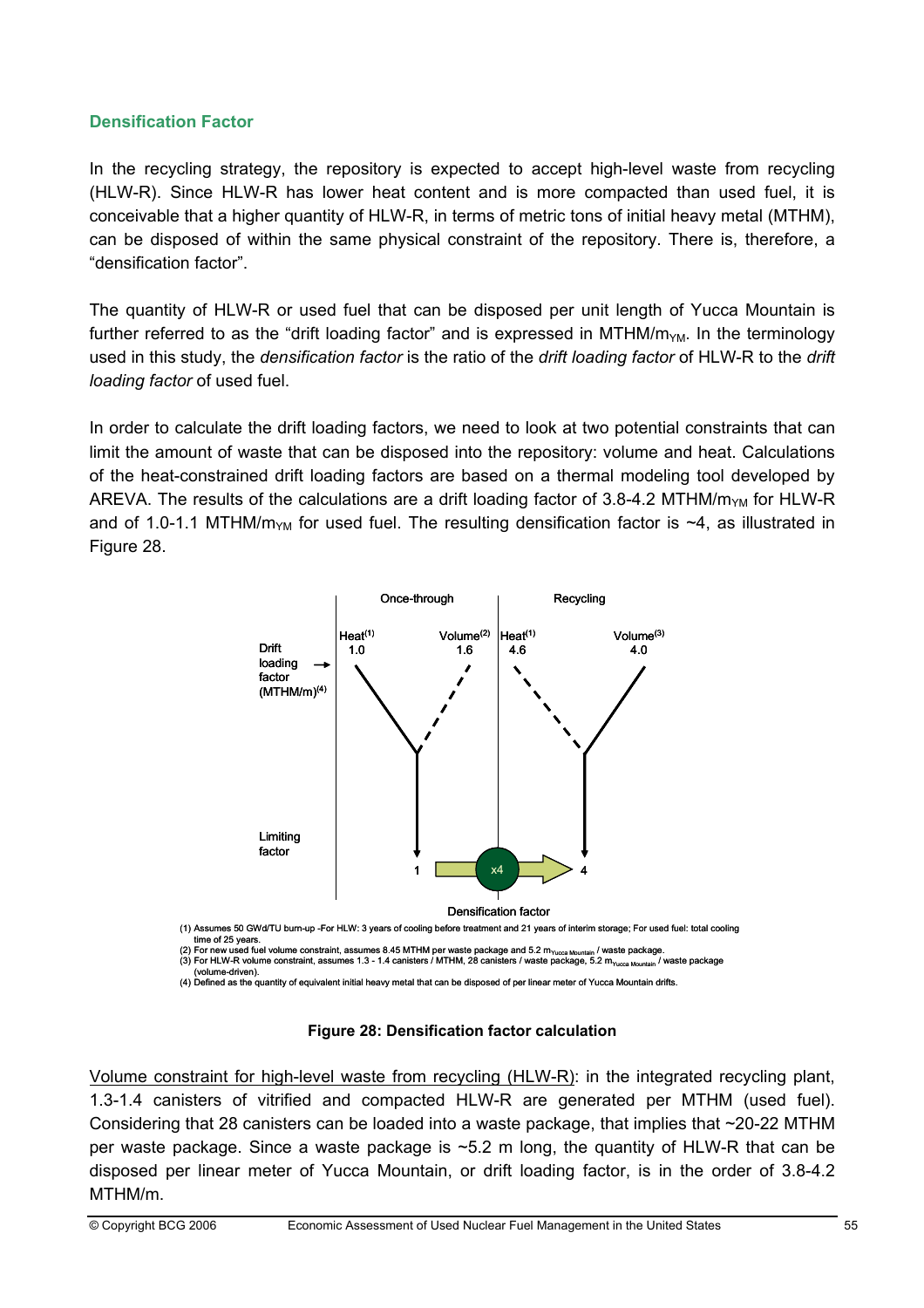### Densification Factor

In the recycling strategy, the repository is expected to accept high-level waste from recycling (HLW-R). Since HLW-R has lower heat content and is more compacted than used fuel, it is conceivable that a higher quantity of HLW-R, in terms of metric tons of initial heavy metal (MTHM), can be disposed of within the same physical constraint of the repository. There is, therefore, a "densification factor".

The quantity of HLW-R or used fuel that can be disposed per unit length of Yucca Mountain is further referred to as the "drift loading factor" and is expressed in MTHM/$m_{YM}$. In the terminology used in this study, the *densification factor* is the ratio of the *drift loading factor* of HLW-R to the *drift loading factor* of used fuel.

In order to calculate the drift loading factors, we need to look at two potential constraints that can limit the amount of waste that can be disposed into the repository: volume and heat. Calculations of the heat-constrained drift loading factors are based on a thermal modeling tool developed by AREVA. The results of the calculations are a drift loading factor of 3.8-4.2 MTHM/$m_{YM}$ for HLW-R and of 1.0-1.1 MTHM/$m_{YM}$ for used fuel. The resulting densification factor is ~4, as illustrated in Figure 28.

Once-through | Recycling

Drift loading factor (MTHM/m)[4]: Once-through — Heat[1] 1.0, Volume[2] 1.6; Recycling — Heat[1] 4.6, Volume[3] 4.0

Limiting factor: 1 → x4 → 4

Densification factor

(1) Assumes 50 GWd/TU burn-up -For HLW: 3 years of cooling before treatment and 21 years of interim storage; For used fuel: total cooling time of 25 years.
(2) For new used fuel volume constraint, assumes 8.45 MTHM per waste package and 5.2 $m_{Yucca\ Mountain}$ / waste package.
(3) For HLW-R volume constraint, assumes 1.3 - 1.4 canisters / MTHM, 28 canisters / waste package, 5.2 $m_{Yucca\ Mountain}$ / waste package (volume-driven).
(4) Defined as the quantity of equivalent initial heavy metal that can be disposed of per linear meter of Yucca Mountain drifts.

**Figure 28: Densification factor calculation**

Volume constraint for high-level waste from recycling (HLW-R): in the integrated recycling plant, 1.3-1.4 canisters of vitrified and compacted HLW-R are generated per MTHM (used fuel). Considering that 28 canisters can be loaded into a waste package, that implies that ~20-22 MTHM per waste package. Since a waste package is ~5.2 m long, the quantity of HLW-R that can be disposed per linear meter of Yucca Mountain, or drift loading factor, is in the order of 3.8-4.2 MTHM/m.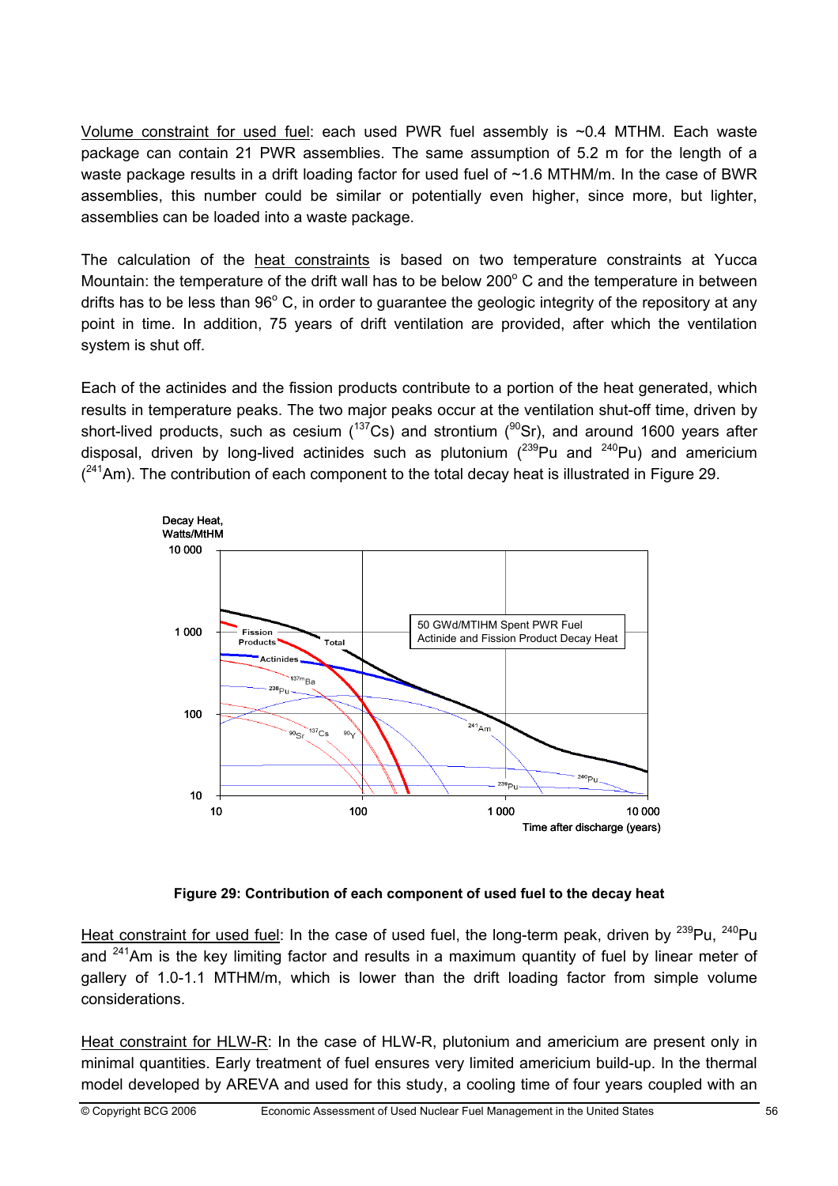Volume constraint for used fuel: each used PWR fuel assembly is ~0.4 MTHM. Each waste package can contain 21 PWR assemblies. The same assumption of 5.2 m for the length of a waste package results in a drift loading factor for used fuel of ~1.6 MTHM/m. In the case of BWR assemblies, this number could be similar or potentially even higher, since more, but lighter, assemblies can be loaded into a waste package.

The calculation of the heat constraints is based on two temperature constraints at Yucca Mountain: the temperature of the drift wall has to be below 200° C and the temperature in between drifts has to be less than 96° C, in order to guarantee the geologic integrity of the repository at any point in time. In addition, 75 years of drift ventilation are provided, after which the ventilation system is shut off.

Each of the actinides and the fission products contribute to a portion of the heat generated, which results in temperature peaks. The two major peaks occur at the ventilation shut-off time, driven by short-lived products, such as cesium ($^{137}$Cs) and strontium ($^{90}$Sr), and around 1600 years after disposal, driven by long-lived actinides such as plutonium ($^{239}$Pu and $^{240}$Pu) and americium ($^{241}$Am). The contribution of each component to the total decay heat is illustrated in Figure 29.

**Figure 29: Contribution of each component of used fuel to the decay heat**

Heat constraint for used fuel: In the case of used fuel, the long-term peak, driven by $^{239}$Pu, $^{240}$Pu and $^{241}$Am is the key limiting factor and results in a maximum quantity of fuel by linear meter of gallery of 1.0-1.1 MTHM/m, which is lower than the drift loading factor from simple volume considerations.

Heat constraint for HLW-R: In the case of HLW-R, plutonium and americium are present only in minimal quantities. Early treatment of fuel ensures very limited americium build-up. In the thermal model developed by AREVA and used for this study, a cooling time of four years coupled with an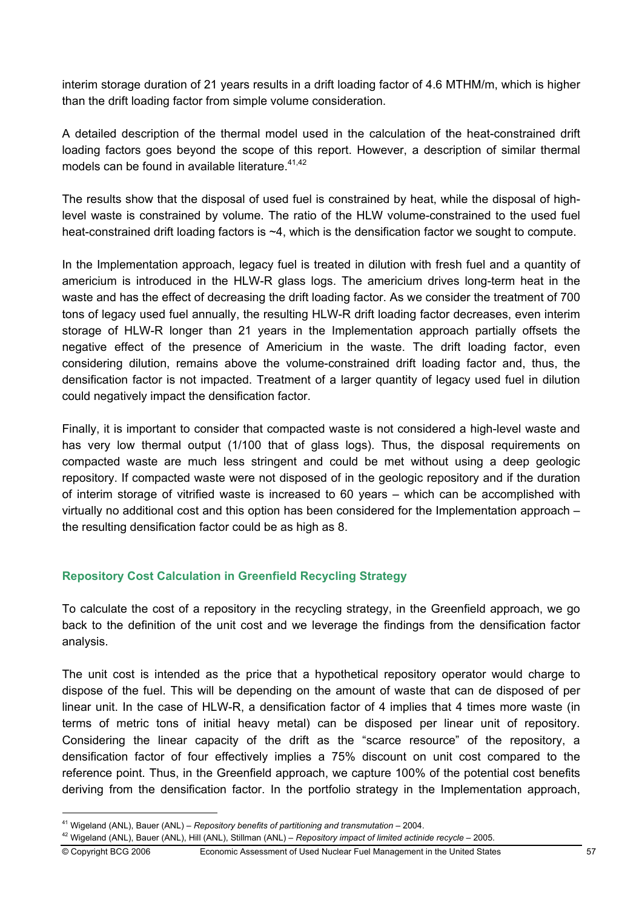interim storage duration of 21 years results in a drift loading factor of 4.6 MTHM/m, which is higher than the drift loading factor from simple volume consideration.

A detailed description of the thermal model used in the calculation of the heat-constrained drift loading factors goes beyond the scope of this report. However, a description of similar thermal models can be found in available literature.[41,42]

The results show that the disposal of used fuel is constrained by heat, while the disposal of high-level waste is constrained by volume. The ratio of the HLW volume-constrained to the used fuel heat-constrained drift loading factors is ~4, which is the densification factor we sought to compute.

In the Implementation approach, legacy fuel is treated in dilution with fresh fuel and a quantity of americium is introduced in the HLW-R glass logs. The americium drives long-term heat in the waste and has the effect of decreasing the drift loading factor. As we consider the treatment of 700 tons of legacy used fuel annually, the resulting HLW-R drift loading factor decreases, even interim storage of HLW-R longer than 21 years in the Implementation approach partially offsets the negative effect of the presence of Americium in the waste. The drift loading factor, even considering dilution, remains above the volume-constrained drift loading factor and, thus, the densification factor is not impacted. Treatment of a larger quantity of legacy used fuel in dilution could negatively impact the densification factor.

Finally, it is important to consider that compacted waste is not considered a high-level waste and has very low thermal output (1/100 that of glass logs). Thus, the disposal requirements on compacted waste are much less stringent and could be met without using a deep geologic repository. If compacted waste were not disposed of in the geologic repository and if the duration of interim storage of vitrified waste is increased to 60 years – which can be accomplished with virtually no additional cost and this option has been considered for the Implementation approach – the resulting densification factor could be as high as 8.

### Repository Cost Calculation in Greenfield Recycling Strategy

To calculate the cost of a repository in the recycling strategy, in the Greenfield approach, we go back to the definition of the unit cost and we leverage the findings from the densification factor analysis.

The unit cost is intended as the price that a hypothetical repository operator would charge to dispose of the fuel. This will be depending on the amount of waste that can de disposed of per linear unit. In the case of HLW-R, a densification factor of 4 implies that 4 times more waste (in terms of metric tons of initial heavy metal) can be disposed per linear unit of repository. Considering the linear capacity of the drift as the "scarce resource" of the repository, a densification factor of four effectively implies a 75% discount on unit cost compared to the reference point. Thus, in the Greenfield approach, we capture 100% of the potential cost benefits deriving from the densification factor. In the portfolio strategy in the Implementation approach,

[41] Wigeland (ANL), Bauer (ANL) – *Repository benefits of partitioning and transmutation* – 2004.

[42] Wigeland (ANL), Bauer (ANL), Hill (ANL), Stillman (ANL) – *Repository impact of limited actinide recycle* – 2005.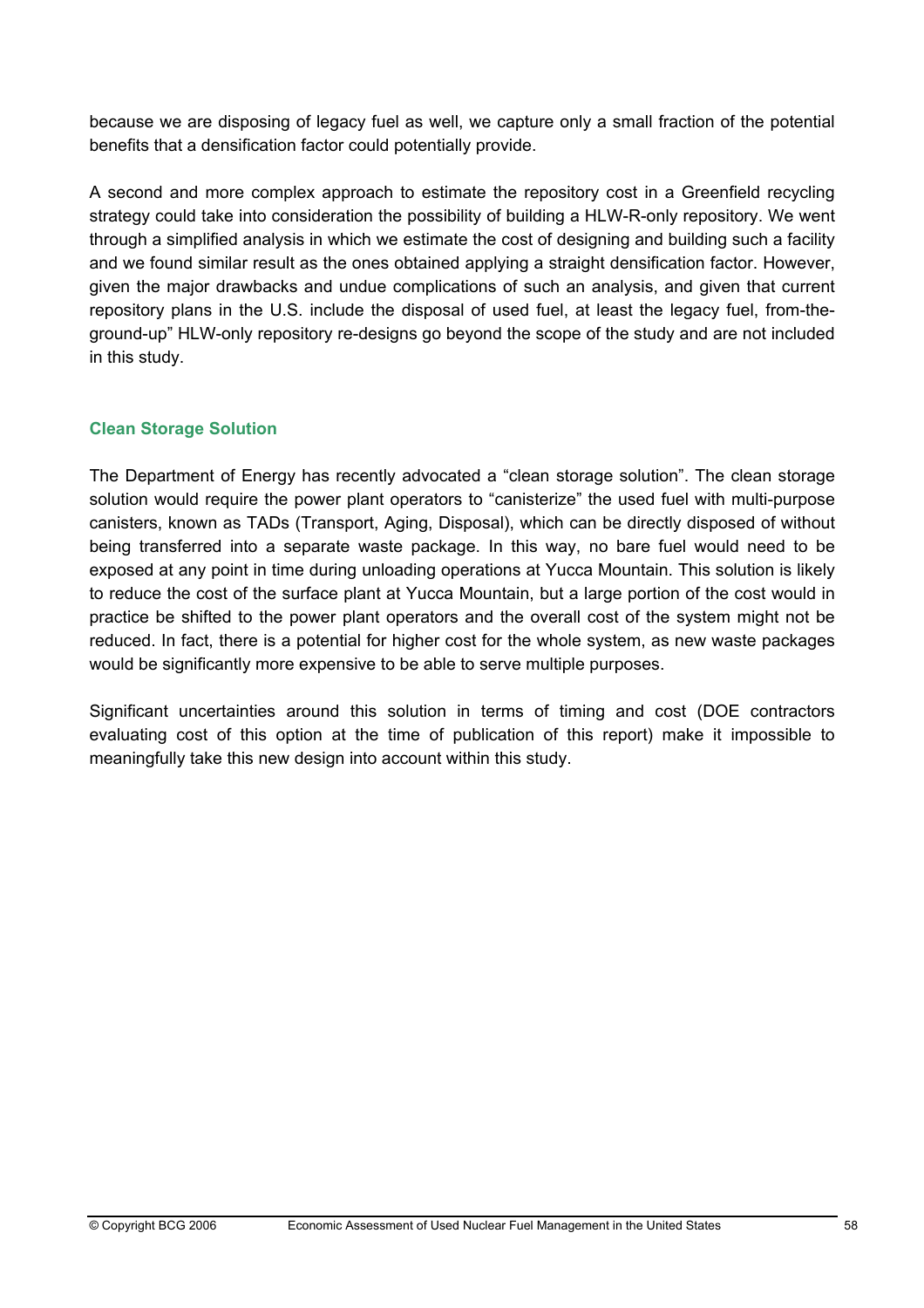because we are disposing of legacy fuel as well, we capture only a small fraction of the potential benefits that a densification factor could potentially provide.

A second and more complex approach to estimate the repository cost in a Greenfield recycling strategy could take into consideration the possibility of building a HLW-R-only repository. We went through a simplified analysis in which we estimate the cost of designing and building such a facility and we found similar result as the ones obtained applying a straight densification factor. However, given the major drawbacks and undue complications of such an analysis, and given that current repository plans in the U.S. include the disposal of used fuel, at least the legacy fuel, from-the-ground-up" HLW-only repository re-designs go beyond the scope of the study and are not included in this study.

### Clean Storage Solution

The Department of Energy has recently advocated a "clean storage solution". The clean storage solution would require the power plant operators to "canisterize" the used fuel with multi-purpose canisters, known as TADs (Transport, Aging, Disposal), which can be directly disposed of without being transferred into a separate waste package. In this way, no bare fuel would need to be exposed at any point in time during unloading operations at Yucca Mountain. This solution is likely to reduce the cost of the surface plant at Yucca Mountain, but a large portion of the cost would in practice be shifted to the power plant operators and the overall cost of the system might not be reduced. In fact, there is a potential for higher cost for the whole system, as new waste packages would be significantly more expensive to be able to serve multiple purposes.

Significant uncertainties around this solution in terms of timing and cost (DOE contractors evaluating cost of this option at the time of publication of this report) make it impossible to meaningfully take this new design into account within this study.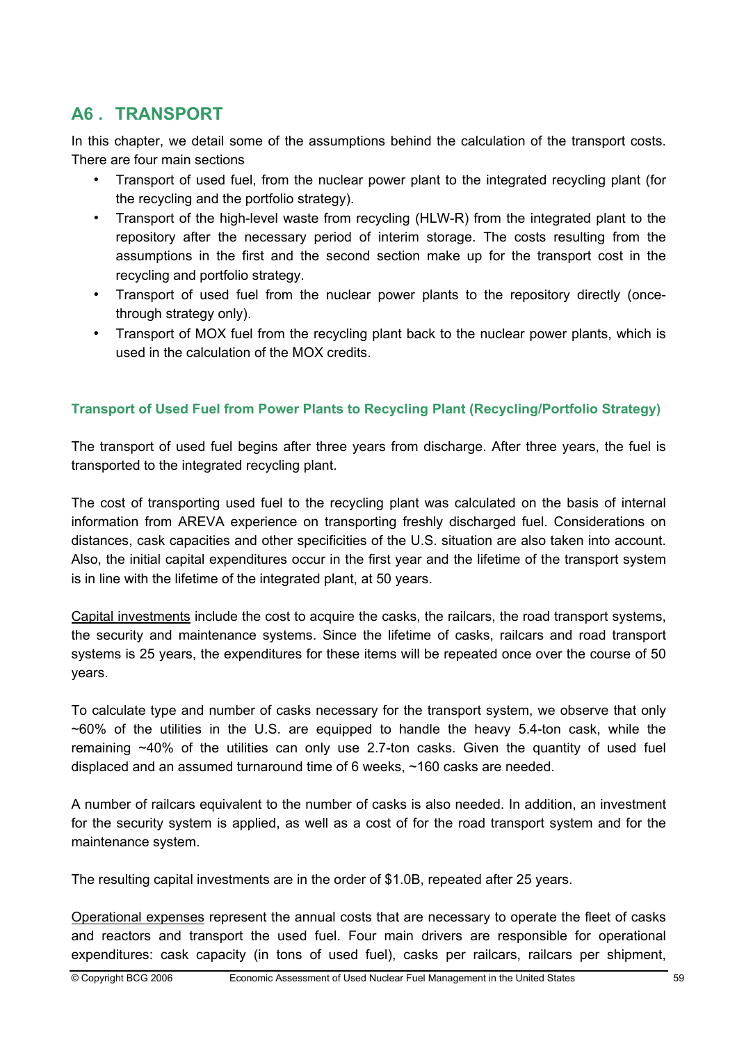## A6 . TRANSPORT

In this chapter, we detail some of the assumptions behind the calculation of the transport costs. There are four main sections

- Transport of used fuel, from the nuclear power plant to the integrated recycling plant (for the recycling and the portfolio strategy).
- Transport of the high-level waste from recycling (HLW-R) from the integrated plant to the repository after the necessary period of interim storage. The costs resulting from the assumptions in the first and the second section make up for the transport cost in the recycling and portfolio strategy.
- Transport of used fuel from the nuclear power plants to the repository directly (once-through strategy only).
- Transport of MOX fuel from the recycling plant back to the nuclear power plants, which is used in the calculation of the MOX credits.

### Transport of Used Fuel from Power Plants to Recycling Plant (Recycling/Portfolio Strategy)

The transport of used fuel begins after three years from discharge. After three years, the fuel is transported to the integrated recycling plant.

The cost of transporting used fuel to the recycling plant was calculated on the basis of internal information from AREVA experience on transporting freshly discharged fuel. Considerations on distances, cask capacities and other specificities of the U.S. situation are also taken into account. Also, the initial capital expenditures occur in the first year and the lifetime of the transport system is in line with the lifetime of the integrated plant, at 50 years.

Capital investments include the cost to acquire the casks, the railcars, the road transport systems, the security and maintenance systems. Since the lifetime of casks, railcars and road transport systems is 25 years, the expenditures for these items will be repeated once over the course of 50 years.

To calculate type and number of casks necessary for the transport system, we observe that only ~60% of the utilities in the U.S. are equipped to handle the heavy 5.4-ton cask, while the remaining ~40% of the utilities can only use 2.7-ton casks. Given the quantity of used fuel displaced and an assumed turnaround time of 6 weeks, ~160 casks are needed.

A number of railcars equivalent to the number of casks is also needed. In addition, an investment for the security system is applied, as well as a cost of for the road transport system and for the maintenance system.

The resulting capital investments are in the order of $1.0B, repeated after 25 years.

Operational expenses represent the annual costs that are necessary to operate the fleet of casks and reactors and transport the used fuel. Four main drivers are responsible for operational expenditures: cask capacity (in tons of used fuel), casks per railcars, railcars per shipment,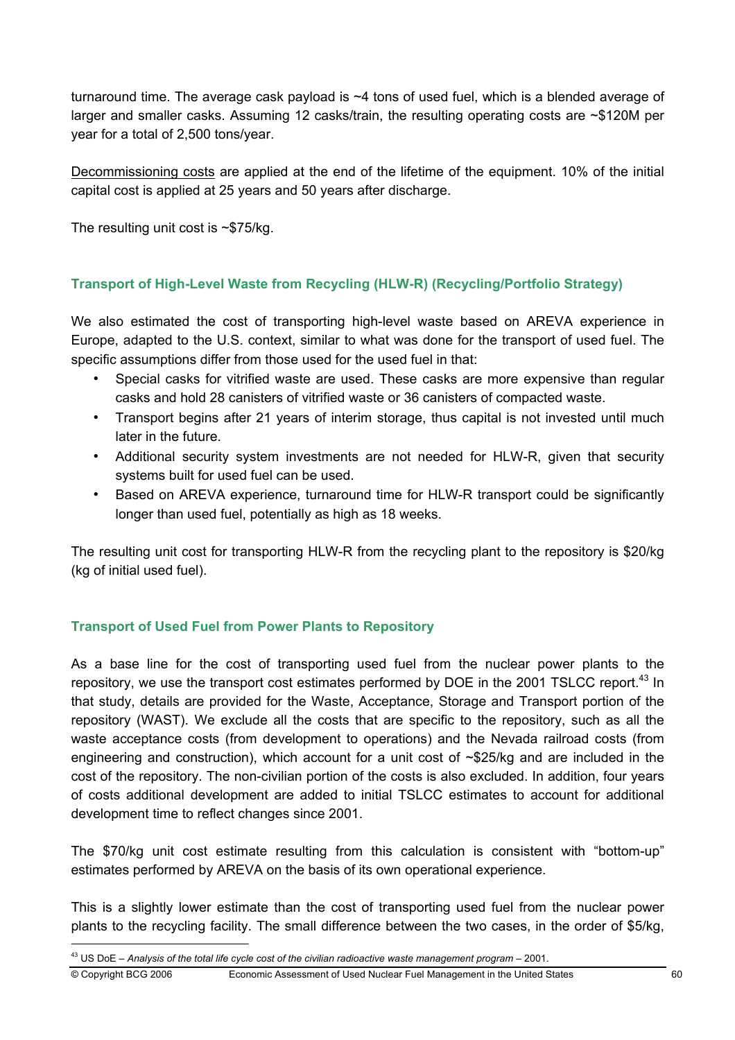turnaround time. The average cask payload is ~4 tons of used fuel, which is a blended average of larger and smaller casks. Assuming 12 casks/train, the resulting operating costs are ~$120M per year for a total of 2,500 tons/year.

Decommissioning costs are applied at the end of the lifetime of the equipment. 10% of the initial capital cost is applied at 25 years and 50 years after discharge.

The resulting unit cost is ~$75/kg.

### Transport of High-Level Waste from Recycling (HLW-R) (Recycling/Portfolio Strategy)

We also estimated the cost of transporting high-level waste based on AREVA experience in Europe, adapted to the U.S. context, similar to what was done for the transport of used fuel. The specific assumptions differ from those used for the used fuel in that:

- Special casks for vitrified waste are used. These casks are more expensive than regular casks and hold 28 canisters of vitrified waste or 36 canisters of compacted waste.
- Transport begins after 21 years of interim storage, thus capital is not invested until much later in the future.
- Additional security system investments are not needed for HLW-R, given that security systems built for used fuel can be used.
- Based on AREVA experience, turnaround time for HLW-R transport could be significantly longer than used fuel, potentially as high as 18 weeks.

The resulting unit cost for transporting HLW-R from the recycling plant to the repository is $20/kg (kg of initial used fuel).

### Transport of Used Fuel from Power Plants to Repository

As a base line for the cost of transporting used fuel from the nuclear power plants to the repository, we use the transport cost estimates performed by DOE in the 2001 TSLCC report.[43] In that study, details are provided for the Waste, Acceptance, Storage and Transport portion of the repository (WAST). We exclude all the costs that are specific to the repository, such as all the waste acceptance costs (from development to operations) and the Nevada railroad costs (from engineering and construction), which account for a unit cost of ~$25/kg and are included in the cost of the repository. The non-civilian portion of the costs is also excluded. In addition, four years of costs additional development are added to initial TSLCC estimates to account for additional development time to reflect changes since 2001.

The $70/kg unit cost estimate resulting from this calculation is consistent with "bottom-up" estimates performed by AREVA on the basis of its own operational experience.

This is a slightly lower estimate than the cost of transporting used fuel from the nuclear power plants to the recycling facility. The small difference between the two cases, in the order of $5/kg,

[43] US DoE – *Analysis of the total life cycle cost of the civilian radioactive waste management program* – 2001.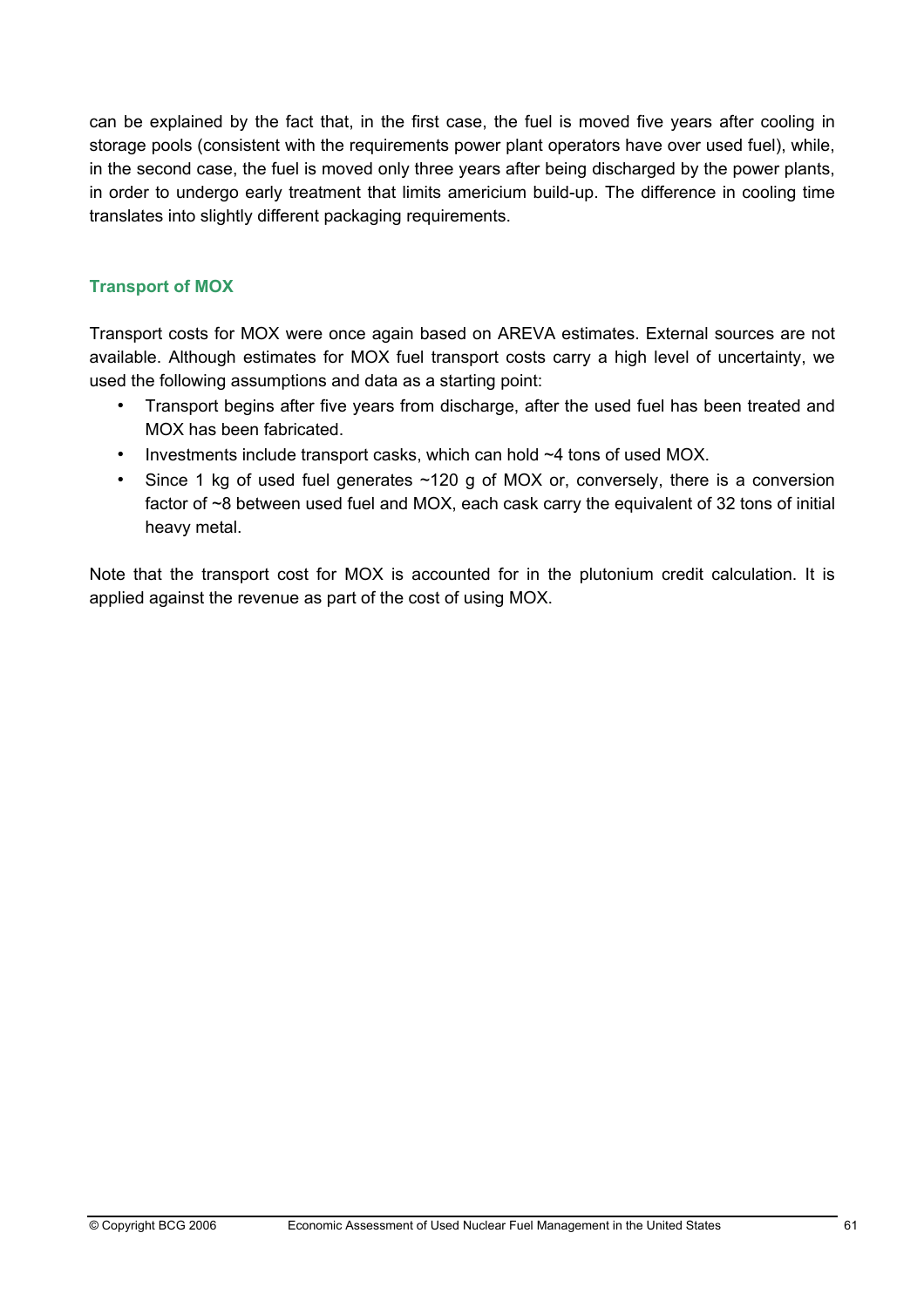can be explained by the fact that, in the first case, the fuel is moved five years after cooling in storage pools (consistent with the requirements power plant operators have over used fuel), while, in the second case, the fuel is moved only three years after being discharged by the power plants, in order to undergo early treatment that limits americium build-up. The difference in cooling time translates into slightly different packaging requirements.

### Transport of MOX

Transport costs for MOX were once again based on AREVA estimates. External sources are not available. Although estimates for MOX fuel transport costs carry a high level of uncertainty, we used the following assumptions and data as a starting point:

- Transport begins after five years from discharge, after the used fuel has been treated and MOX has been fabricated.
- Investments include transport casks, which can hold ~4 tons of used MOX.
- Since 1 kg of used fuel generates ~120 g of MOX or, conversely, there is a conversion factor of ~8 between used fuel and MOX, each cask carry the equivalent of 32 tons of initial heavy metal.

Note that the transport cost for MOX is accounted for in the plutonium credit calculation. It is applied against the revenue as part of the cost of using MOX.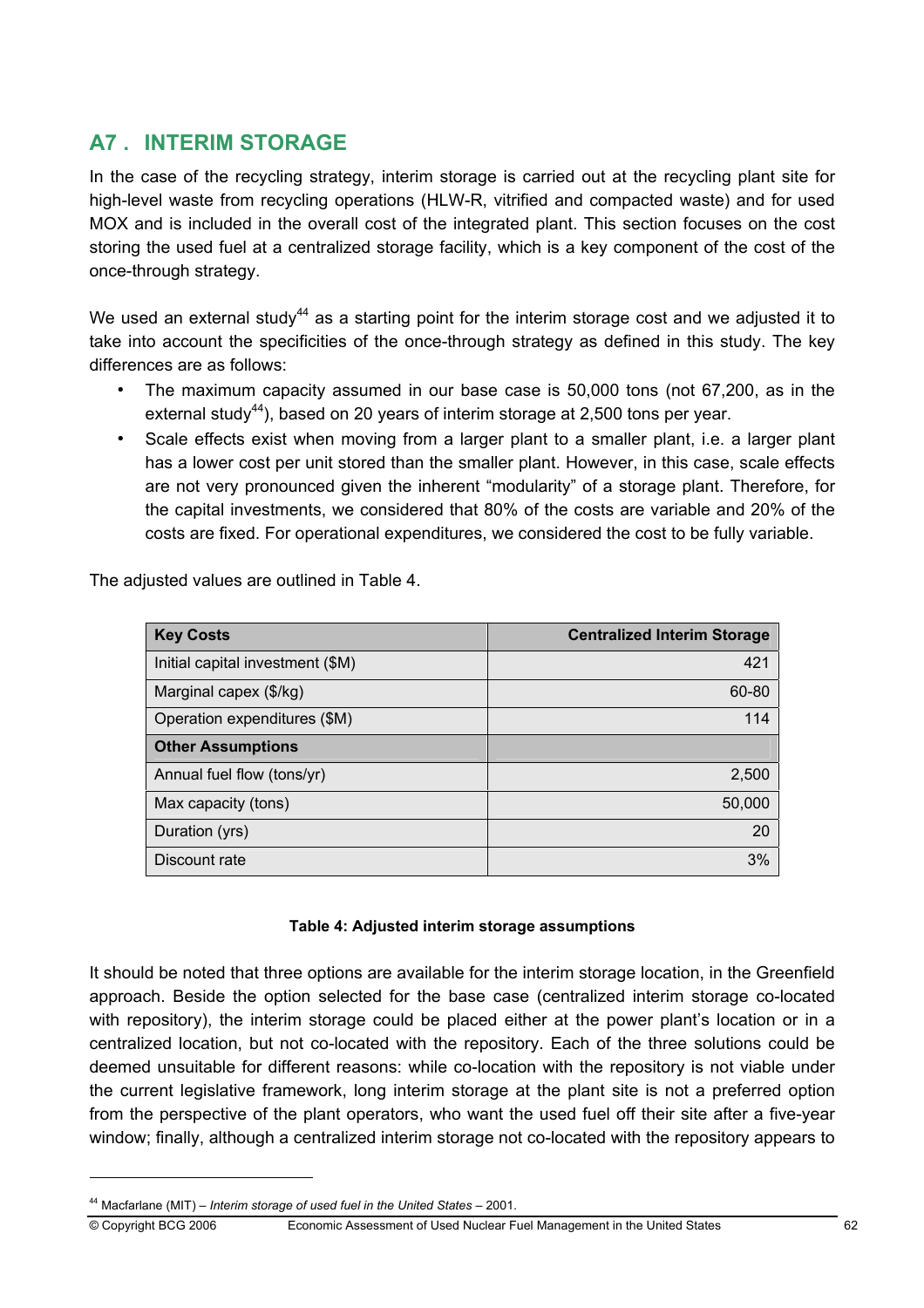## A7 . INTERIM STORAGE

In the case of the recycling strategy, interim storage is carried out at the recycling plant site for high-level waste from recycling operations (HLW-R, vitrified and compacted waste) and for used MOX and is included in the overall cost of the integrated plant. This section focuses on the cost storing the used fuel at a centralized storage facility, which is a key component of the cost of the once-through strategy.

We used an external study[44] as a starting point for the interim storage cost and we adjusted it to take into account the specificities of the once-through strategy as defined in this study. The key differences are as follows:

- The maximum capacity assumed in our base case is 50,000 tons (not 67,200, as in the external study[44]), based on 20 years of interim storage at 2,500 tons per year.
- Scale effects exist when moving from a larger plant to a smaller plant, i.e. a larger plant has a lower cost per unit stored than the smaller plant. However, in this case, scale effects are not very pronounced given the inherent "modularity" of a storage plant. Therefore, for the capital investments, we considered that 80% of the costs are variable and 20% of the costs are fixed. For operational expenditures, we considered the cost to be fully variable.

The adjusted values are outlined in Table 4.

| Key Costs | Centralized Interim Storage |
|---|---|
| Initial capital investment ($M) | 421 |
| Marginal capex ($/kg) | 60-80 |
| Operation expenditures ($M) | 114 |
| **Other Assumptions** | |
| Annual fuel flow (tons/yr) | 2,500 |
| Max capacity (tons) | 50,000 |
| Duration (yrs) | 20 |
| Discount rate | 3% |

**Table 4: Adjusted interim storage assumptions**

It should be noted that three options are available for the interim storage location, in the Greenfield approach. Beside the option selected for the base case (centralized interim storage co-located with repository), the interim storage could be placed either at the power plant's location or in a centralized location, but not co-located with the repository. Each of the three solutions could be deemed unsuitable for different reasons: while co-location with the repository is not viable under the current legislative framework, long interim storage at the plant site is not a preferred option from the perspective of the plant operators, who want the used fuel off their site after a five-year window; finally, although a centralized interim storage not co-located with the repository appears to

[44] Macfarlane (MIT) – *Interim storage of used fuel in the United States* – 2001.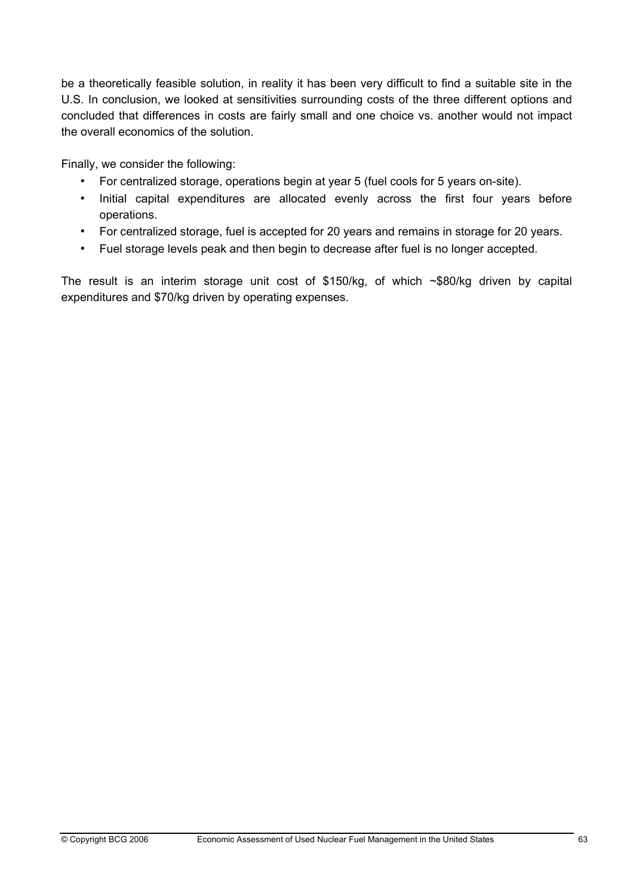be a theoretically feasible solution, in reality it has been very difficult to find a suitable site in the U.S. In conclusion, we looked at sensitivities surrounding costs of the three different options and concluded that differences in costs are fairly small and one choice vs. another would not impact the overall economics of the solution.

Finally, we consider the following:

- For centralized storage, operations begin at year 5 (fuel cools for 5 years on-site).
- Initial capital expenditures are allocated evenly across the first four years before operations.
- For centralized storage, fuel is accepted for 20 years and remains in storage for 20 years.
- Fuel storage levels peak and then begin to decrease after fuel is no longer accepted.

The result is an interim storage unit cost of $150/kg, of which ~$80/kg driven by capital expenditures and $70/kg driven by operating expenses.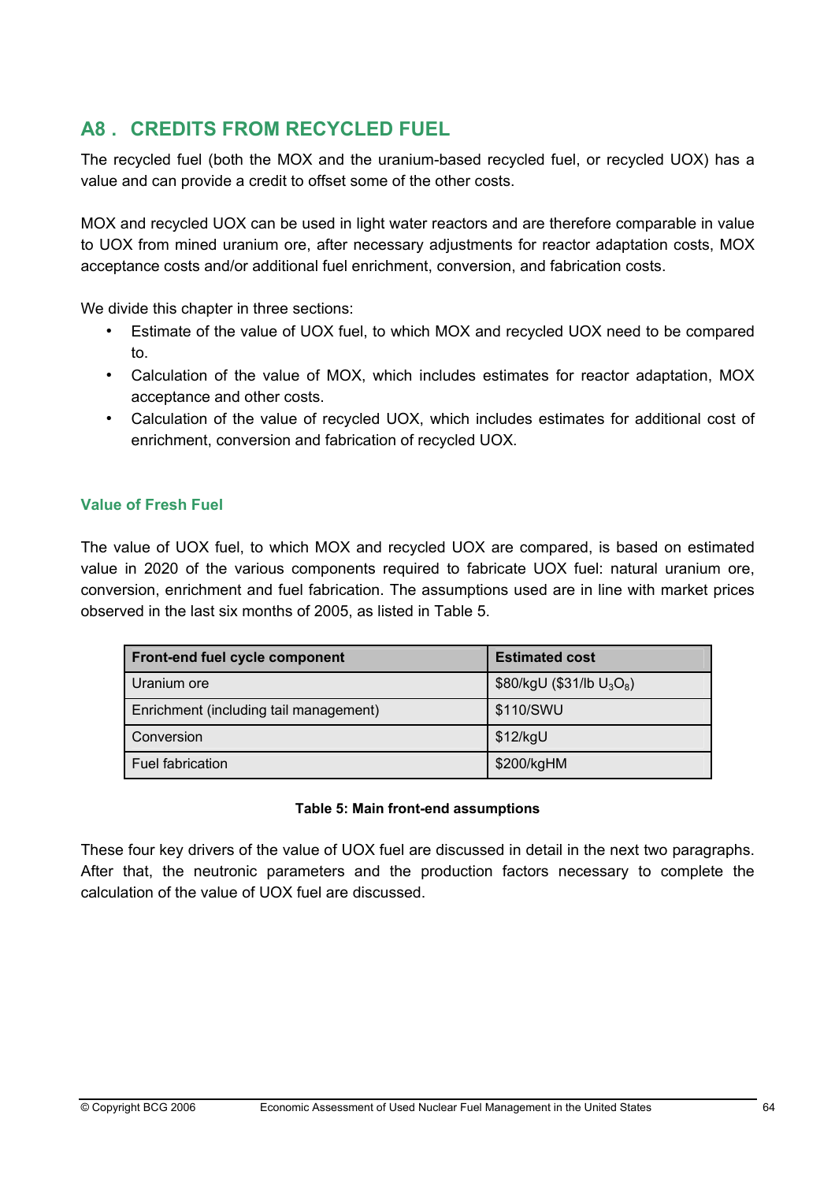## A8 . CREDITS FROM RECYCLED FUEL

The recycled fuel (both the MOX and the uranium-based recycled fuel, or recycled UOX) has a value and can provide a credit to offset some of the other costs.

MOX and recycled UOX can be used in light water reactors and are therefore comparable in value to UOX from mined uranium ore, after necessary adjustments for reactor adaptation costs, MOX acceptance costs and/or additional fuel enrichment, conversion, and fabrication costs.

We divide this chapter in three sections:

- Estimate of the value of UOX fuel, to which MOX and recycled UOX need to be compared to.
- Calculation of the value of MOX, which includes estimates for reactor adaptation, MOX acceptance and other costs.
- Calculation of the value of recycled UOX, which includes estimates for additional cost of enrichment, conversion and fabrication of recycled UOX.

### Value of Fresh Fuel

The value of UOX fuel, to which MOX and recycled UOX are compared, is based on estimated value in 2020 of the various components required to fabricate UOX fuel: natural uranium ore, conversion, enrichment and fuel fabrication. The assumptions used are in line with market prices observed in the last six months of 2005, as listed in Table 5.

| Front-end fuel cycle component | Estimated cost |
|---|---|
| Uranium ore | \$80/kgU (\$31/lb $U_3O_8$) |
| Enrichment (including tail management) | \$110/SWU |
| Conversion | \$12/kgU |
| Fuel fabrication | \$200/kgHM |

**Table 5: Main front-end assumptions**

These four key drivers of the value of UOX fuel are discussed in detail in the next two paragraphs. After that, the neutronic parameters and the production factors necessary to complete the calculation of the value of UOX fuel are discussed.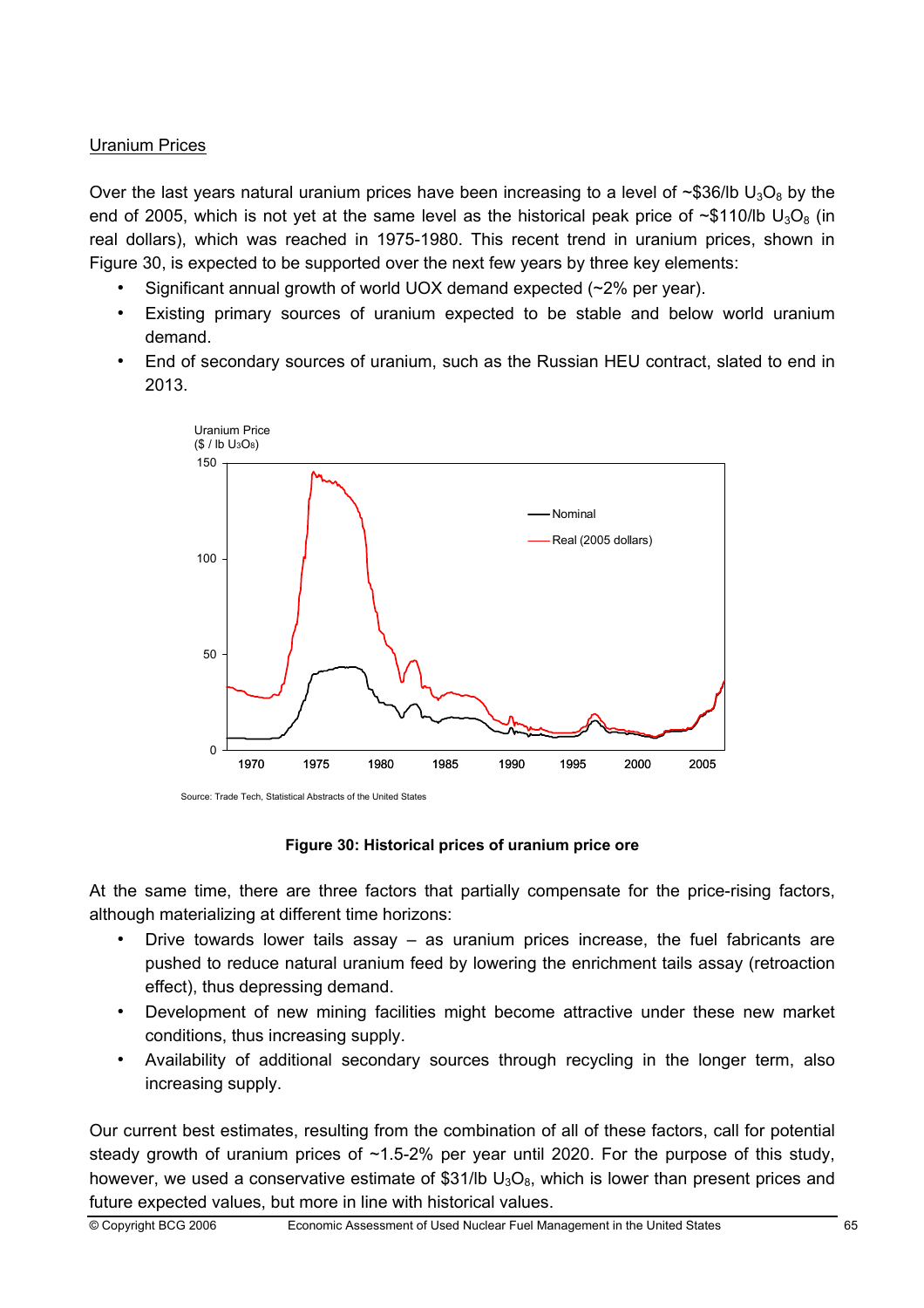Uranium Prices

Over the last years natural uranium prices have been increasing to a level of ~$36/lb $U_3O_8$ by the end of 2005, which is not yet at the same level as the historical peak price of ~$110/lb $U_3O_8$ (in real dollars), which was reached in 1975-1980. This recent trend in uranium prices, shown in Figure 30, is expected to be supported over the next few years by three key elements:

- Significant annual growth of world UOX demand expected (~2% per year).
- Existing primary sources of uranium expected to be stable and below world uranium demand.
- End of secondary sources of uranium, such as the Russian HEU contract, slated to end in 2013.

Source: Trade Tech, Statistical Abstracts of the United States

**Figure 30: Historical prices of uranium price ore**

At the same time, there are three factors that partially compensate for the price-rising factors, although materializing at different time horizons:

- Drive towards lower tails assay – as uranium prices increase, the fuel fabricants are pushed to reduce natural uranium feed by lowering the enrichment tails assay (retroaction effect), thus depressing demand.
- Development of new mining facilities might become attractive under these new market conditions, thus increasing supply.
- Availability of additional secondary sources through recycling in the longer term, also increasing supply.

Our current best estimates, resulting from the combination of all of these factors, call for potential steady growth of uranium prices of ~1.5-2% per year until 2020. For the purpose of this study, however, we used a conservative estimate of $31/lb $U_3O_8$, which is lower than present prices and future expected values, but more in line with historical values.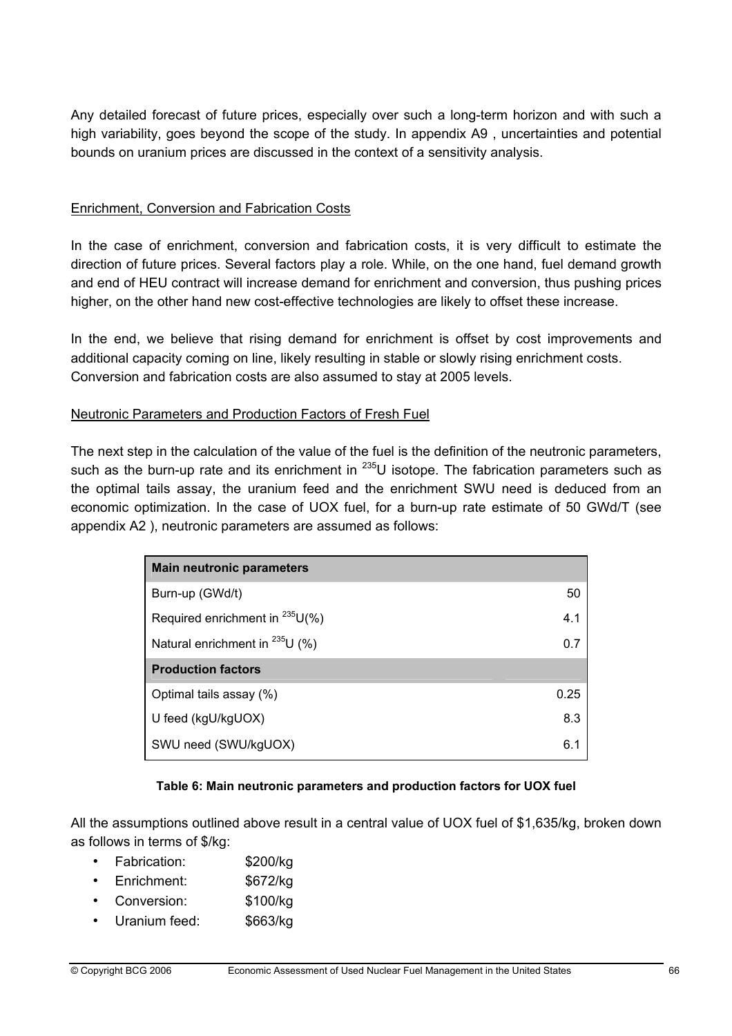Any detailed forecast of future prices, especially over such a long-term horizon and with such a high variability, goes beyond the scope of the study. In appendix A9 , uncertainties and potential bounds on uranium prices are discussed in the context of a sensitivity analysis.

## Enrichment, Conversion and Fabrication Costs

In the case of enrichment, conversion and fabrication costs, it is very difficult to estimate the direction of future prices. Several factors play a role. While, on the one hand, fuel demand growth and end of HEU contract will increase demand for enrichment and conversion, thus pushing prices higher, on the other hand new cost-effective technologies are likely to offset these increase.

In the end, we believe that rising demand for enrichment is offset by cost improvements and additional capacity coming on line, likely resulting in stable or slowly rising enrichment costs. Conversion and fabrication costs are also assumed to stay at 2005 levels.

## Neutronic Parameters and Production Factors of Fresh Fuel

The next step in the calculation of the value of the fuel is the definition of the neutronic parameters, such as the burn-up rate and its enrichment in $^{235}$U isotope. The fabrication parameters such as the optimal tails assay, the uranium feed and the enrichment SWU need is deduced from an economic optimization. In the case of UOX fuel, for a burn-up rate estimate of 50 GWd/T (see appendix A2 ), neutronic parameters are assumed as follows:

| **Main neutronic parameters** | |
|---|---|
| Burn-up (GWd/t) | 50 |
| Required enrichment in $^{235}$U(%) | 4.1 |
| Natural enrichment in $^{235}$U (%) | 0.7 |
| **Production factors** | |
| Optimal tails assay (%) | 0.25 |
| U feed (kgU/kgUOX) | 8.3 |
| SWU need (SWU/kgUOX) | 6.1 |

**Table 6: Main neutronic parameters and production factors for UOX fuel**

All the assumptions outlined above result in a central value of UOX fuel of $1,635/kg, broken down as follows in terms of $/kg:

- Fabrication: $200/kg
- Enrichment: $672/kg
- Conversion: $100/kg
- Uranium feed: $663/kg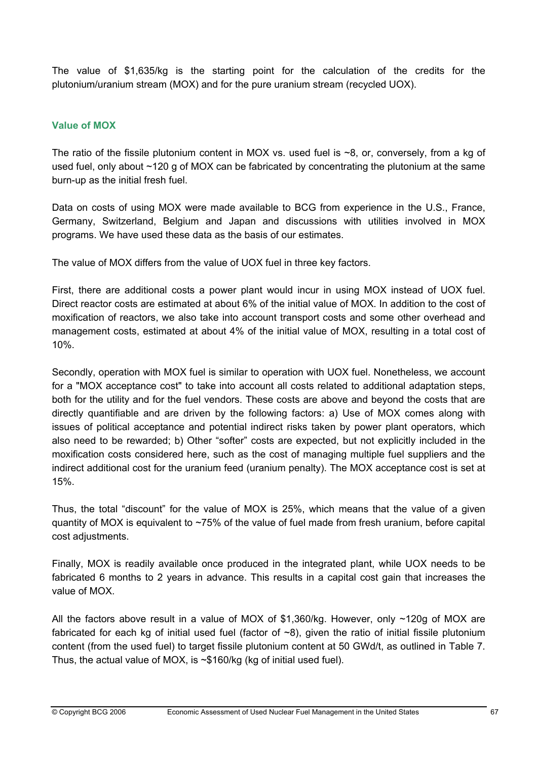The value of \$1,635/kg is the starting point for the calculation of the credits for the plutonium/uranium stream (MOX) and for the pure uranium stream (recycled UOX).

### Value of MOX

The ratio of the fissile plutonium content in MOX vs. used fuel is ~8, or, conversely, from a kg of used fuel, only about ~120 g of MOX can be fabricated by concentrating the plutonium at the same burn-up as the initial fresh fuel.

Data on costs of using MOX were made available to BCG from experience in the U.S., France, Germany, Switzerland, Belgium and Japan and discussions with utilities involved in MOX programs. We have used these data as the basis of our estimates.

The value of MOX differs from the value of UOX fuel in three key factors.

First, there are additional costs a power plant would incur in using MOX instead of UOX fuel. Direct reactor costs are estimated at about 6% of the initial value of MOX. In addition to the cost of moxification of reactors, we also take into account transport costs and some other overhead and management costs, estimated at about 4% of the initial value of MOX, resulting in a total cost of 10%.

Secondly, operation with MOX fuel is similar to operation with UOX fuel. Nonetheless, we account for a "MOX acceptance cost" to take into account all costs related to additional adaptation steps, both for the utility and for the fuel vendors. These costs are above and beyond the costs that are directly quantifiable and are driven by the following factors: a) Use of MOX comes along with issues of political acceptance and potential indirect risks taken by power plant operators, which also need to be rewarded; b) Other "softer" costs are expected, but not explicitly included in the moxification costs considered here, such as the cost of managing multiple fuel suppliers and the indirect additional cost for the uranium feed (uranium penalty). The MOX acceptance cost is set at 15%.

Thus, the total "discount" for the value of MOX is 25%, which means that the value of a given quantity of MOX is equivalent to ~75% of the value of fuel made from fresh uranium, before capital cost adjustments.

Finally, MOX is readily available once produced in the integrated plant, while UOX needs to be fabricated 6 months to 2 years in advance. This results in a capital cost gain that increases the value of MOX.

All the factors above result in a value of MOX of \$1,360/kg. However, only ~120g of MOX are fabricated for each kg of initial used fuel (factor of ~8), given the ratio of initial fissile plutonium content (from the used fuel) to target fissile plutonium content at 50 GWd/t, as outlined in Table 7. Thus, the actual value of MOX, is ~\$160/kg (kg of initial used fuel).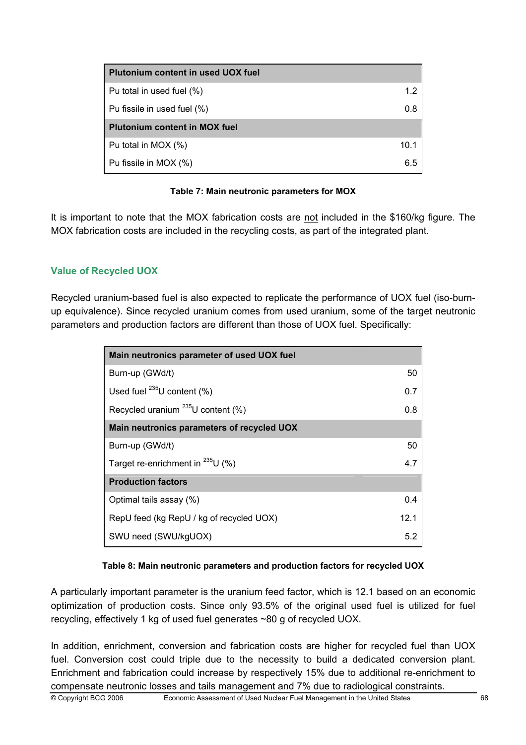| Plutonium content in used UOX fuel | |
| --- | --- |
| Pu total in used fuel (%) | 1.2 |
| Pu fissile in used fuel (%) | 0.8 |
| **Plutonium content in MOX fuel** | |
| Pu total in MOX (%) | 10.1 |
| Pu fissile in MOX (%) | 6.5 |

**Table 7: Main neutronic parameters for MOX**

It is important to note that the MOX fabrication costs are not included in the \$160/kg figure. The MOX fabrication costs are included in the recycling costs, as part of the integrated plant.

### Value of Recycled UOX

Recycled uranium-based fuel is also expected to replicate the performance of UOX fuel (iso-burn-up equivalence). Since recycled uranium comes from used uranium, some of the target neutronic parameters and production factors are different than those of UOX fuel. Specifically:

| Main neutronics parameter of used UOX fuel | |
| --- | --- |
| Burn-up (GWd/t) | 50 |
| Used fuel $^{235}U$ content (%) | 0.7 |
| Recycled uranium $^{235}U$ content (%) | 0.8 |
| **Main neutronics parameters of recycled UOX** | |
| Burn-up (GWd/t) | 50 |
| Target re-enrichment in $^{235}U$ (%) | 4.7 |
| **Production factors** | |
| Optimal tails assay (%) | 0.4 |
| RepU feed (kg RepU / kg of recycled UOX) | 12.1 |
| SWU need (SWU/kgUOX) | 5.2 |

**Table 8: Main neutronic parameters and production factors for recycled UOX**

A particularly important parameter is the uranium feed factor, which is 12.1 based on an economic optimization of production costs. Since only 93.5% of the original used fuel is utilized for fuel recycling, effectively 1 kg of used fuel generates ~80 g of recycled UOX.

In addition, enrichment, conversion and fabrication costs are higher for recycled fuel than UOX fuel. Conversion cost could triple due to the necessity to build a dedicated conversion plant. Enrichment and fabrication could increase by respectively 15% due to additional re-enrichment to compensate neutronic losses and tails management and 7% due to radiological constraints.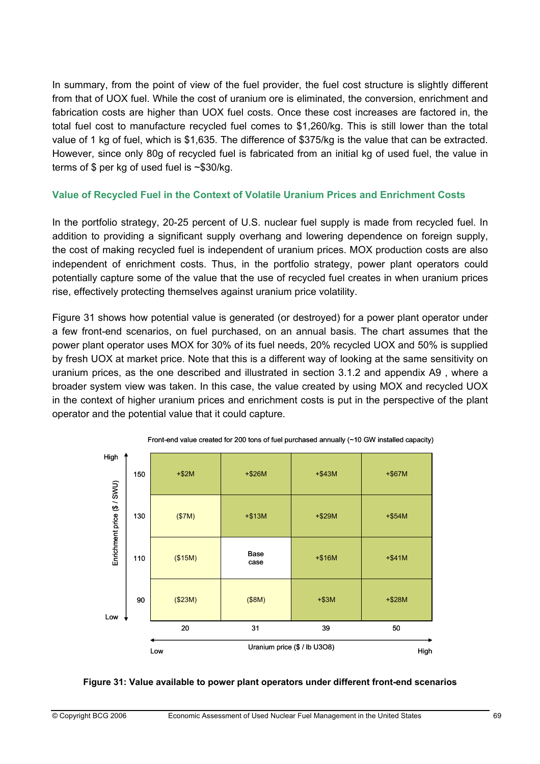In summary, from the point of view of the fuel provider, the fuel cost structure is slightly different from that of UOX fuel. While the cost of uranium ore is eliminated, the conversion, enrichment and fabrication costs are higher than UOX fuel costs. Once these cost increases are factored in, the total fuel cost to manufacture recycled fuel comes to $1,260/kg. This is still lower than the total value of 1 kg of fuel, which is $1,635. The difference of $375/kg is the value that can be extracted. However, since only 80g of recycled fuel is fabricated from an initial kg of used fuel, the value in terms of $ per kg of used fuel is ~$30/kg.

### Value of Recycled Fuel in the Context of Volatile Uranium Prices and Enrichment Costs

In the portfolio strategy, 20-25 percent of U.S. nuclear fuel supply is made from recycled fuel. In addition to providing a significant supply overhang and lowering dependence on foreign supply, the cost of making recycled fuel is independent of uranium prices. MOX production costs are also independent of enrichment costs. Thus, in the portfolio strategy, power plant operators could potentially capture some of the value that the use of recycled fuel creates in when uranium prices rise, effectively protecting themselves against uranium price volatility.

Figure 31 shows how potential value is generated (or destroyed) for a power plant operator under a few front-end scenarios, on fuel purchased, on an annual basis. The chart assumes that the power plant operator uses MOX for 30% of its fuel needs, 20% recycled UOX and 50% is supplied by fresh UOX at market price. Note that this is a different way of looking at the same sensitivity on uranium prices, as the one described and illustrated in section 3.1.2 and appendix A9 , where a broader system view was taken. In this case, the value created by using MOX and recycled UOX in the context of higher uranium prices and enrichment costs is put in the perspective of the plant operator and the potential value that it could capture.

Front-end value created for 200 tons of fuel purchased annually (~10 GW installed capacity)

| Enrichment price ($ / SWU) \ Uranium price ($ / lb U3O8) | 20 | 31 | 39 | 50 |
|---|---|---|---|---|
| 150 (High) | +$2M | +$26M | +$43M | +$67M |
| 130 | ($7M) | +$13M | +$29M | +$54M |
| 110 | ($15M) | Base case | +$16M | +$41M |
| 90 (Low) | ($23M) | ($8M) | +$3M | +$28M |

Uranium price: Low → High

**Figure 31: Value available to power plant operators under different front-end scenarios**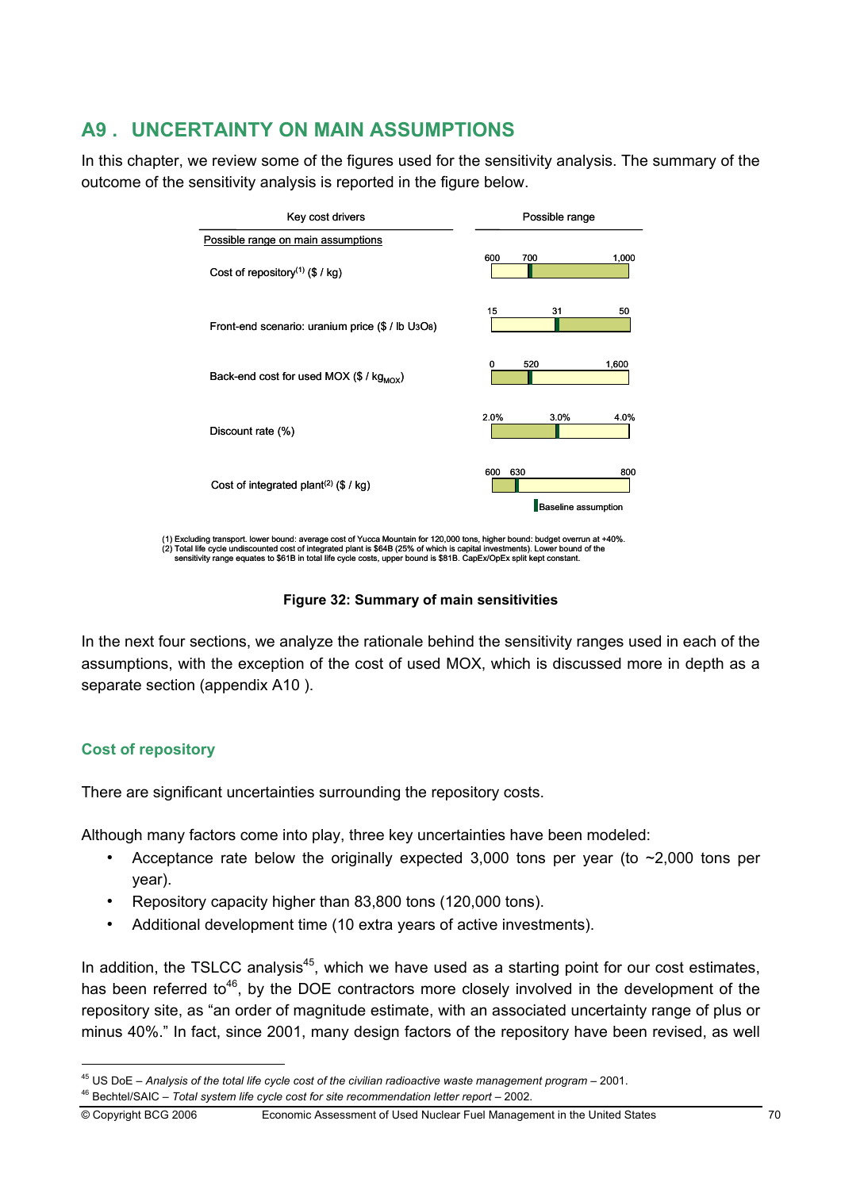## A9 . UNCERTAINTY ON MAIN ASSUMPTIONS

In this chapter, we review some of the figures used for the sensitivity analysis. The summary of the outcome of the sensitivity analysis is reported in the figure below.

| Key cost drivers | Possible range |
|---|---|
| *Possible range on main assumptions* | |
| Cost of repository[(1)] ($ / kg) | 600 – 700 – 1,000 |
| Front-end scenario: uranium price ($ / lb $U_3O_8$) | 15 – 31 – 50 |
| Back-end cost for used MOX ($ / $kg_{MOX}$) | 0 – 520 – 1,600 |
| Discount rate (%) | 2.0% – 3.0% – 4.0% |
| Cost of integrated plant[(2)] ($ / kg) | 600 – 630 – 800 |

Baseline assumption (middle value in each range)

(1) Excluding transport. lower bound: average cost of Yucca Mountain for 120,000 tons, higher bound: budget overrun at +40%.
(2) Total life cycle undiscounted cost of integrated plant is $64B (25% of which is capital investments). Lower bound of the sensitivity range equates to $61B in total life cycle costs, upper bound is $81B. CapEx/OpEx split kept constant.

**Figure 32: Summary of main sensitivities**

In the next four sections, we analyze the rationale behind the sensitivity ranges used in each of the assumptions, with the exception of the cost of used MOX, which is discussed more in depth as a separate section (appendix A10 ).

### Cost of repository

There are significant uncertainties surrounding the repository costs.

Although many factors come into play, three key uncertainties have been modeled:

- Acceptance rate below the originally expected 3,000 tons per year (to ~2,000 tons per year).
- Repository capacity higher than 83,800 tons (120,000 tons).
- Additional development time (10 extra years of active investments).

In addition, the TSLCC analysis[45], which we have used as a starting point for our cost estimates, has been referred to[46], by the DOE contractors more closely involved in the development of the repository site, as "an order of magnitude estimate, with an associated uncertainty range of plus or minus 40%." In fact, since 2001, many design factors of the repository have been revised, as well

[45] US DoE – *Analysis of the total life cycle cost of the civilian radioactive waste management program* – 2001.

[46] Bechtel/SAIC – *Total system life cycle cost for site recommendation letter report* – 2002.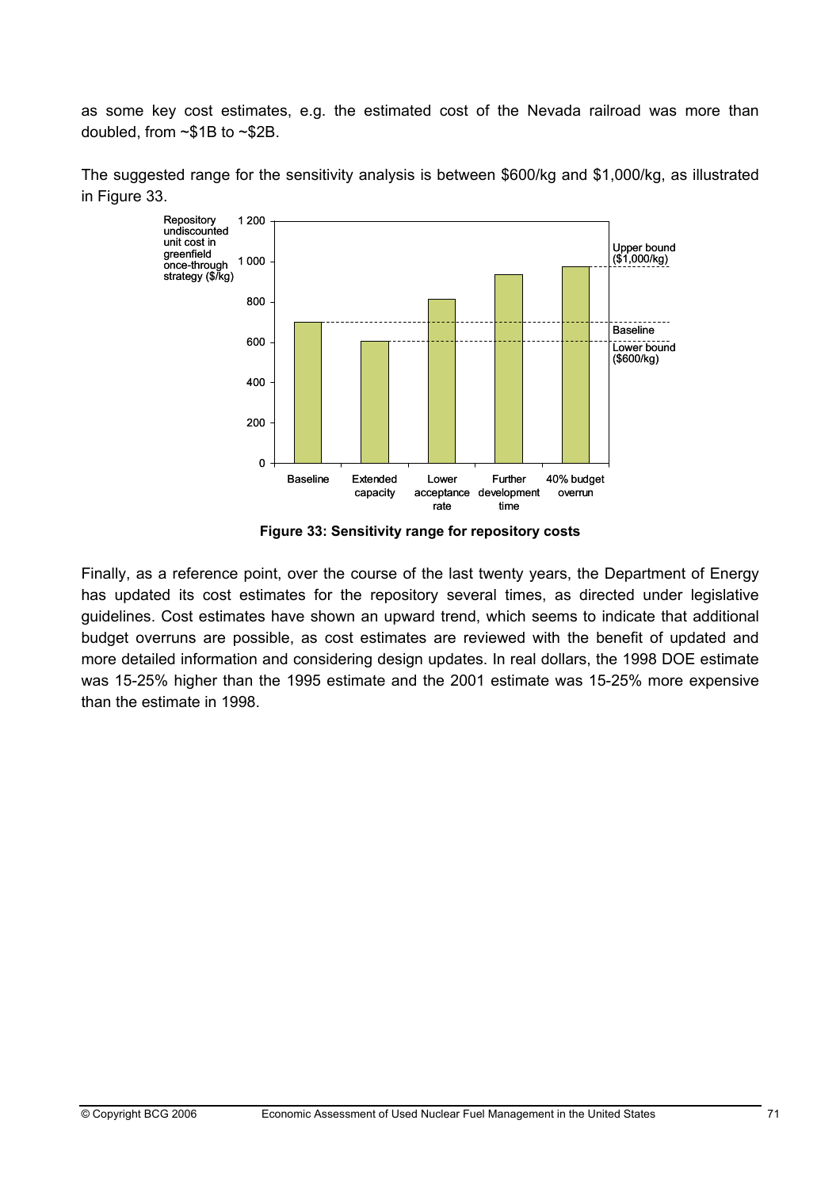as some key cost estimates, e.g. the estimated cost of the Nevada railroad was more than doubled, from ~$1B to ~$2B.

The suggested range for the sensitivity analysis is between $600/kg and $1,000/kg, as illustrated in Figure 33.

**Figure 33: Sensitivity range for repository costs**

Finally, as a reference point, over the course of the last twenty years, the Department of Energy has updated its cost estimates for the repository several times, as directed under legislative guidelines. Cost estimates have shown an upward trend, which seems to indicate that additional budget overruns are possible, as cost estimates are reviewed with the benefit of updated and more detailed information and considering design updates. In real dollars, the 1998 DOE estimate was 15-25% higher than the 1995 estimate and the 2001 estimate was 15-25% more expensive than the estimate in 1998.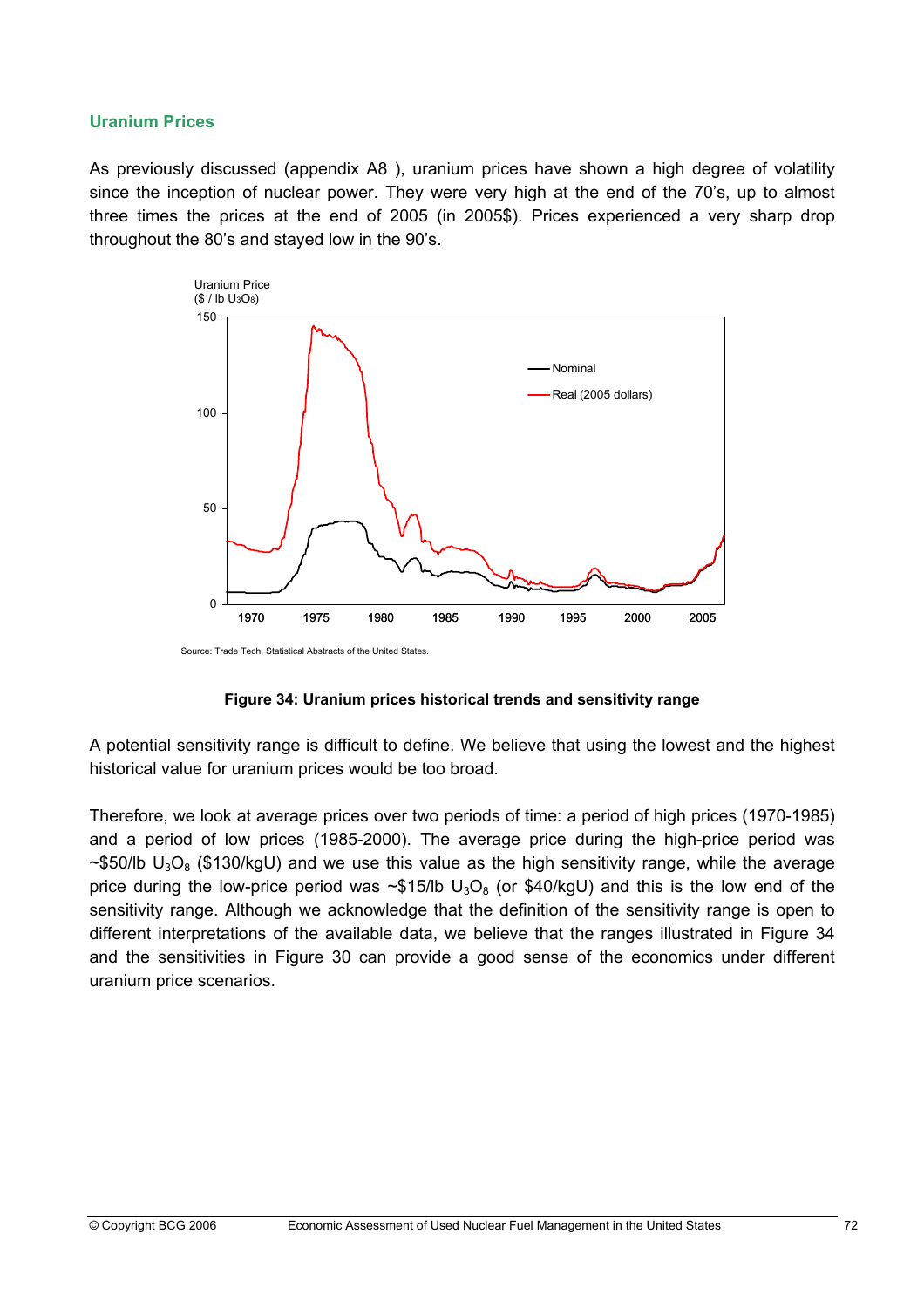## Uranium Prices

As previously discussed (appendix A8 ), uranium prices have shown a high degree of volatility since the inception of nuclear power. They were very high at the end of the 70's, up to almost three times the prices at the end of 2005 (in 2005$). Prices experienced a very sharp drop throughout the 80's and stayed low in the 90's.

Source: Trade Tech, Statistical Abstracts of the United States.

**Figure 34: Uranium prices historical trends and sensitivity range**

A potential sensitivity range is difficult to define. We believe that using the lowest and the highest historical value for uranium prices would be too broad.

Therefore, we look at average prices over two periods of time: a period of high prices (1970-1985) and a period of low prices (1985-2000). The average price during the high-price period was ~$50/lb $U_3O_8$ ($130/kgU) and we use this value as the high sensitivity range, while the average price during the low-price period was ~$15/lb $U_3O_8$ (or $40/kgU) and this is the low end of the sensitivity range. Although we acknowledge that the definition of the sensitivity range is open to different interpretations of the available data, we believe that the ranges illustrated in Figure 34 and the sensitivities in Figure 30 can provide a good sense of the economics under different uranium price scenarios.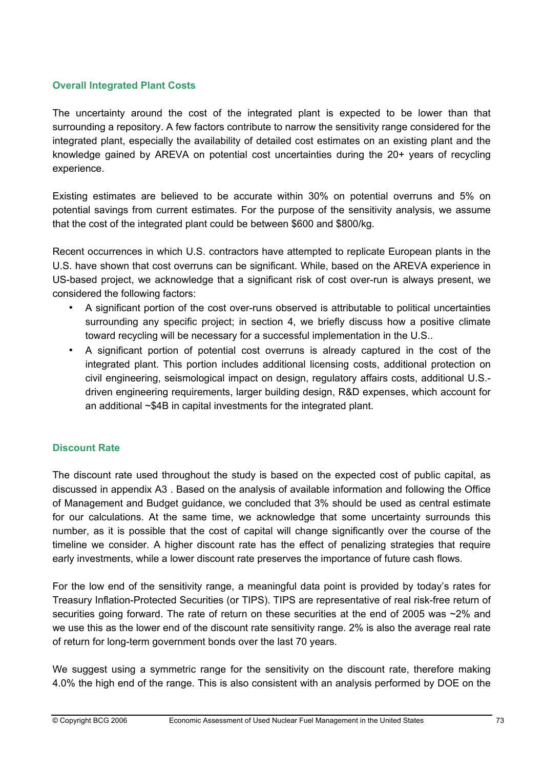### Overall Integrated Plant Costs

The uncertainty around the cost of the integrated plant is expected to be lower than that surrounding a repository. A few factors contribute to narrow the sensitivity range considered for the integrated plant, especially the availability of detailed cost estimates on an existing plant and the knowledge gained by AREVA on potential cost uncertainties during the 20+ years of recycling experience.

Existing estimates are believed to be accurate within 30% on potential overruns and 5% on potential savings from current estimates. For the purpose of the sensitivity analysis, we assume that the cost of the integrated plant could be between \$600 and \$800/kg.

Recent occurrences in which U.S. contractors have attempted to replicate European plants in the U.S. have shown that cost overruns can be significant. While, based on the AREVA experience in US-based project, we acknowledge that a significant risk of cost over-run is always present, we considered the following factors:

- A significant portion of the cost over-runs observed is attributable to political uncertainties surrounding any specific project; in section 4, we briefly discuss how a positive climate toward recycling will be necessary for a successful implementation in the U.S..
- A significant portion of potential cost overruns is already captured in the cost of the integrated plant. This portion includes additional licensing costs, additional protection on civil engineering, seismological impact on design, regulatory affairs costs, additional U.S.-driven engineering requirements, larger building design, R&D expenses, which account for an additional ~\$4B in capital investments for the integrated plant.

### Discount Rate

The discount rate used throughout the study is based on the expected cost of public capital, as discussed in appendix A3 . Based on the analysis of available information and following the Office of Management and Budget guidance, we concluded that 3% should be used as central estimate for our calculations. At the same time, we acknowledge that some uncertainty surrounds this number, as it is possible that the cost of capital will change significantly over the course of the timeline we consider. A higher discount rate has the effect of penalizing strategies that require early investments, while a lower discount rate preserves the importance of future cash flows.

For the low end of the sensitivity range, a meaningful data point is provided by today's rates for Treasury Inflation-Protected Securities (or TIPS). TIPS are representative of real risk-free return of securities going forward. The rate of return on these securities at the end of 2005 was ~2% and we use this as the lower end of the discount rate sensitivity range. 2% is also the average real rate of return for long-term government bonds over the last 70 years.

We suggest using a symmetric range for the sensitivity on the discount rate, therefore making 4.0% the high end of the range. This is also consistent with an analysis performed by DOE on the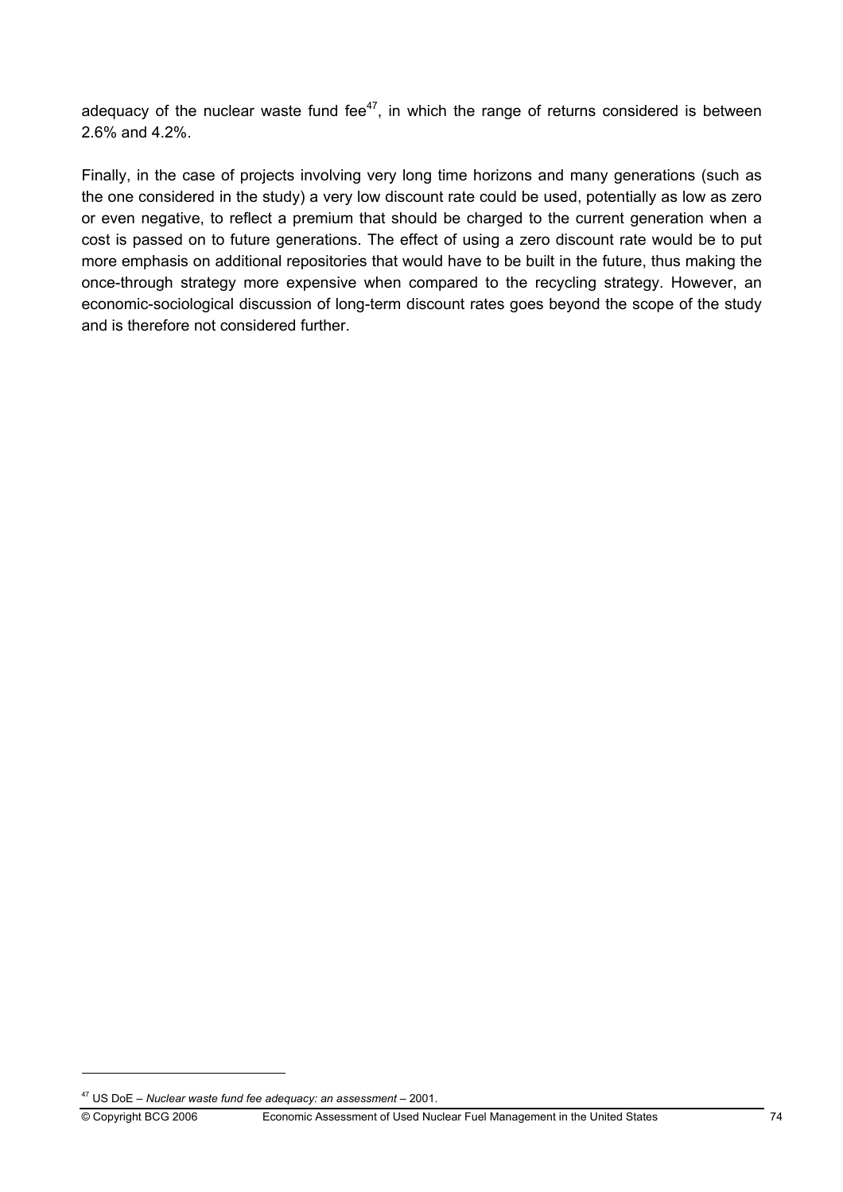adequacy of the nuclear waste fund fee[47], in which the range of returns considered is between 2.6% and 4.2%.

Finally, in the case of projects involving very long time horizons and many generations (such as the one considered in the study) a very low discount rate could be used, potentially as low as zero or even negative, to reflect a premium that should be charged to the current generation when a cost is passed on to future generations. The effect of using a zero discount rate would be to put more emphasis on additional repositories that would have to be built in the future, thus making the once-through strategy more expensive when compared to the recycling strategy. However, an economic-sociological discussion of long-term discount rates goes beyond the scope of the study and is therefore not considered further.

[47] US DoE – *Nuclear waste fund fee adequacy: an assessment* – 2001.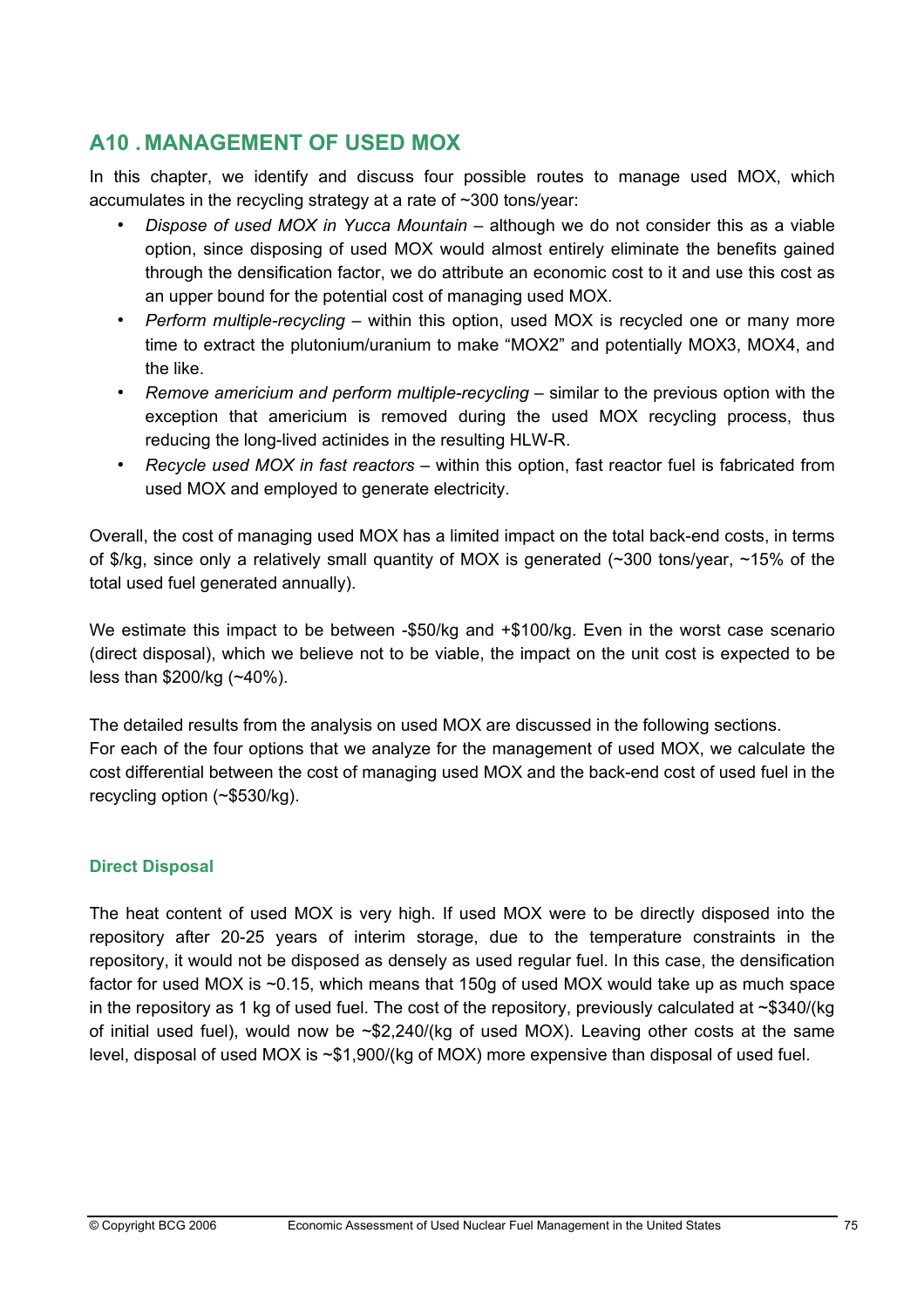## A10 . MANAGEMENT OF USED MOX

In this chapter, we identify and discuss four possible routes to manage used MOX, which accumulates in the recycling strategy at a rate of ~300 tons/year:

- *Dispose of used MOX in Yucca Mountain* – although we do not consider this as a viable option, since disposing of used MOX would almost entirely eliminate the benefits gained through the densification factor, we do attribute an economic cost to it and use this cost as an upper bound for the potential cost of managing used MOX.
- *Perform multiple-recycling* – within this option, used MOX is recycled one or many more time to extract the plutonium/uranium to make "MOX2" and potentially MOX3, MOX4, and the like.
- *Remove americium and perform multiple-recycling* – similar to the previous option with the exception that americium is removed during the used MOX recycling process, thus reducing the long-lived actinides in the resulting HLW-R.
- *Recycle used MOX in fast reactors* – within this option, fast reactor fuel is fabricated from used MOX and employed to generate electricity.

Overall, the cost of managing used MOX has a limited impact on the total back-end costs, in terms of \$/kg, since only a relatively small quantity of MOX is generated (~300 tons/year, ~15% of the total used fuel generated annually).

We estimate this impact to be between -\$50/kg and +\$100/kg. Even in the worst case scenario (direct disposal), which we believe not to be viable, the impact on the unit cost is expected to be less than \$200/kg (~40%).

The detailed results from the analysis on used MOX are discussed in the following sections.
For each of the four options that we analyze for the management of used MOX, we calculate the cost differential between the cost of managing used MOX and the back-end cost of used fuel in the recycling option (~\$530/kg).

### Direct Disposal

The heat content of used MOX is very high. If used MOX were to be directly disposed into the repository after 20-25 years of interim storage, due to the temperature constraints in the repository, it would not be disposed as densely as used regular fuel. In this case, the densification factor for used MOX is ~0.15, which means that 150g of used MOX would take up as much space in the repository as 1 kg of used fuel. The cost of the repository, previously calculated at ~\$340/(kg of initial used fuel), would now be ~\$2,240/(kg of used MOX). Leaving other costs at the same level, disposal of used MOX is ~\$1,900/(kg of MOX) more expensive than disposal of used fuel.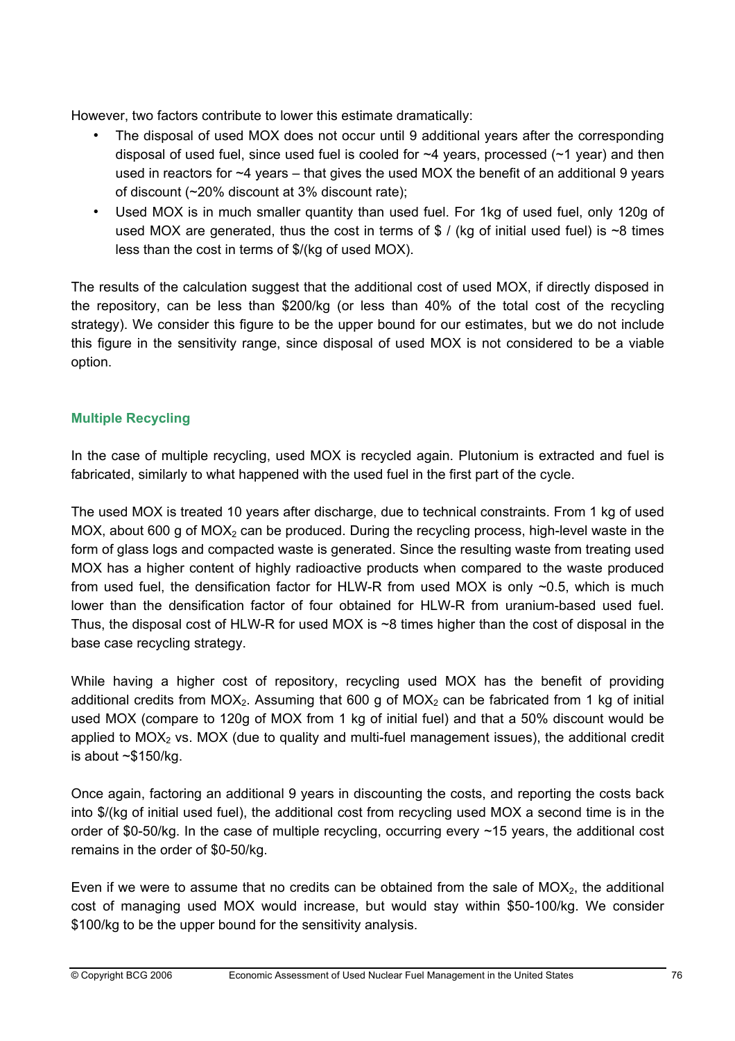However, two factors contribute to lower this estimate dramatically:

- The disposal of used MOX does not occur until 9 additional years after the corresponding disposal of used fuel, since used fuel is cooled for ~4 years, processed (~1 year) and then used in reactors for ~4 years – that gives the used MOX the benefit of an additional 9 years of discount (~20% discount at 3% discount rate);
- Used MOX is in much smaller quantity than used fuel. For 1kg of used fuel, only 120g of used MOX are generated, thus the cost in terms of $ / (kg of initial used fuel) is ~8 times less than the cost in terms of $/(kg of used MOX).

The results of the calculation suggest that the additional cost of used MOX, if directly disposed in the repository, can be less than $200/kg (or less than 40% of the total cost of the recycling strategy). We consider this figure to be the upper bound for our estimates, but we do not include this figure in the sensitivity range, since disposal of used MOX is not considered to be a viable option.

### Multiple Recycling

In the case of multiple recycling, used MOX is recycled again. Plutonium is extracted and fuel is fabricated, similarly to what happened with the used fuel in the first part of the cycle.

The used MOX is treated 10 years after discharge, due to technical constraints. From 1 kg of used MOX, about 600 g of $MOX_2$ can be produced. During the recycling process, high-level waste in the form of glass logs and compacted waste is generated. Since the resulting waste from treating used MOX has a higher content of highly radioactive products when compared to the waste produced from used fuel, the densification factor for HLW-R from used MOX is only ~0.5, which is much lower than the densification factor of four obtained for HLW-R from uranium-based used fuel. Thus, the disposal cost of HLW-R for used MOX is ~8 times higher than the cost of disposal in the base case recycling strategy.

While having a higher cost of repository, recycling used MOX has the benefit of providing additional credits from $MOX_2$. Assuming that 600 g of $MOX_2$ can be fabricated from 1 kg of initial used MOX (compare to 120g of MOX from 1 kg of initial fuel) and that a 50% discount would be applied to $MOX_2$ vs. MOX (due to quality and multi-fuel management issues), the additional credit is about ~$150/kg.

Once again, factoring an additional 9 years in discounting the costs, and reporting the costs back into $/(kg of initial used fuel), the additional cost from recycling used MOX a second time is in the order of $0-50/kg. In the case of multiple recycling, occurring every ~15 years, the additional cost remains in the order of $0-50/kg.

Even if we were to assume that no credits can be obtained from the sale of $MOX_2$, the additional cost of managing used MOX would increase, but would stay within $50-100/kg. We consider $100/kg to be the upper bound for the sensitivity analysis.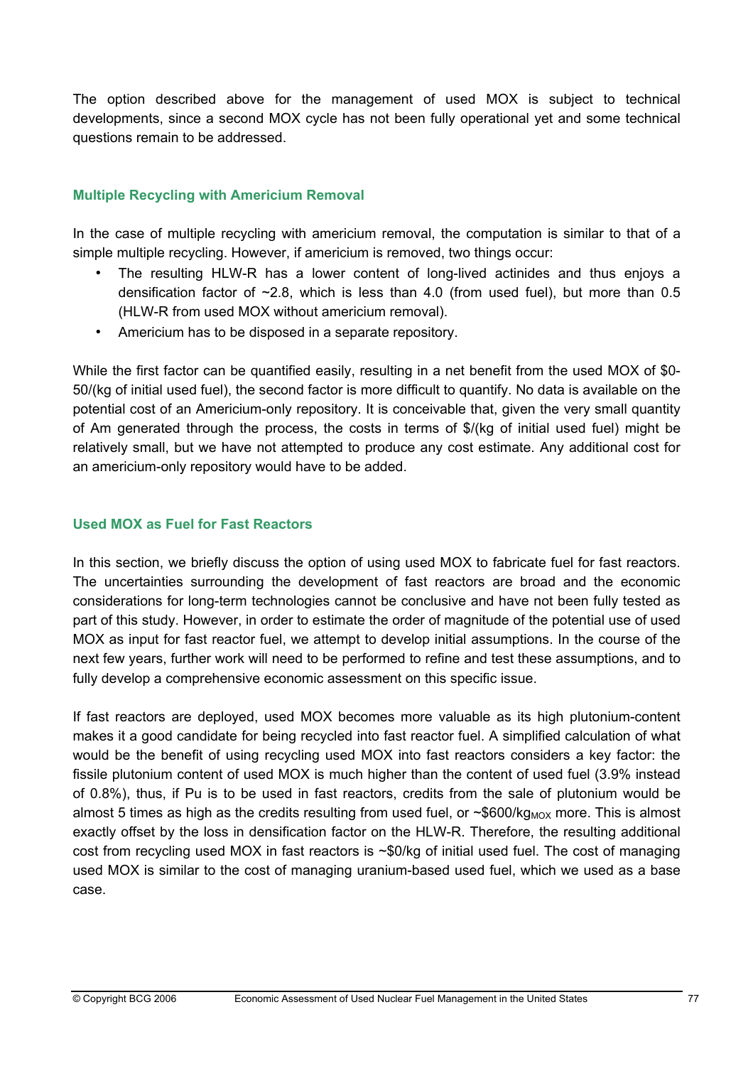The option described above for the management of used MOX is subject to technical developments, since a second MOX cycle has not been fully operational yet and some technical questions remain to be addressed.

### Multiple Recycling with Americium Removal

In the case of multiple recycling with americium removal, the computation is similar to that of a simple multiple recycling. However, if americium is removed, two things occur:

- The resulting HLW-R has a lower content of long-lived actinides and thus enjoys a densification factor of ~2.8, which is less than 4.0 (from used fuel), but more than 0.5 (HLW-R from used MOX without americium removal).
- Americium has to be disposed in a separate repository.

While the first factor can be quantified easily, resulting in a net benefit from the used MOX of $0-50/(kg of initial used fuel), the second factor is more difficult to quantify. No data is available on the potential cost of an Americium-only repository. It is conceivable that, given the very small quantity of Am generated through the process, the costs in terms of $/(kg of initial used fuel) might be relatively small, but we have not attempted to produce any cost estimate. Any additional cost for an americium-only repository would have to be added.

### Used MOX as Fuel for Fast Reactors

In this section, we briefly discuss the option of using used MOX to fabricate fuel for fast reactors. The uncertainties surrounding the development of fast reactors are broad and the economic considerations for long-term technologies cannot be conclusive and have not been fully tested as part of this study. However, in order to estimate the order of magnitude of the potential use of used MOX as input for fast reactor fuel, we attempt to develop initial assumptions. In the course of the next few years, further work will need to be performed to refine and test these assumptions, and to fully develop a comprehensive economic assessment on this specific issue.

If fast reactors are deployed, used MOX becomes more valuable as its high plutonium-content makes it a good candidate for being recycled into fast reactor fuel. A simplified calculation of what would be the benefit of using recycling used MOX into fast reactors considers a key factor: the fissile plutonium content of used MOX is much higher than the content of used fuel (3.9% instead of 0.8%), thus, if Pu is to be used in fast reactors, credits from the sale of plutonium would be almost 5 times as high as the credits resulting from used fuel, or ~$600/$kg_{MOX}$ more. This is almost exactly offset by the loss in densification factor on the HLW-R. Therefore, the resulting additional cost from recycling used MOX in fast reactors is ~$0/kg of initial used fuel. The cost of managing used MOX is similar to the cost of managing uranium-based used fuel, which we used as a base case.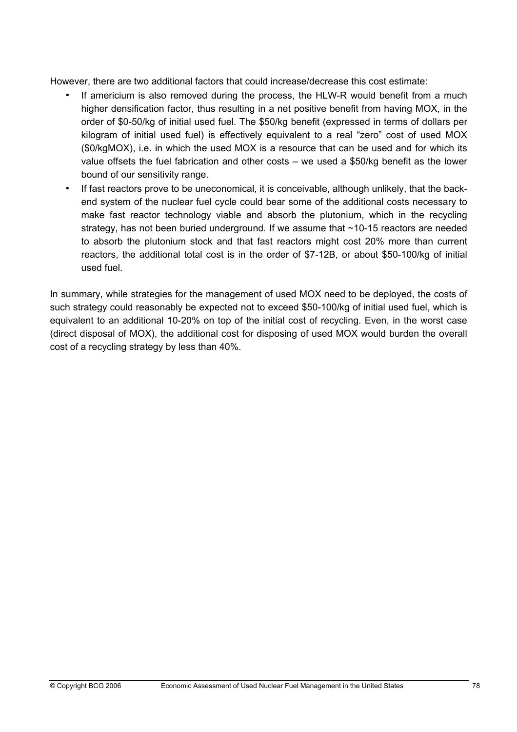However, there are two additional factors that could increase/decrease this cost estimate:

- If americium is also removed during the process, the HLW-R would benefit from a much higher densification factor, thus resulting in a net positive benefit from having MOX, in the order of $0-50/kg of initial used fuel. The $50/kg benefit (expressed in terms of dollars per kilogram of initial used fuel) is effectively equivalent to a real "zero" cost of used MOX ($0/kgMOX), i.e. in which the used MOX is a resource that can be used and for which its value offsets the fuel fabrication and other costs – we used a $50/kg benefit as the lower bound of our sensitivity range.
- If fast reactors prove to be uneconomical, it is conceivable, although unlikely, that the back-end system of the nuclear fuel cycle could bear some of the additional costs necessary to make fast reactor technology viable and absorb the plutonium, which in the recycling strategy, has not been buried underground. If we assume that ~10-15 reactors are needed to absorb the plutonium stock and that fast reactors might cost 20% more than current reactors, the additional total cost is in the order of $7-12B, or about $50-100/kg of initial used fuel.

In summary, while strategies for the management of used MOX need to be deployed, the costs of such strategy could reasonably be expected not to exceed $50-100/kg of initial used fuel, which is equivalent to an additional 10-20% on top of the initial cost of recycling. Even, in the worst case (direct disposal of MOX), the additional cost for disposing of used MOX would burden the overall cost of a recycling strategy by less than 40%.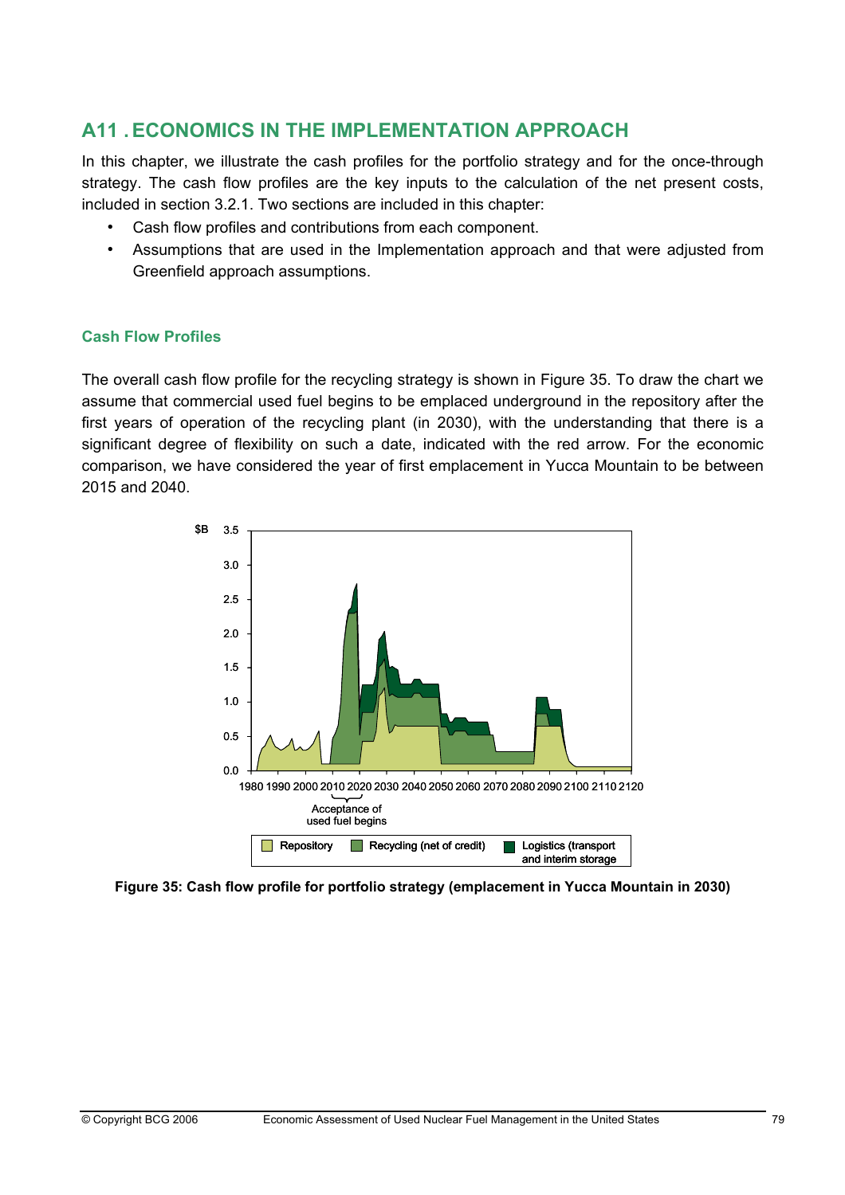# A11 . ECONOMICS IN THE IMPLEMENTATION APPROACH

In this chapter, we illustrate the cash profiles for the portfolio strategy and for the once-through strategy. The cash flow profiles are the key inputs to the calculation of the net present costs, included in section 3.2.1. Two sections are included in this chapter:

- Cash flow profiles and contributions from each component.
- Assumptions that are used in the Implementation approach and that were adjusted from Greenfield approach assumptions.

## Cash Flow Profiles

The overall cash flow profile for the recycling strategy is shown in Figure 35. To draw the chart we assume that commercial used fuel begins to be emplaced underground in the repository after the first years of operation of the recycling plant (in 2030), with the understanding that there is a significant degree of flexibility on such a date, indicated with the red arrow. For the economic comparison, we have considered the year of first emplacement in Yucca Mountain to be between 2015 and 2040.

**Figure 35: Cash flow profile for portfolio strategy (emplacement in Yucca Mountain in 2030)**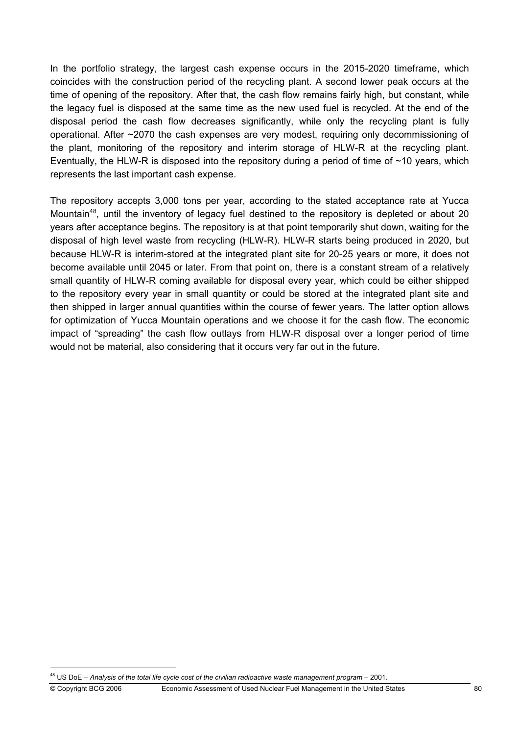In the portfolio strategy, the largest cash expense occurs in the 2015-2020 timeframe, which coincides with the construction period of the recycling plant. A second lower peak occurs at the time of opening of the repository. After that, the cash flow remains fairly high, but constant, while the legacy fuel is disposed at the same time as the new used fuel is recycled. At the end of the disposal period the cash flow decreases significantly, while only the recycling plant is fully operational. After ~2070 the cash expenses are very modest, requiring only decommissioning of the plant, monitoring of the repository and interim storage of HLW-R at the recycling plant. Eventually, the HLW-R is disposed into the repository during a period of time of ~10 years, which represents the last important cash expense.

The repository accepts 3,000 tons per year, according to the stated acceptance rate at Yucca Mountain[48], until the inventory of legacy fuel destined to the repository is depleted or about 20 years after acceptance begins. The repository is at that point temporarily shut down, waiting for the disposal of high level waste from recycling (HLW-R). HLW-R starts being produced in 2020, but because HLW-R is interim-stored at the integrated plant site for 20-25 years or more, it does not become available until 2045 or later. From that point on, there is a constant stream of a relatively small quantity of HLW-R coming available for disposal every year, which could be either shipped to the repository every year in small quantity or could be stored at the integrated plant site and then shipped in larger annual quantities within the course of fewer years. The latter option allows for optimization of Yucca Mountain operations and we choose it for the cash flow. The economic impact of "spreading" the cash flow outlays from HLW-R disposal over a longer period of time would not be material, also considering that it occurs very far out in the future.

[48] US DoE – *Analysis of the total life cycle cost of the civilian radioactive waste management program* – 2001.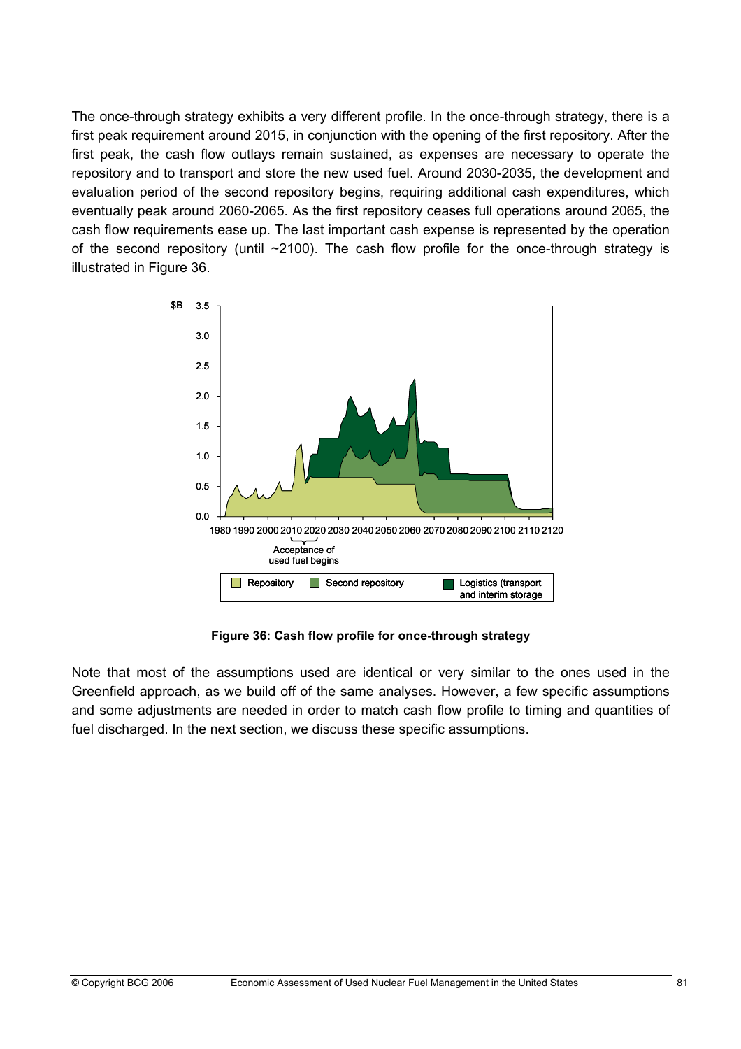The once-through strategy exhibits a very different profile. In the once-through strategy, there is a first peak requirement around 2015, in conjunction with the opening of the first repository. After the first peak, the cash flow outlays remain sustained, as expenses are necessary to operate the repository and to transport and store the new used fuel. Around 2030-2035, the development and evaluation period of the second repository begins, requiring additional cash expenditures, which eventually peak around 2060-2065. As the first repository ceases full operations around 2065, the cash flow requirements ease up. The last important cash expense is represented by the operation of the second repository (until ~2100). The cash flow profile for the once-through strategy is illustrated in Figure 36.

**Figure 36: Cash flow profile for once-through strategy**

Note that most of the assumptions used are identical or very similar to the ones used in the Greenfield approach, as we build off of the same analyses. However, a few specific assumptions and some adjustments are needed in order to match cash flow profile to timing and quantities of fuel discharged. In the next section, we discuss these specific assumptions.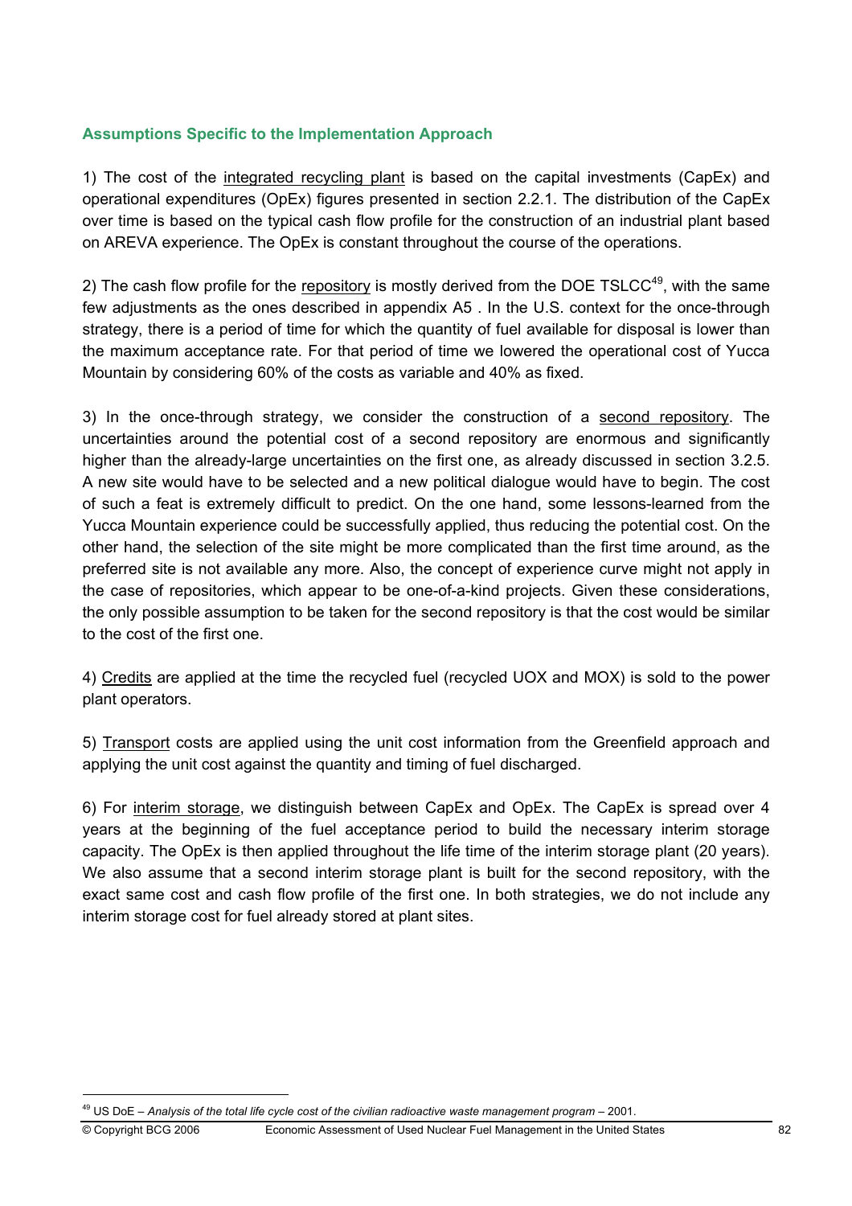### Assumptions Specific to the Implementation Approach

1) The cost of the integrated recycling plant is based on the capital investments (CapEx) and operational expenditures (OpEx) figures presented in section 2.2.1. The distribution of the CapEx over time is based on the typical cash flow profile for the construction of an industrial plant based on AREVA experience. The OpEx is constant throughout the course of the operations.

2) The cash flow profile for the repository is mostly derived from the DOE TSLCC[49], with the same few adjustments as the ones described in appendix A5 . In the U.S. context for the once-through strategy, there is a period of time for which the quantity of fuel available for disposal is lower than the maximum acceptance rate. For that period of time we lowered the operational cost of Yucca Mountain by considering 60% of the costs as variable and 40% as fixed.

3) In the once-through strategy, we consider the construction of a second repository. The uncertainties around the potential cost of a second repository are enormous and significantly higher than the already-large uncertainties on the first one, as already discussed in section 3.2.5. A new site would have to be selected and a new political dialogue would have to begin. The cost of such a feat is extremely difficult to predict. On the one hand, some lessons-learned from the Yucca Mountain experience could be successfully applied, thus reducing the potential cost. On the other hand, the selection of the site might be more complicated than the first time around, as the preferred site is not available any more. Also, the concept of experience curve might not apply in the case of repositories, which appear to be one-of-a-kind projects. Given these considerations, the only possible assumption to be taken for the second repository is that the cost would be similar to the cost of the first one.

4) Credits are applied at the time the recycled fuel (recycled UOX and MOX) is sold to the power plant operators.

5) Transport costs are applied using the unit cost information from the Greenfield approach and applying the unit cost against the quantity and timing of fuel discharged.

6) For interim storage, we distinguish between CapEx and OpEx. The CapEx is spread over 4 years at the beginning of the fuel acceptance period to build the necessary interim storage capacity. The OpEx is then applied throughout the life time of the interim storage plant (20 years). We also assume that a second interim storage plant is built for the second repository, with the exact same cost and cash flow profile of the first one. In both strategies, we do not include any interim storage cost for fuel already stored at plant sites.

---

[49] US DoE – *Analysis of the total life cycle cost of the civilian radioactive waste management program* – 2001.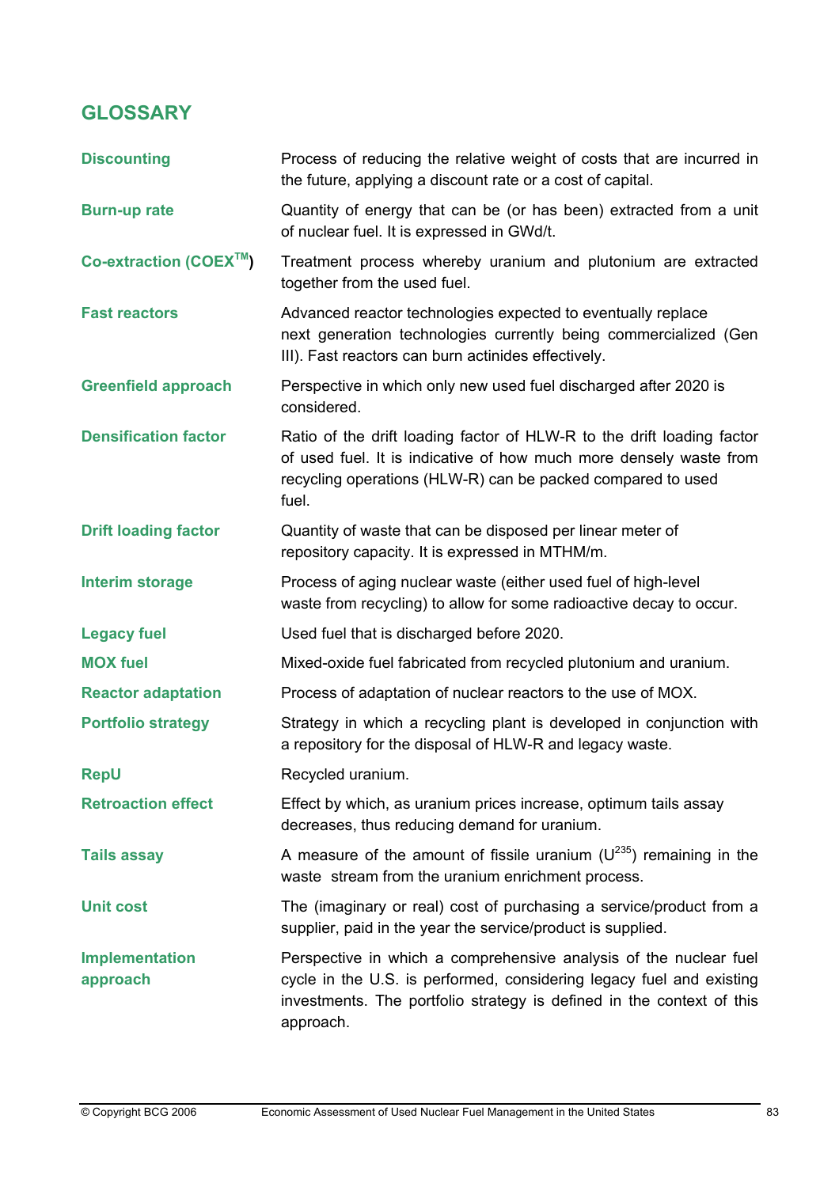## GLOSSARY

**Discounting** Process of reducing the relative weight of costs that are incurred in the future, applying a discount rate or a cost of capital.

**Burn-up rate** Quantity of energy that can be (or has been) extracted from a unit of nuclear fuel. It is expressed in GWd/t.

**Co-extraction (COEX™)** Treatment process whereby uranium and plutonium are extracted together from the used fuel.

**Fast reactors** Advanced reactor technologies expected to eventually replace next generation technologies currently being commercialized (Gen III). Fast reactors can burn actinides effectively.

**Greenfield approach** Perspective in which only new used fuel discharged after 2020 is considered.

**Densification factor** Ratio of the drift loading factor of HLW-R to the drift loading factor of used fuel. It is indicative of how much more densely waste from recycling operations (HLW-R) can be packed compared to used fuel.

**Drift loading factor** Quantity of waste that can be disposed per linear meter of repository capacity. It is expressed in MTHM/m.

**Interim storage** Process of aging nuclear waste (either used fuel of high-level waste from recycling) to allow for some radioactive decay to occur.

**Legacy fuel** Used fuel that is discharged before 2020.

**MOX fuel** Mixed-oxide fuel fabricated from recycled plutonium and uranium.

**Reactor adaptation** Process of adaptation of nuclear reactors to the use of MOX.

**Portfolio strategy** Strategy in which a recycling plant is developed in conjunction with a repository for the disposal of HLW-R and legacy waste.

**RepU** Recycled uranium.

**Retroaction effect** Effect by which, as uranium prices increase, optimum tails assay decreases, thus reducing demand for uranium.

**Tails assay** A measure of the amount of fissile uranium ($U^{235}$) remaining in the waste stream from the uranium enrichment process.

**Unit cost** The (imaginary or real) cost of purchasing a service/product from a supplier, paid in the year the service/product is supplied.

**Implementation approach** Perspective in which a comprehensive analysis of the nuclear fuel cycle in the U.S. is performed, considering legacy fuel and existing investments. The portfolio strategy is defined in the context of this approach.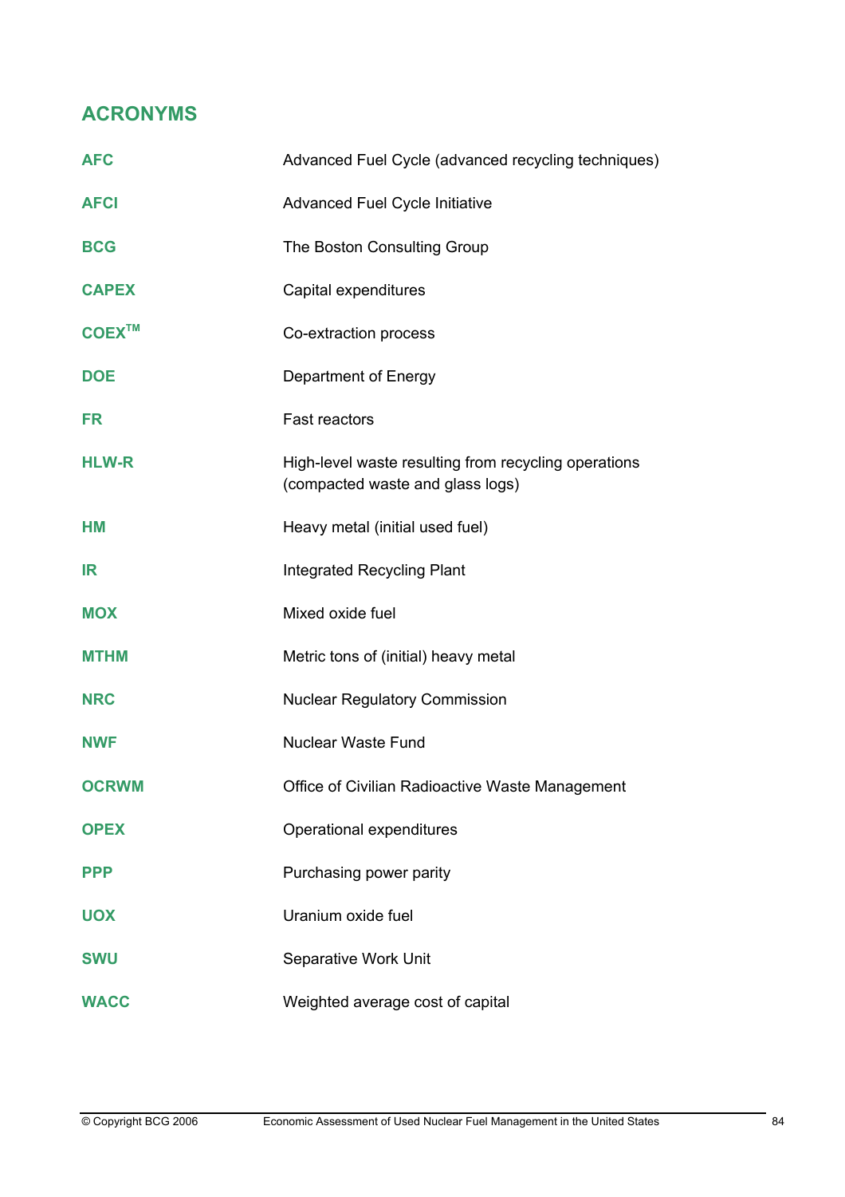## ACRONYMS

| | |
|---|---|
| **AFC** | Advanced Fuel Cycle (advanced recycling techniques) |
| **AFCI** | Advanced Fuel Cycle Initiative |
| **BCG** | The Boston Consulting Group |
| **CAPEX** | Capital expenditures |
| **COEX™** | Co-extraction process |
| **DOE** | Department of Energy |
| **FR** | Fast reactors |
| **HLW-R** | High-level waste resulting from recycling operations (compacted waste and glass logs) |
| **HM** | Heavy metal (initial used fuel) |
| **IR** | Integrated Recycling Plant |
| **MOX** | Mixed oxide fuel |
| **MTHM** | Metric tons of (initial) heavy metal |
| **NRC** | Nuclear Regulatory Commission |
| **NWF** | Nuclear Waste Fund |
| **OCRWM** | Office of Civilian Radioactive Waste Management |
| **OPEX** | Operational expenditures |
| **PPP** | Purchasing power parity |
| **UOX** | Uranium oxide fuel |
| **SWU** | Separative Work Unit |
| **WACC** | Weighted average cost of capital |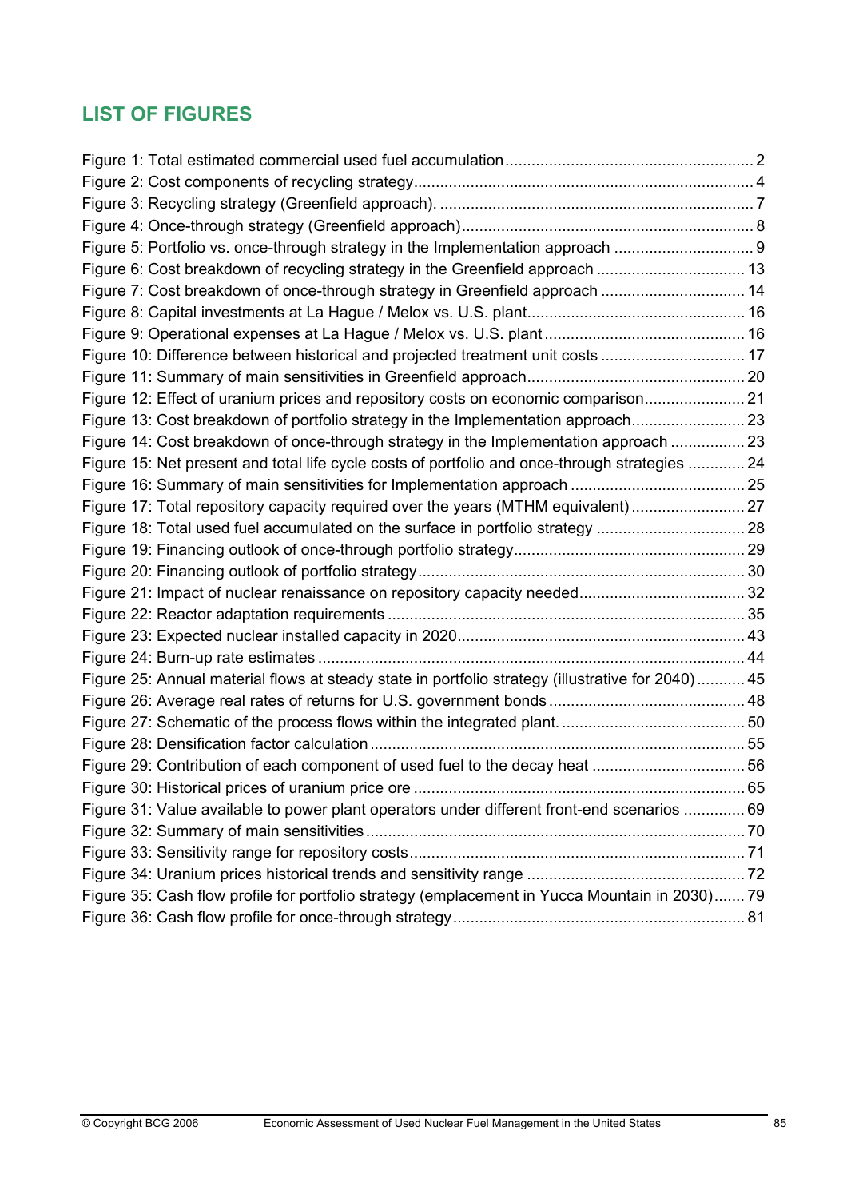## LIST OF FIGURES

Figure 1: Total estimated commercial used fuel accumulation .......................................................... 2
Figure 2: Cost components of recycling strategy .............................................................................. 4
Figure 3: Recycling strategy (Greenfield approach). ......................................................................... 7
Figure 4: Once-through strategy (Greenfield approach) .................................................................... 8
Figure 5: Portfolio vs. once-through strategy in the Implementation approach ................................ 9
Figure 6: Cost breakdown of recycling strategy in the Greenfield approach .................................. 13
Figure 7: Cost breakdown of once-through strategy in Greenfield approach ................................. 14
Figure 8: Capital investments at La Hague / Melox vs. U.S. plant.................................................. 16
Figure 9: Operational expenses at La Hague / Melox vs. U.S. plant .............................................. 16
Figure 10: Difference between historical and projected treatment unit costs ................................. 17
Figure 11: Summary of main sensitivities in Greenfield approach.................................................. 20
Figure 12: Effect of uranium prices and repository costs on economic comparison....................... 21
Figure 13: Cost breakdown of portfolio strategy in the Implementation approach.......................... 23
Figure 14: Cost breakdown of once-through strategy in the Implementation approach ................. 23
Figure 15: Net present and total life cycle costs of portfolio and once-through strategies ............. 24
Figure 16: Summary of main sensitivities for Implementation approach ........................................ 25
Figure 17: Total repository capacity required over the years (MTHM equivalent) .......................... 27
Figure 18: Total used fuel accumulated on the surface in portfolio strategy .................................. 28
Figure 19: Financing outlook of once-through portfolio strategy..................................................... 29
Figure 20: Financing outlook of portfolio strategy ........................................................................... 30
Figure 21: Impact of nuclear renaissance on repository capacity needed...................................... 32
Figure 22: Reactor adaptation requirements .................................................................................. 35
Figure 23: Expected nuclear installed capacity in 2020.................................................................. 43
Figure 24: Burn-up rate estimates .................................................................................................. 44
Figure 25: Annual material flows at steady state in portfolio strategy (illustrative for 2040) ........... 45
Figure 26: Average real rates of returns for U.S. government bonds ............................................. 48
Figure 27: Schematic of the process flows within the integrated plant. .......................................... 50
Figure 28: Densification factor calculation ...................................................................................... 55
Figure 29: Contribution of each component of used fuel to the decay heat ................................... 56
Figure 30: Historical prices of uranium price ore ............................................................................ 65
Figure 31: Value available to power plant operators under different front-end scenarios .............. 69
Figure 32: Summary of main sensitivities ....................................................................................... 70
Figure 33: Sensitivity range for repository costs ............................................................................. 71
Figure 34: Uranium prices historical trends and sensitivity range .................................................. 72
Figure 35: Cash flow profile for portfolio strategy (emplacement in Yucca Mountain in 2030)....... 79
Figure 36: Cash flow profile for once-through strategy ................................................................... 81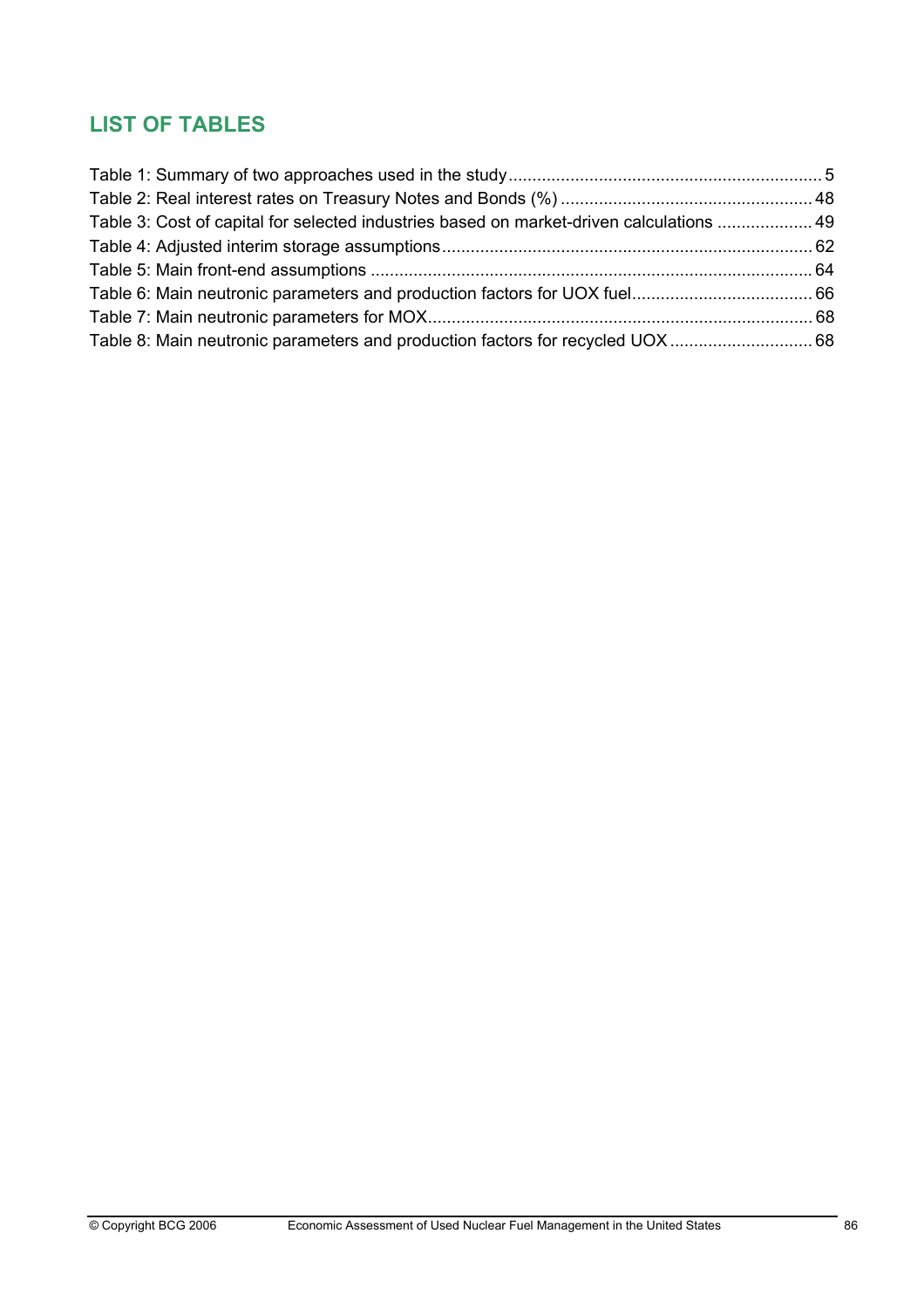## LIST OF TABLES

Table 1: Summary of two approaches used in the study .......................................................... 5
Table 2: Real interest rates on Treasury Notes and Bonds (%) ................................................ 48
Table 3: Cost of capital for selected industries based on market-driven calculations ................... 49
Table 4: Adjusted interim storage assumptions ......................................................................... 62
Table 5: Main front-end assumptions ........................................................................................ 64
Table 6: Main neutronic parameters and production factors for UOX fuel ................................... 66
Table 7: Main neutronic parameters for MOX ............................................................................. 68
Table 8: Main neutronic parameters and production factors for recycled UOX .......................... 68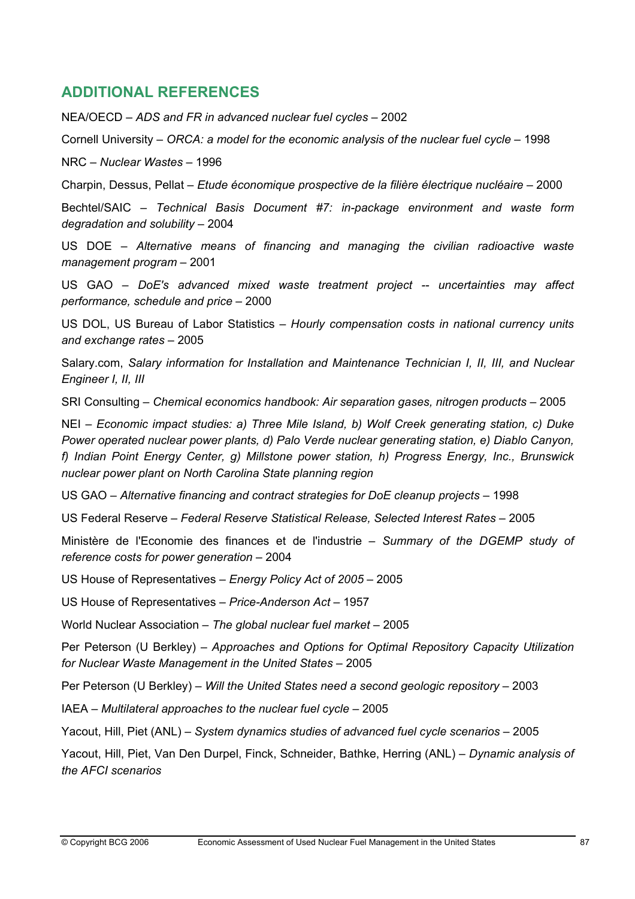## ADDITIONAL REFERENCES

NEA/OECD – *ADS and FR in advanced nuclear fuel cycles* – 2002

Cornell University – *ORCA: a model for the economic analysis of the nuclear fuel cycle* – 1998

NRC – *Nuclear Wastes* – 1996

Charpin, Dessus, Pellat – *Etude économique prospective de la filière électrique nucléaire* – 2000

Bechtel/SAIC – *Technical Basis Document #7: in-package environment and waste form degradation and solubility* – 2004

US DOE – *Alternative means of financing and managing the civilian radioactive waste management program* – 2001

US GAO – *DoE's advanced mixed waste treatment project -- uncertainties may affect performance, schedule and price* – 2000

US DOL, US Bureau of Labor Statistics – *Hourly compensation costs in national currency units and exchange rates* – 2005

Salary.com, *Salary information for Installation and Maintenance Technician I, II, III, and Nuclear Engineer I, II, III*

SRI Consulting – *Chemical economics handbook: Air separation gases, nitrogen products* – 2005

NEI – *Economic impact studies: a) Three Mile Island, b) Wolf Creek generating station, c) Duke Power operated nuclear power plants, d) Palo Verde nuclear generating station, e) Diablo Canyon, f) Indian Point Energy Center, g) Millstone power station, h) Progress Energy, Inc., Brunswick nuclear power plant on North Carolina State planning region*

US GAO – *Alternative financing and contract strategies for DoE cleanup projects* – 1998

US Federal Reserve – *Federal Reserve Statistical Release, Selected Interest Rates* – 2005

Ministère de l'Economie des finances et de l'industrie – *Summary of the DGEMP study of reference costs for power generation* – 2004

US House of Representatives – *Energy Policy Act of 2005* – 2005

US House of Representatives – *Price-Anderson Act* – 1957

World Nuclear Association – *The global nuclear fuel market* – 2005

Per Peterson (U Berkley) – *Approaches and Options for Optimal Repository Capacity Utilization for Nuclear Waste Management in the United States* – 2005

Per Peterson (U Berkley) – *Will the United States need a second geologic repository* – 2003

IAEA – *Multilateral approaches to the nuclear fuel cycle* – 2005

Yacout, Hill, Piet (ANL) – *System dynamics studies of advanced fuel cycle scenarios* – 2005

Yacout, Hill, Piet, Van Den Durpel, Finck, Schneider, Bathke, Herring (ANL) – *Dynamic analysis of the AFCI scenarios*